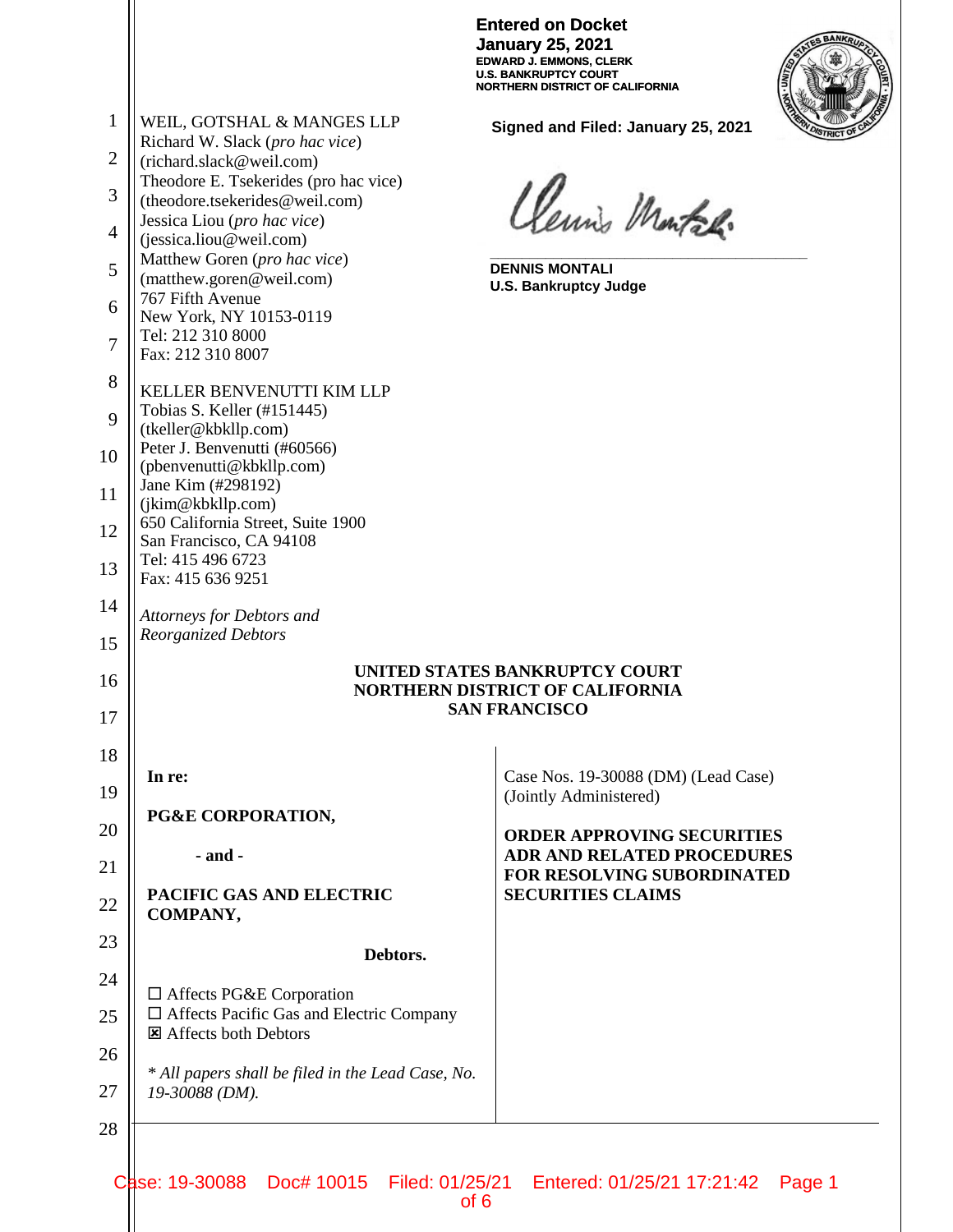**Entered on Docket**
**January 25, 2021**
**EDWARD J. EMMONS, CLERK**
**U.S. BANKRUPTCY COURT**
**NORTHERN DISTRICT OF CALIFORNIA**

**Signed and Filed: January 25, 2021**

**DENNIS MONTALI**
**U.S. Bankruptcy Judge**

WEIL, GOTSHAL & MANGES LLP
Richard W. Slack (*pro hac vice*)
(richard.slack@weil.com)
Theodore E. Tsekerides (pro hac vice)
(theodore.tsekerides@weil.com)
Jessica Liou (*pro hac vice*)
(jessica.liou@weil.com)
Matthew Goren (*pro hac vice*)
(matthew.goren@weil.com)
767 Fifth Avenue
New York, NY 10153-0119
Tel: 212 310 8000
Fax: 212 310 8007

KELLER BENVENUTTI KIM LLP
Tobias S. Keller (#151445)
(tkeller@kbkllp.com)
Peter J. Benvenutti (#60566)
(pbenvenutti@kbkllp.com)
Jane Kim (#298192)
(jkim@kbkllp.com)
650 California Street, Suite 1900
San Francisco, CA 94108
Tel: 415 496 6723
Fax: 415 636 9251

*Attorneys for Debtors and Reorganized Debtors*

**UNITED STATES BANKRUPTCY COURT**
**NORTHERN DISTRICT OF CALIFORNIA**
**SAN FRANCISCO**

**In re:**

**PG&E CORPORATION,**

**- and -**

**PACIFIC GAS AND ELECTRIC COMPANY,**

**Debtors.**

☐ Affects PG&E Corporation
☐ Affects Pacific Gas and Electric Company
☒ Affects both Debtors

*\* All papers shall be filed in the Lead Case, No. 19-30088 (DM).*

Case Nos. 19-30088 (DM) (Lead Case)
(Jointly Administered)

**ORDER APPROVING SECURITIES ADR AND RELATED PROCEDURES FOR RESOLVING SUBORDINATED SECURITIES CLAIMS**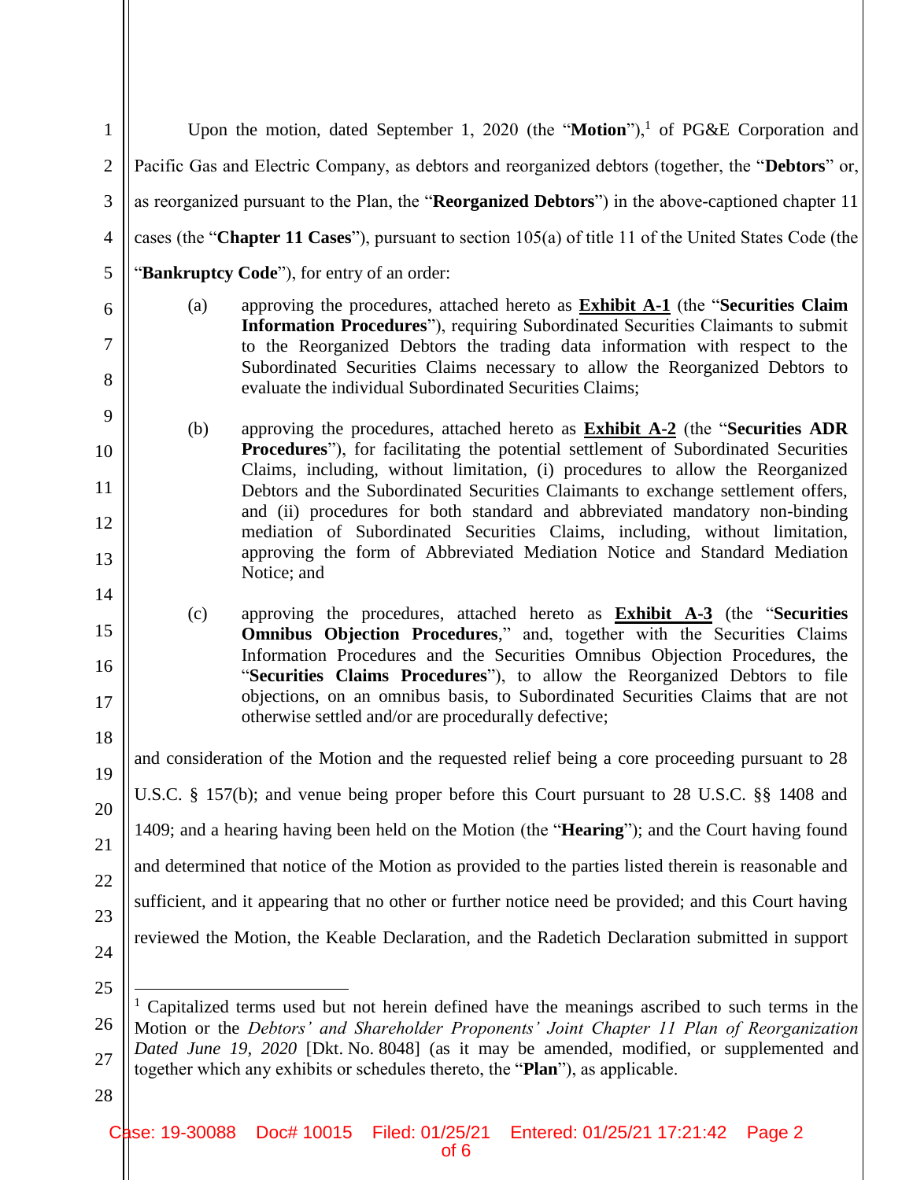Upon the motion, dated September 1, 2020 (the "**Motion**"),[1] of PG&E Corporation and Pacific Gas and Electric Company, as debtors and reorganized debtors (together, the "**Debtors**" or, as reorganized pursuant to the Plan, the "**Reorganized Debtors**") in the above-captioned chapter 11 cases (the "**Chapter 11 Cases**"), pursuant to section 105(a) of title 11 of the United States Code (the "**Bankruptcy Code**"), for entry of an order:

(a) approving the procedures, attached hereto as **Exhibit A-1** (the "**Securities Claim Information Procedures**"), requiring Subordinated Securities Claimants to submit to the Reorganized Debtors the trading data information with respect to the Subordinated Securities Claims necessary to allow the Reorganized Debtors to evaluate the individual Subordinated Securities Claims;

(b) approving the procedures, attached hereto as **Exhibit A-2** (the "**Securities ADR Procedures**"), for facilitating the potential settlement of Subordinated Securities Claims, including, without limitation, (i) procedures to allow the Reorganized Debtors and the Subordinated Securities Claimants to exchange settlement offers, and (ii) procedures for both standard and abbreviated mandatory non-binding mediation of Subordinated Securities Claims, including, without limitation, approving the form of Abbreviated Mediation Notice and Standard Mediation Notice; and

(c) approving the procedures, attached hereto as **Exhibit A-3** (the "**Securities Omnibus Objection Procedures**," and, together with the Securities Claims Information Procedures and the Securities Omnibus Objection Procedures, the "**Securities Claims Procedures**"), to allow the Reorganized Debtors to file objections, on an omnibus basis, to Subordinated Securities Claims that are not otherwise settled and/or are procedurally defective;

and consideration of the Motion and the requested relief being a core proceeding pursuant to 28 U.S.C. § 157(b); and venue being proper before this Court pursuant to 28 U.S.C. §§ 1408 and 1409; and a hearing having been held on the Motion (the "**Hearing**"); and the Court having found and determined that notice of the Motion as provided to the parties listed therein is reasonable and sufficient, and it appearing that no other or further notice need be provided; and this Court having reviewed the Motion, the Keable Declaration, and the Radetich Declaration submitted in support

---

[1] Capitalized terms used but not herein defined have the meanings ascribed to such terms in the Motion or the *Debtors' and Shareholder Proponents' Joint Chapter 11 Plan of Reorganization Dated June 19, 2020* [Dkt. No. 8048] (as it may be amended, modified, or supplemented and together which any exhibits or schedules thereto, the "**Plan**"), as applicable.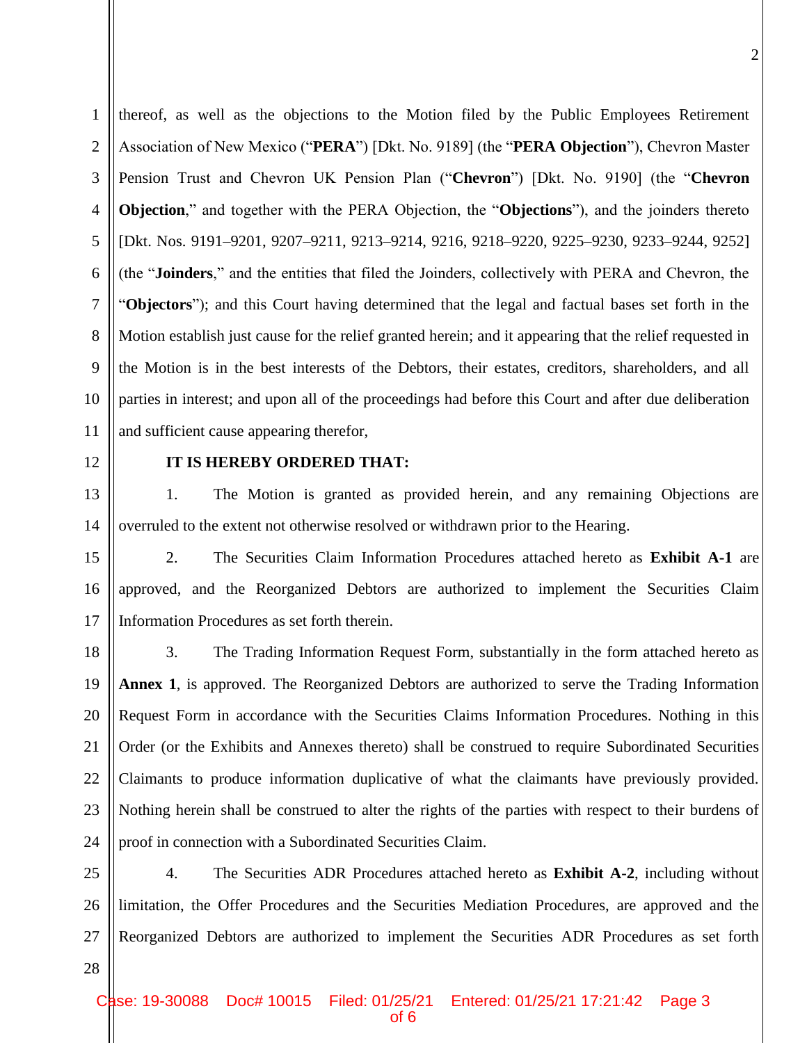thereof, as well as the objections to the Motion filed by the Public Employees Retirement Association of New Mexico ("**PERA**") [Dkt. No. 9189] (the "**PERA Objection**"), Chevron Master Pension Trust and Chevron UK Pension Plan ("**Chevron**") [Dkt. No. 9190] (the "**Chevron Objection**," and together with the PERA Objection, the "**Objections**"), and the joinders thereto [Dkt. Nos. 9191–9201, 9207–9211, 9213–9214, 9216, 9218–9220, 9225–9230, 9233–9244, 9252] (the "**Joinders**," and the entities that filed the Joinders, collectively with PERA and Chevron, the "**Objectors**"); and this Court having determined that the legal and factual bases set forth in the Motion establish just cause for the relief granted herein; and it appearing that the relief requested in the Motion is in the best interests of the Debtors, their estates, creditors, shareholders, and all parties in interest; and upon all of the proceedings had before this Court and after due deliberation and sufficient cause appearing therefor,

**IT IS HEREBY ORDERED THAT:**

1. The Motion is granted as provided herein, and any remaining Objections are overruled to the extent not otherwise resolved or withdrawn prior to the Hearing.

2. The Securities Claim Information Procedures attached hereto as **Exhibit A-1** are approved, and the Reorganized Debtors are authorized to implement the Securities Claim Information Procedures as set forth therein.

3. The Trading Information Request Form, substantially in the form attached hereto as **Annex 1**, is approved. The Reorganized Debtors are authorized to serve the Trading Information Request Form in accordance with the Securities Claims Information Procedures. Nothing in this Order (or the Exhibits and Annexes thereto) shall be construed to require Subordinated Securities Claimants to produce information duplicative of what the claimants have previously provided. Nothing herein shall be construed to alter the rights of the parties with respect to their burdens of proof in connection with a Subordinated Securities Claim.

4. The Securities ADR Procedures attached hereto as **Exhibit A-2**, including without limitation, the Offer Procedures and the Securities Mediation Procedures, are approved and the Reorganized Debtors are authorized to implement the Securities ADR Procedures as set forth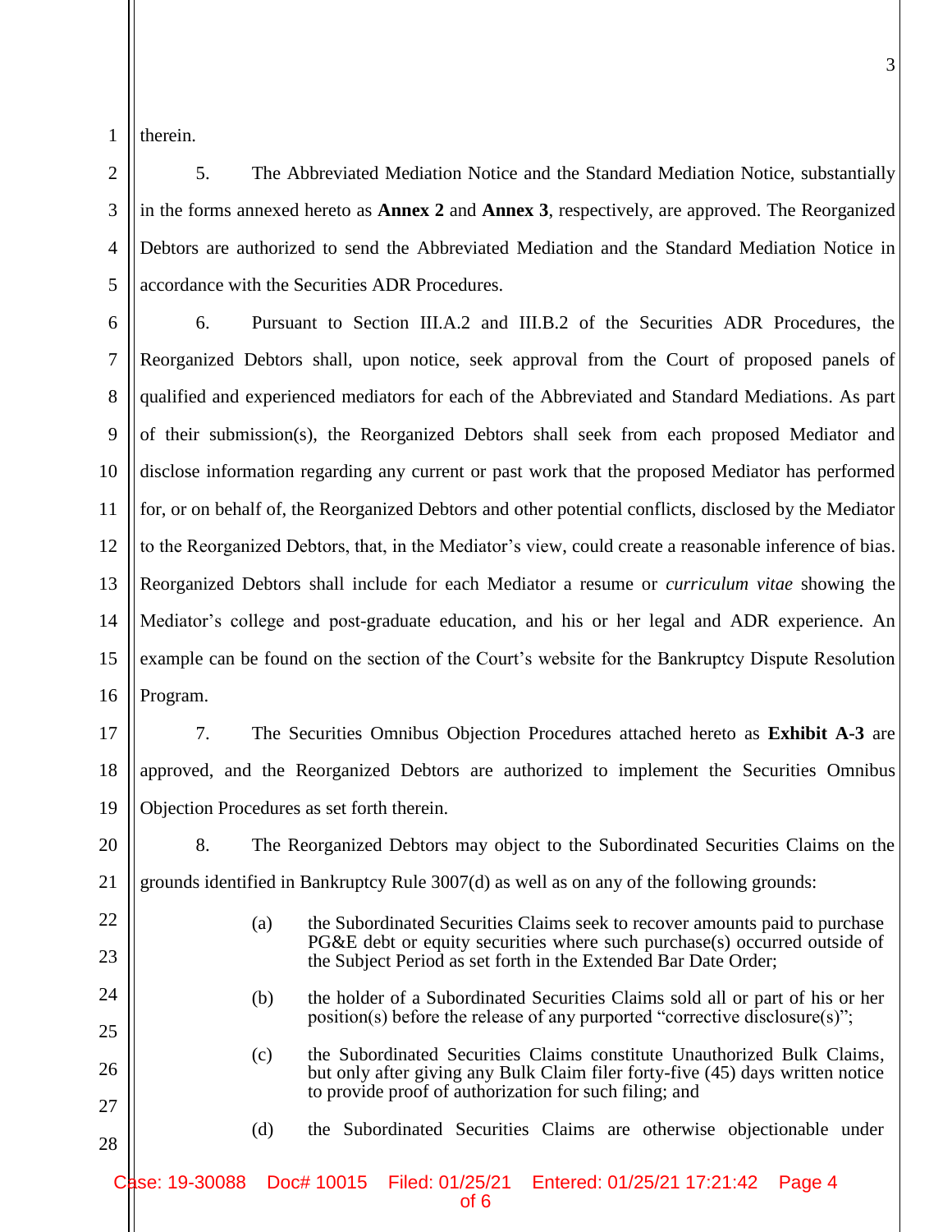therein.

5. The Abbreviated Mediation Notice and the Standard Mediation Notice, substantially in the forms annexed hereto as **Annex 2** and **Annex 3**, respectively, are approved. The Reorganized Debtors are authorized to send the Abbreviated Mediation and the Standard Mediation Notice in accordance with the Securities ADR Procedures.

6. Pursuant to Section III.A.2 and III.B.2 of the Securities ADR Procedures, the Reorganized Debtors shall, upon notice, seek approval from the Court of proposed panels of qualified and experienced mediators for each of the Abbreviated and Standard Mediations. As part of their submission(s), the Reorganized Debtors shall seek from each proposed Mediator and disclose information regarding any current or past work that the proposed Mediator has performed for, or on behalf of, the Reorganized Debtors and other potential conflicts, disclosed by the Mediator to the Reorganized Debtors, that, in the Mediator's view, could create a reasonable inference of bias. Reorganized Debtors shall include for each Mediator a resume or *curriculum vitae* showing the Mediator's college and post-graduate education, and his or her legal and ADR experience. An example can be found on the section of the Court's website for the Bankruptcy Dispute Resolution Program.

7. The Securities Omnibus Objection Procedures attached hereto as **Exhibit A-3** are approved, and the Reorganized Debtors are authorized to implement the Securities Omnibus Objection Procedures as set forth therein.

8. The Reorganized Debtors may object to the Subordinated Securities Claims on the grounds identified in Bankruptcy Rule 3007(d) as well as on any of the following grounds:

(a) the Subordinated Securities Claims seek to recover amounts paid to purchase PG&E debt or equity securities where such purchase(s) occurred outside of the Subject Period as set forth in the Extended Bar Date Order;

(b) the holder of a Subordinated Securities Claims sold all or part of his or her position(s) before the release of any purported "corrective disclosure(s)";

(c) the Subordinated Securities Claims constitute Unauthorized Bulk Claims, but only after giving any Bulk Claim filer forty-five (45) days written notice to provide proof of authorization for such filing; and

(d) the Subordinated Securities Claims are otherwise objectionable under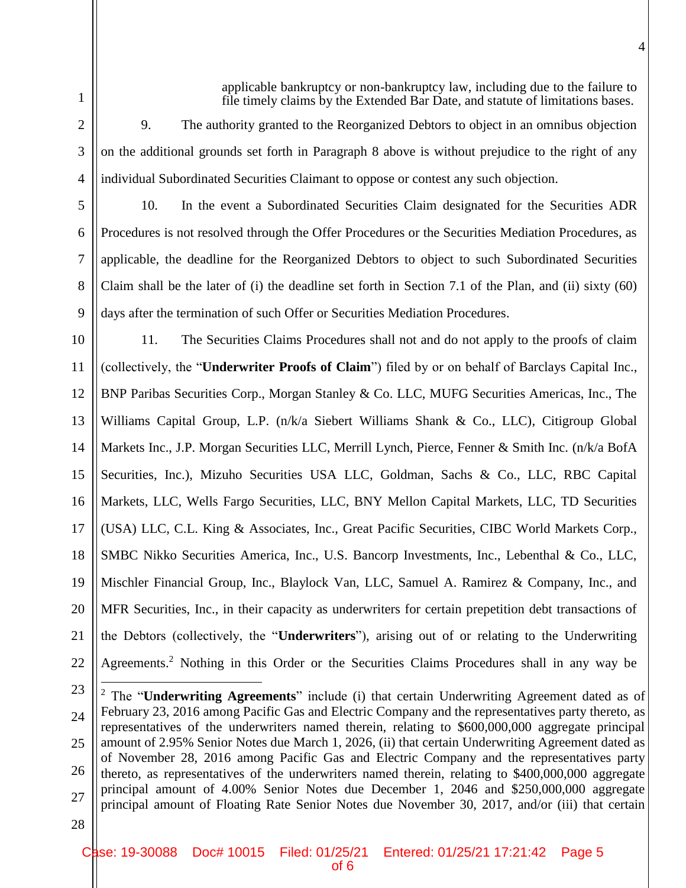applicable bankruptcy or non-bankruptcy law, including due to the failure to file timely claims by the Extended Bar Date, and statute of limitations bases.

9. The authority granted to the Reorganized Debtors to object in an omnibus objection on the additional grounds set forth in Paragraph 8 above is without prejudice to the right of any individual Subordinated Securities Claimant to oppose or contest any such objection.

10. In the event a Subordinated Securities Claim designated for the Securities ADR Procedures is not resolved through the Offer Procedures or the Securities Mediation Procedures, as applicable, the deadline for the Reorganized Debtors to object to such Subordinated Securities Claim shall be the later of (i) the deadline set forth in Section 7.1 of the Plan, and (ii) sixty (60) days after the termination of such Offer or Securities Mediation Procedures.

11. The Securities Claims Procedures shall not and do not apply to the proofs of claim (collectively, the "**Underwriter Proofs of Claim**") filed by or on behalf of Barclays Capital Inc., BNP Paribas Securities Corp., Morgan Stanley & Co. LLC, MUFG Securities Americas, Inc., The Williams Capital Group, L.P. (n/k/a Siebert Williams Shank & Co., LLC), Citigroup Global Markets Inc., J.P. Morgan Securities LLC, Merrill Lynch, Pierce, Fenner & Smith Inc. (n/k/a BofA Securities, Inc.), Mizuho Securities USA LLC, Goldman, Sachs & Co., LLC, RBC Capital Markets, LLC, Wells Fargo Securities, LLC, BNY Mellon Capital Markets, LLC, TD Securities (USA) LLC, C.L. King & Associates, Inc., Great Pacific Securities, CIBC World Markets Corp., SMBC Nikko Securities America, Inc., U.S. Bancorp Investments, Inc., Lebenthal & Co., LLC, Mischler Financial Group, Inc., Blaylock Van, LLC, Samuel A. Ramirez & Company, Inc., and MFR Securities, Inc., in their capacity as underwriters for certain prepetition debt transactions of the Debtors (collectively, the "**Underwriters**"), arising out of or relating to the Underwriting Agreements.[2] Nothing in this Order or the Securities Claims Procedures shall in any way be

[2] The "**Underwriting Agreements**" include (i) that certain Underwriting Agreement dated as of February 23, 2016 among Pacific Gas and Electric Company and the representatives party thereto, as representatives of the underwriters named therein, relating to $600,000,000 aggregate principal amount of 2.95% Senior Notes due March 1, 2026, (ii) that certain Underwriting Agreement dated as of November 28, 2016 among Pacific Gas and Electric Company and the representatives party thereto, as representatives of the underwriters named therein, relating to $400,000,000 aggregate principal amount of 4.00% Senior Notes due December 1, 2046 and $250,000,000 aggregate principal amount of Floating Rate Senior Notes due November 30, 2017, and/or (iii) that certain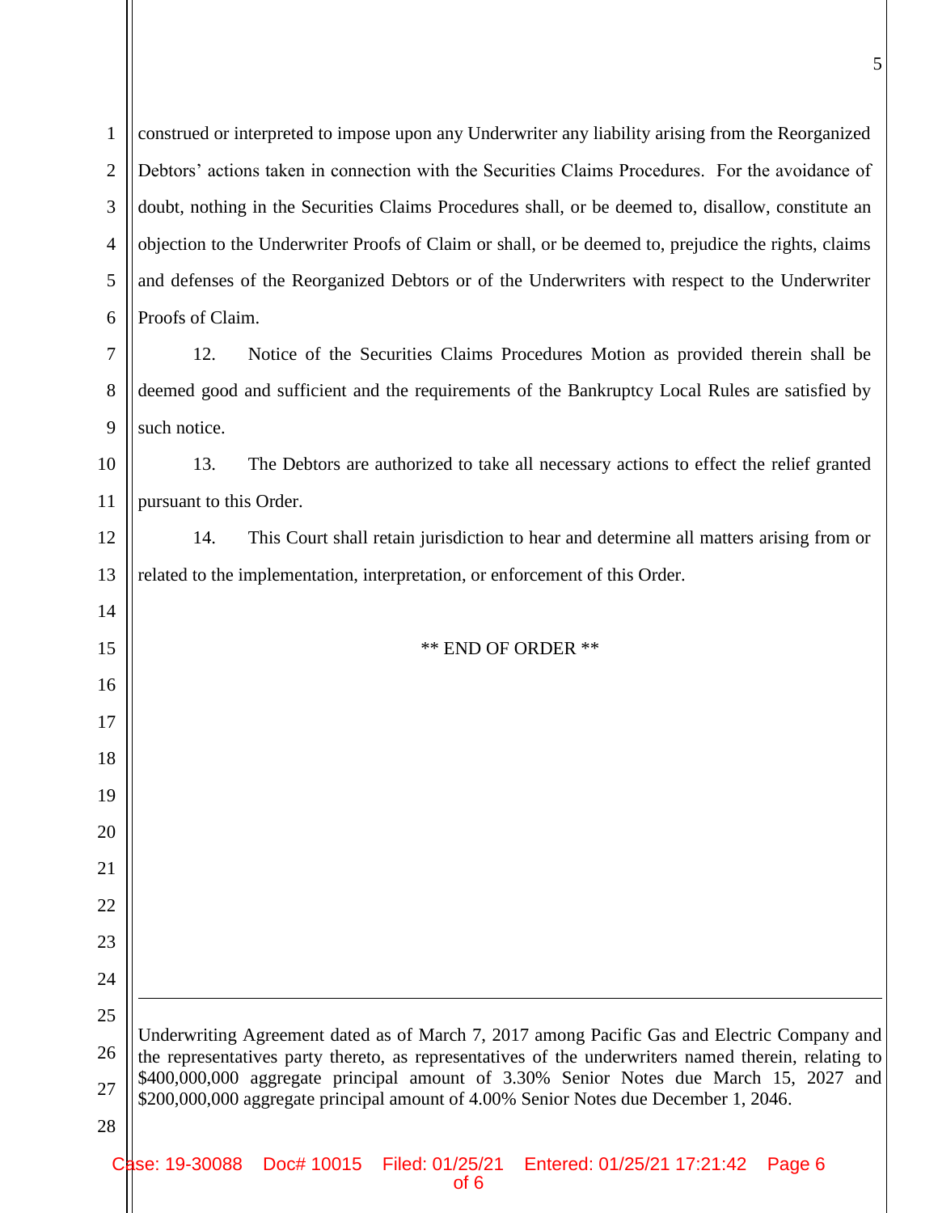construed or interpreted to impose upon any Underwriter any liability arising from the Reorganized Debtors' actions taken in connection with the Securities Claims Procedures. For the avoidance of doubt, nothing in the Securities Claims Procedures shall, or be deemed to, disallow, constitute an objection to the Underwriter Proofs of Claim or shall, or be deemed to, prejudice the rights, claims and defenses of the Reorganized Debtors or of the Underwriters with respect to the Underwriter Proofs of Claim.

12. Notice of the Securities Claims Procedures Motion as provided therein shall be deemed good and sufficient and the requirements of the Bankruptcy Local Rules are satisfied by such notice.

13. The Debtors are authorized to take all necessary actions to effect the relief granted pursuant to this Order.

14. This Court shall retain jurisdiction to hear and determine all matters arising from or related to the implementation, interpretation, or enforcement of this Order.

** END OF ORDER **

---

Underwriting Agreement dated as of March 7, 2017 among Pacific Gas and Electric Company and the representatives party thereto, as representatives of the underwriters named therein, relating to $400,000,000 aggregate principal amount of 3.30% Senior Notes due March 15, 2027 and $200,000,000 aggregate principal amount of 4.00% Senior Notes due December 1, 2046.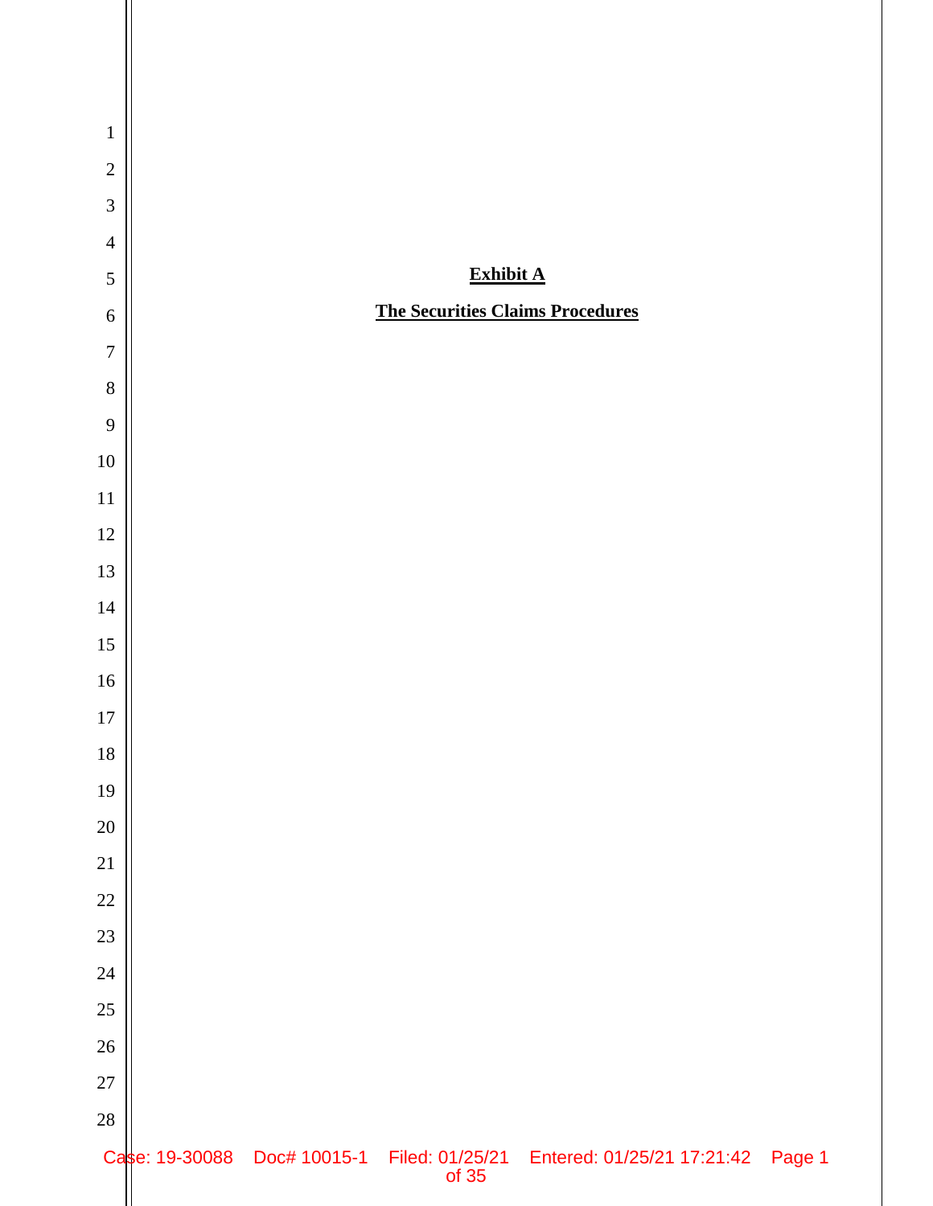**Exhibit A**

**The Securities Claims Procedures**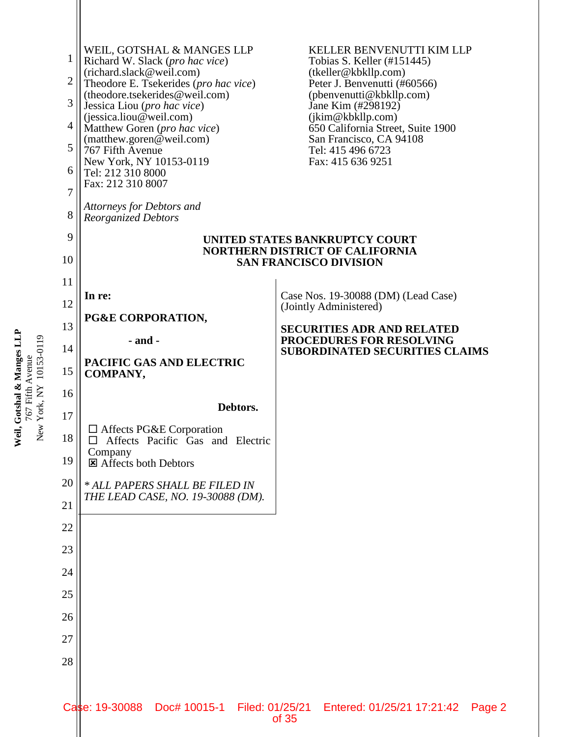WEIL, GOTSHAL & MANGES LLP
Richard W. Slack (*pro hac vice*)
(richard.slack@weil.com)
Theodore E. Tsekerides (*pro hac vice*)
(theodore.tsekerides@weil.com)
Jessica Liou (*pro hac vice*)
(jessica.liou@weil.com)
Matthew Goren (*pro hac vice*)
(matthew.goren@weil.com)
767 Fifth Avenue
New York, NY 10153-0119
Tel: 212 310 8000
Fax: 212 310 8007

KELLER BENVENUTTI KIM LLP
Tobias S. Keller (#151445)
(tkeller@kbkllp.com)
Peter J. Benvenutti (#60566)
(pbenvenutti@kbkllp.com)
Jane Kim (#298192)
(jkim@kbkllp.com)
650 California Street, Suite 1900
San Francisco, CA 94108
Tel: 415 496 6723
Fax: 415 636 9251

*Attorneys for Debtors and Reorganized Debtors*

**UNITED STATES BANKRUPTCY COURT**
**NORTHERN DISTRICT OF CALIFORNIA**
**SAN FRANCISCO DIVISION**

| | |
|---|---|
| **In re:**<br><br>**PG&E CORPORATION,**<br><br>**- and -**<br><br>**PACIFIC GAS AND ELECTRIC COMPANY,**<br><br>**Debtors.**<br><br>☐ Affects PG&E Corporation<br>☐ Affects Pacific Gas and Electric Company<br>☒ Affects both Debtors<br><br>* *ALL PAPERS SHALL BE FILED IN THE LEAD CASE, NO. 19-30088 (DM).* | Case Nos. 19-30088 (DM) (Lead Case)<br>(Jointly Administered)<br><br>**SECURITIES ADR AND RELATED PROCEDURES FOR RESOLVING SUBORDINATED SECURITIES CLAIMS** |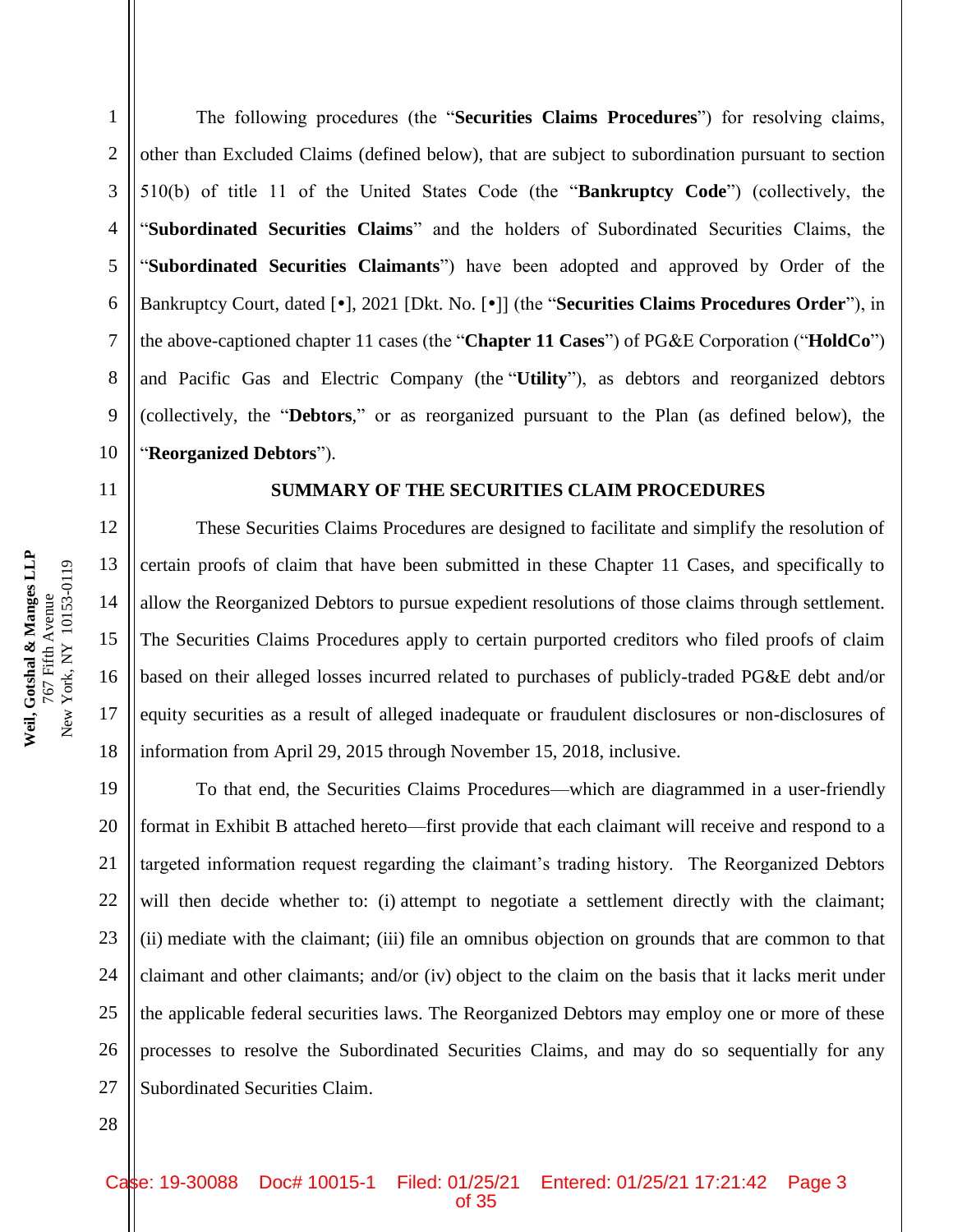The following procedures (the "**Securities Claims Procedures**") for resolving claims, other than Excluded Claims (defined below), that are subject to subordination pursuant to section 510(b) of title 11 of the United States Code (the "**Bankruptcy Code**") (collectively, the "**Subordinated Securities Claims**" and the holders of Subordinated Securities Claims, the "**Subordinated Securities Claimants**") have been adopted and approved by Order of the Bankruptcy Court, dated [•], 2021 [Dkt. No. [•]] (the "**Securities Claims Procedures Order**"), in the above-captioned chapter 11 cases (the "**Chapter 11 Cases**") of PG&E Corporation ("**HoldCo**") and Pacific Gas and Electric Company (the "**Utility**"), as debtors and reorganized debtors (collectively, the "**Debtors**," or as reorganized pursuant to the Plan (as defined below), the "**Reorganized Debtors**").

## SUMMARY OF THE SECURITIES CLAIM PROCEDURES

These Securities Claims Procedures are designed to facilitate and simplify the resolution of certain proofs of claim that have been submitted in these Chapter 11 Cases, and specifically to allow the Reorganized Debtors to pursue expedient resolutions of those claims through settlement. The Securities Claims Procedures apply to certain purported creditors who filed proofs of claim based on their alleged losses incurred related to purchases of publicly-traded PG&E debt and/or equity securities as a result of alleged inadequate or fraudulent disclosures or non-disclosures of information from April 29, 2015 through November 15, 2018, inclusive.

To that end, the Securities Claims Procedures—which are diagrammed in a user-friendly format in Exhibit B attached hereto—first provide that each claimant will receive and respond to a targeted information request regarding the claimant's trading history. The Reorganized Debtors will then decide whether to: (i) attempt to negotiate a settlement directly with the claimant; (ii) mediate with the claimant; (iii) file an omnibus objection on grounds that are common to that claimant and other claimants; and/or (iv) object to the claim on the basis that it lacks merit under the applicable federal securities laws. The Reorganized Debtors may employ one or more of these processes to resolve the Subordinated Securities Claims, and may do so sequentially for any Subordinated Securities Claim.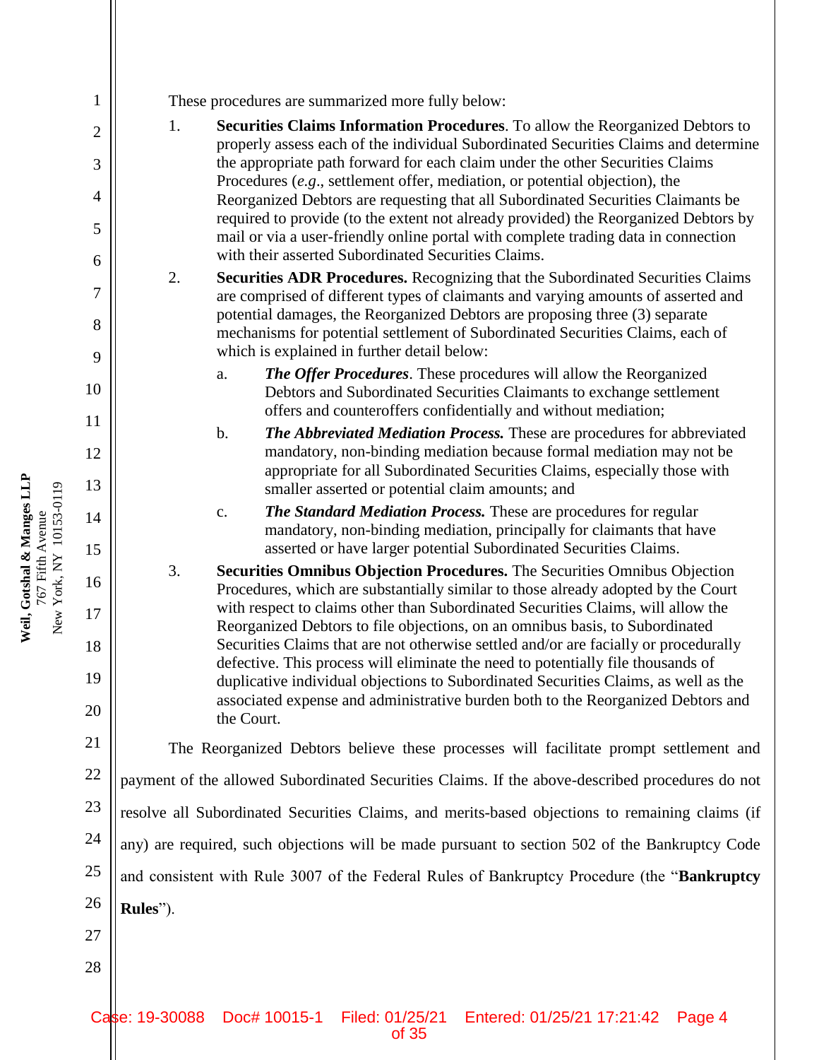These procedures are summarized more fully below:

1. **Securities Claims Information Procedures**. To allow the Reorganized Debtors to properly assess each of the individual Subordinated Securities Claims and determine the appropriate path forward for each claim under the other Securities Claims Procedures (*e.g*., settlement offer, mediation, or potential objection), the Reorganized Debtors are requesting that all Subordinated Securities Claimants be required to provide (to the extent not already provided) the Reorganized Debtors by mail or via a user-friendly online portal with complete trading data in connection with their asserted Subordinated Securities Claims.

2. **Securities ADR Procedures.** Recognizing that the Subordinated Securities Claims are comprised of different types of claimants and varying amounts of asserted and potential damages, the Reorganized Debtors are proposing three (3) separate mechanisms for potential settlement of Subordinated Securities Claims, each of which is explained in further detail below:

   a. ***The Offer Procedures***. These procedures will allow the Reorganized Debtors and Subordinated Securities Claimants to exchange settlement offers and counteroffers confidentially and without mediation;

   b. ***The Abbreviated Mediation Process.*** These are procedures for abbreviated mandatory, non-binding mediation because formal mediation may not be appropriate for all Subordinated Securities Claims, especially those with smaller asserted or potential claim amounts; and

   c. ***The Standard Mediation Process.*** These are procedures for regular mandatory, non-binding mediation, principally for claimants that have asserted or have larger potential Subordinated Securities Claims.

3. **Securities Omnibus Objection Procedures.** The Securities Omnibus Objection Procedures, which are substantially similar to those already adopted by the Court with respect to claims other than Subordinated Securities Claims, will allow the Reorganized Debtors to file objections, on an omnibus basis, to Subordinated Securities Claims that are not otherwise settled and/or are facially or procedurally defective. This process will eliminate the need to potentially file thousands of duplicative individual objections to Subordinated Securities Claims, as well as the associated expense and administrative burden both to the Reorganized Debtors and the Court.

The Reorganized Debtors believe these processes will facilitate prompt settlement and payment of the allowed Subordinated Securities Claims. If the above-described procedures do not resolve all Subordinated Securities Claims, and merits-based objections to remaining claims (if any) are required, such objections will be made pursuant to section 502 of the Bankruptcy Code and consistent with Rule 3007 of the Federal Rules of Bankruptcy Procedure (the "**Bankruptcy Rules**").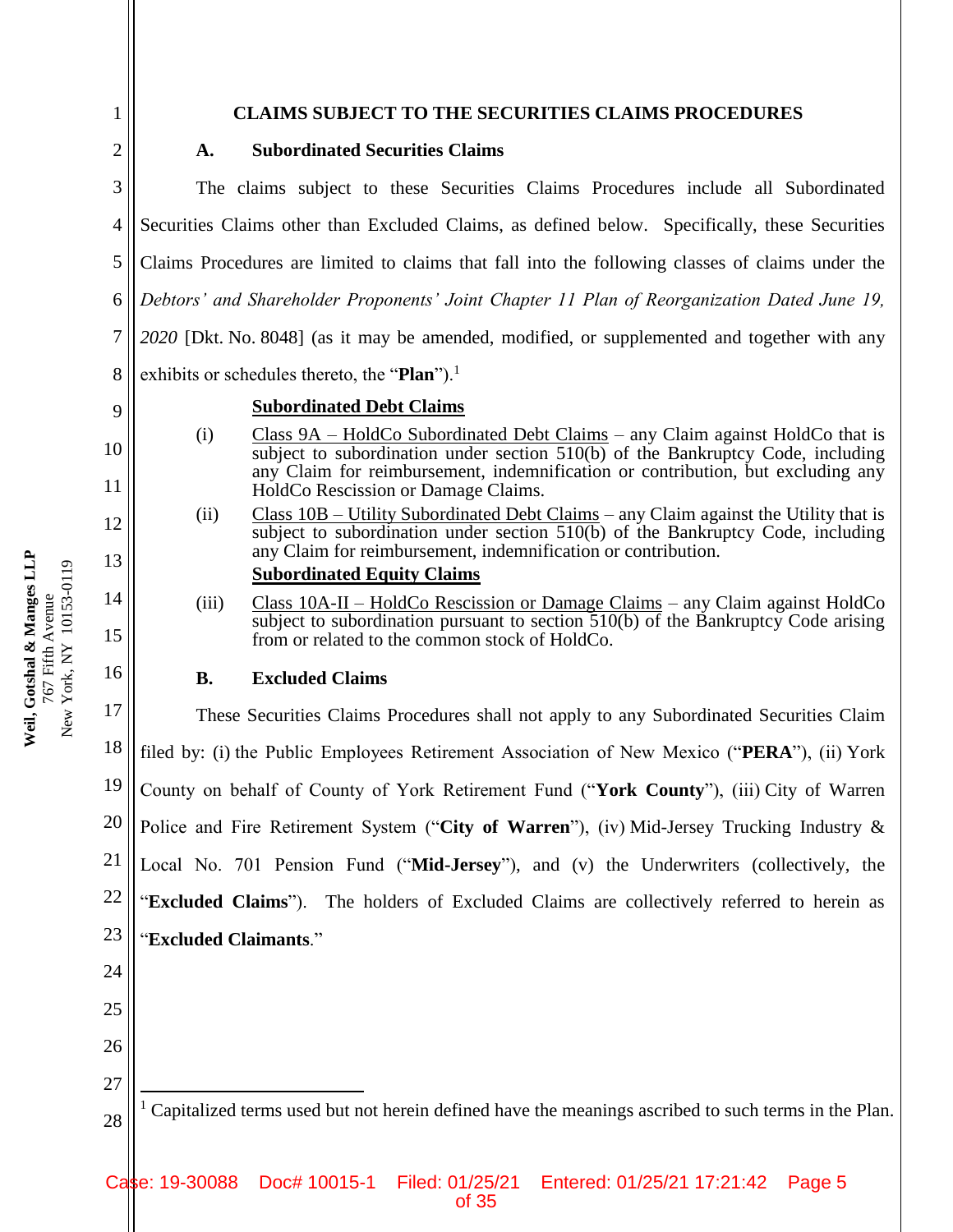# CLAIMS SUBJECT TO THE SECURITIES CLAIMS PROCEDURES

## A. Subordinated Securities Claims

The claims subject to these Securities Claims Procedures include all Subordinated Securities Claims other than Excluded Claims, as defined below. Specifically, these Securities Claims Procedures are limited to claims that fall into the following classes of claims under the *Debtors' and Shareholder Proponents' Joint Chapter 11 Plan of Reorganization Dated June 19, 2020* [Dkt. No. 8048] (as it may be amended, modified, or supplemented and together with any exhibits or schedules thereto, the "**Plan**").[1]

**Subordinated Debt Claims**

(i) Class 9A – HoldCo Subordinated Debt Claims – any Claim against HoldCo that is subject to subordination under section 510(b) of the Bankruptcy Code, including any Claim for reimbursement, indemnification or contribution, but excluding any HoldCo Rescission or Damage Claims.

(ii) Class 10B – Utility Subordinated Debt Claims – any Claim against the Utility that is subject to subordination under section 510(b) of the Bankruptcy Code, including any Claim for reimbursement, indemnification or contribution.

**Subordinated Equity Claims**

(iii) Class 10A-II – HoldCo Rescission or Damage Claims – any Claim against HoldCo subject to subordination pursuant to section 510(b) of the Bankruptcy Code arising from or related to the common stock of HoldCo.

## B. Excluded Claims

These Securities Claims Procedures shall not apply to any Subordinated Securities Claim filed by: (i) the Public Employees Retirement Association of New Mexico ("**PERA**"), (ii) York County on behalf of County of York Retirement Fund ("**York County**"), (iii) City of Warren Police and Fire Retirement System ("**City of Warren**"), (iv) Mid-Jersey Trucking Industry & Local No. 701 Pension Fund ("**Mid-Jersey**"), and (v) the Underwriters (collectively, the "**Excluded Claims**"). The holders of Excluded Claims are collectively referred to herein as "**Excluded Claimants**."

---

[1] Capitalized terms used but not herein defined have the meanings ascribed to such terms in the Plan.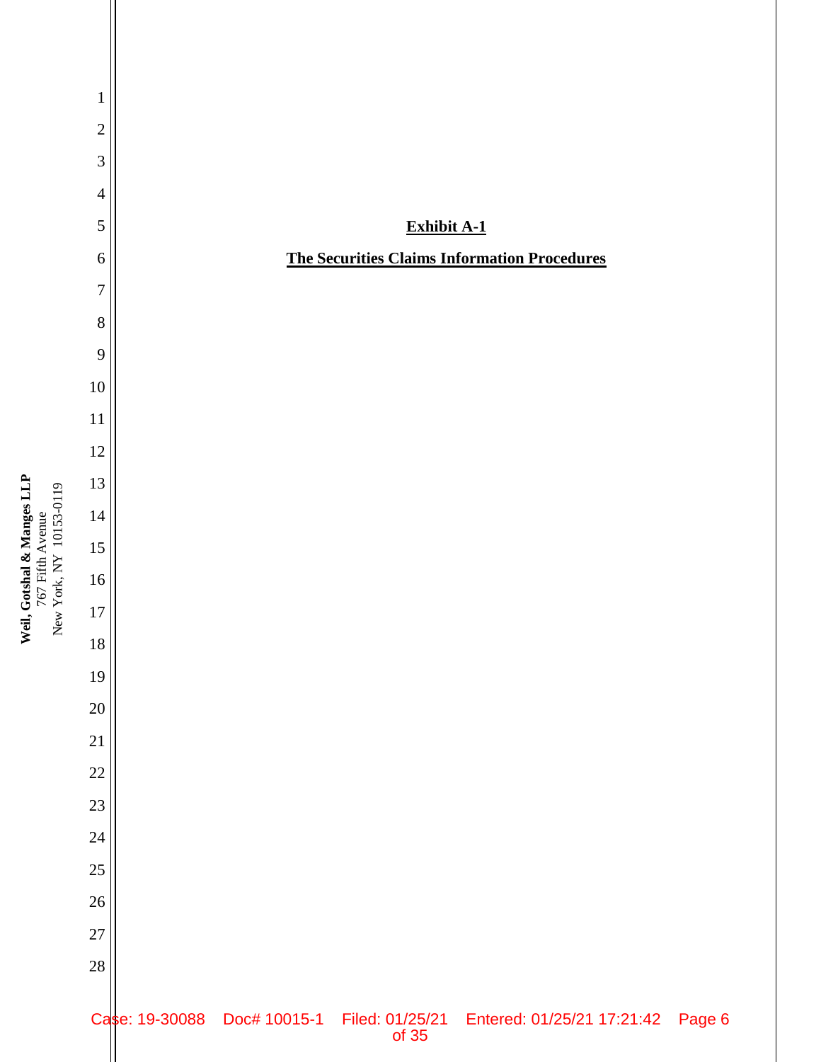**Exhibit A-1**

**The Securities Claims Information Procedures**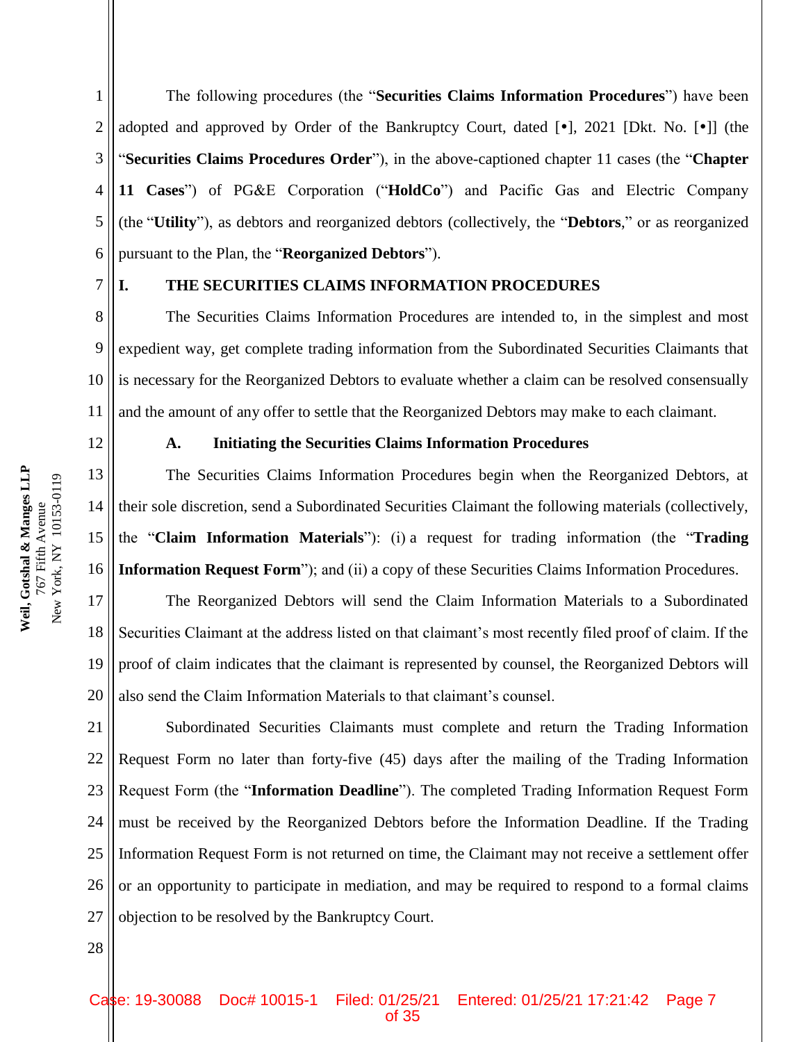The following procedures (the "**Securities Claims Information Procedures**") have been adopted and approved by Order of the Bankruptcy Court, dated [•], 2021 [Dkt. No. [•]] (the "**Securities Claims Procedures Order**"), in the above-captioned chapter 11 cases (the "**Chapter 11 Cases**") of PG&E Corporation ("**HoldCo**") and Pacific Gas and Electric Company (the "**Utility**"), as debtors and reorganized debtors (collectively, the "**Debtors**," or as reorganized pursuant to the Plan, the "**Reorganized Debtors**").

## I. THE SECURITIES CLAIMS INFORMATION PROCEDURES

The Securities Claims Information Procedures are intended to, in the simplest and most expedient way, get complete trading information from the Subordinated Securities Claimants that is necessary for the Reorganized Debtors to evaluate whether a claim can be resolved consensually and the amount of any offer to settle that the Reorganized Debtors may make to each claimant.

### A. Initiating the Securities Claims Information Procedures

The Securities Claims Information Procedures begin when the Reorganized Debtors, at their sole discretion, send a Subordinated Securities Claimant the following materials (collectively, the "**Claim Information Materials**"): (i) a request for trading information (the "**Trading Information Request Form**"); and (ii) a copy of these Securities Claims Information Procedures.

The Reorganized Debtors will send the Claim Information Materials to a Subordinated Securities Claimant at the address listed on that claimant's most recently filed proof of claim. If the proof of claim indicates that the claimant is represented by counsel, the Reorganized Debtors will also send the Claim Information Materials to that claimant's counsel.

Subordinated Securities Claimants must complete and return the Trading Information Request Form no later than forty-five (45) days after the mailing of the Trading Information Request Form (the "**Information Deadline**"). The completed Trading Information Request Form must be received by the Reorganized Debtors before the Information Deadline. If the Trading Information Request Form is not returned on time, the Claimant may not receive a settlement offer or an opportunity to participate in mediation, and may be required to respond to a formal claims objection to be resolved by the Bankruptcy Court.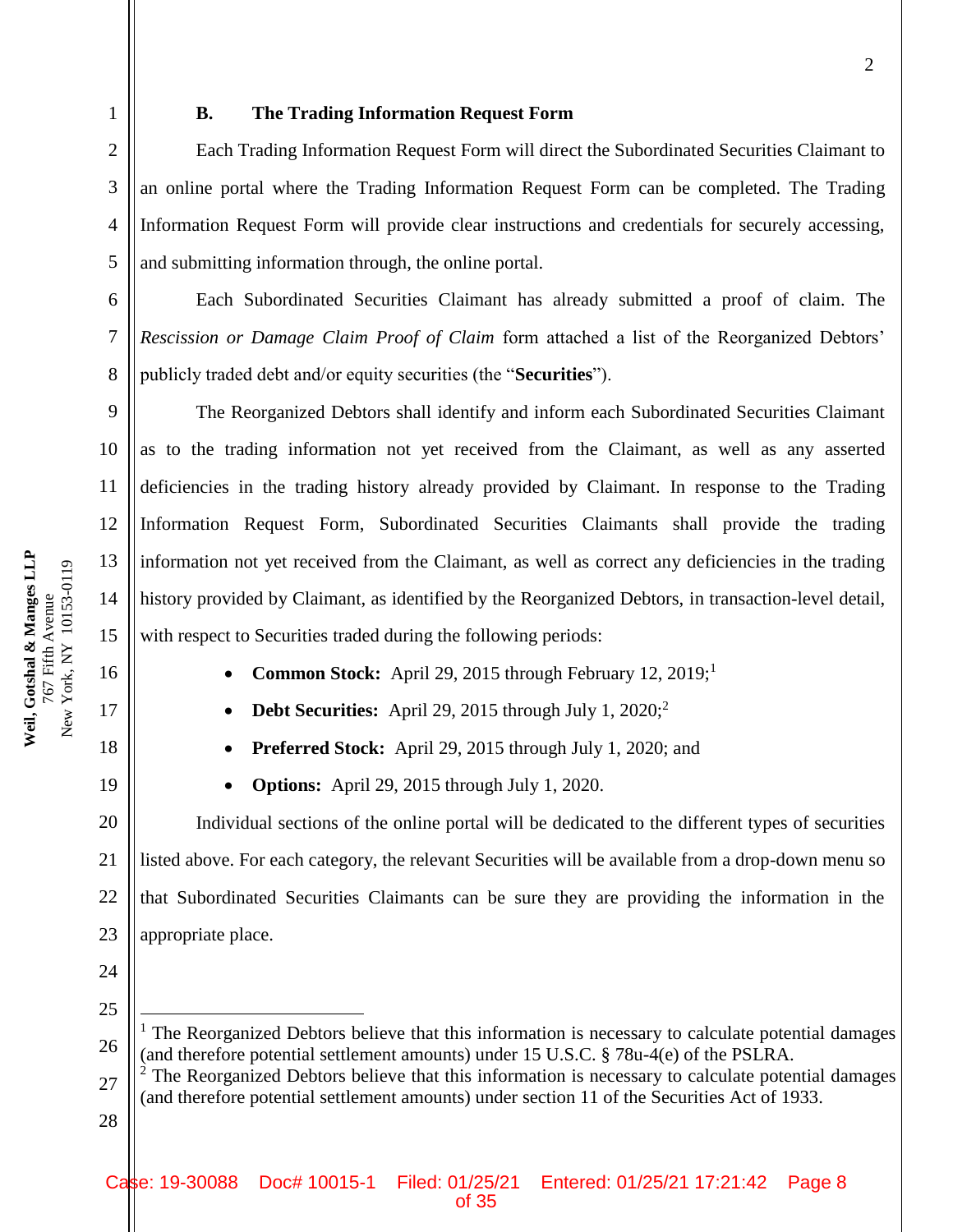### B. The Trading Information Request Form

Each Trading Information Request Form will direct the Subordinated Securities Claimant to an online portal where the Trading Information Request Form can be completed. The Trading Information Request Form will provide clear instructions and credentials for securely accessing, and submitting information through, the online portal.

Each Subordinated Securities Claimant has already submitted a proof of claim. The *Rescission or Damage Claim Proof of Claim* form attached a list of the Reorganized Debtors' publicly traded debt and/or equity securities (the "**Securities**").

The Reorganized Debtors shall identify and inform each Subordinated Securities Claimant as to the trading information not yet received from the Claimant, as well as any asserted deficiencies in the trading history already provided by Claimant. In response to the Trading Information Request Form, Subordinated Securities Claimants shall provide the trading information not yet received from the Claimant, as well as correct any deficiencies in the trading history provided by Claimant, as identified by the Reorganized Debtors, in transaction-level detail, with respect to Securities traded during the following periods:

- **Common Stock:** April 29, 2015 through February 12, 2019;[1]
- **Debt Securities:** April 29, 2015 through July 1, 2020;[2]
- **Preferred Stock:** April 29, 2015 through July 1, 2020; and
- **Options:** April 29, 2015 through July 1, 2020.

Individual sections of the online portal will be dedicated to the different types of securities listed above. For each category, the relevant Securities will be available from a drop-down menu so that Subordinated Securities Claimants can be sure they are providing the information in the appropriate place.

---

[1] The Reorganized Debtors believe that this information is necessary to calculate potential damages (and therefore potential settlement amounts) under 15 U.S.C. § 78u-4(e) of the PSLRA.

[2] The Reorganized Debtors believe that this information is necessary to calculate potential damages (and therefore potential settlement amounts) under section 11 of the Securities Act of 1933.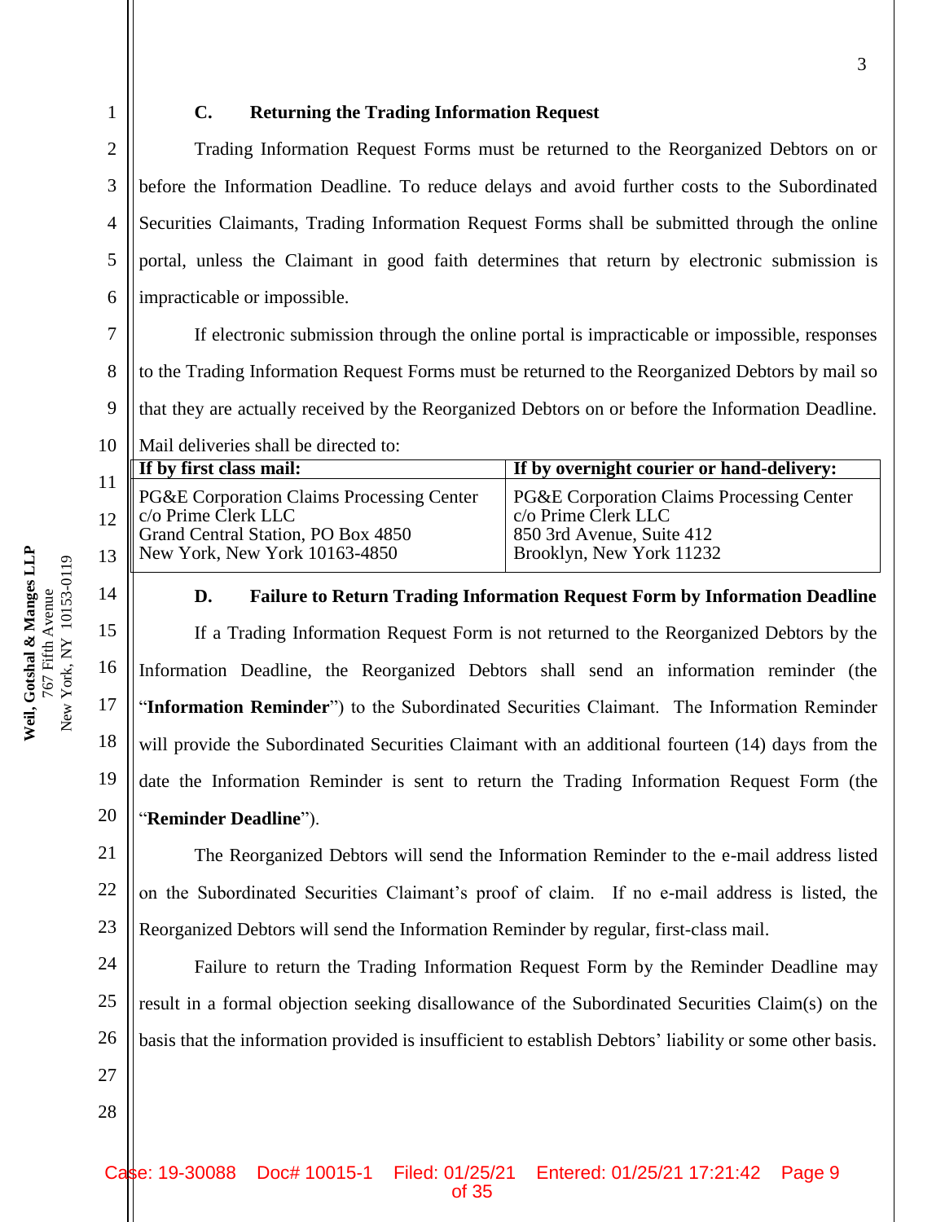### C. Returning the Trading Information Request

Trading Information Request Forms must be returned to the Reorganized Debtors on or before the Information Deadline. To reduce delays and avoid further costs to the Subordinated Securities Claimants, Trading Information Request Forms shall be submitted through the online portal, unless the Claimant in good faith determines that return by electronic submission is impracticable or impossible.

If electronic submission through the online portal is impracticable or impossible, responses to the Trading Information Request Forms must be returned to the Reorganized Debtors by mail so that they are actually received by the Reorganized Debtors on or before the Information Deadline. Mail deliveries shall be directed to:

| If by first class mail: | If by overnight courier or hand-delivery: |
|---|---|
| PG&E Corporation Claims Processing Center<br>c/o Prime Clerk LLC<br>Grand Central Station, PO Box 4850<br>New York, New York 10163-4850 | PG&E Corporation Claims Processing Center<br>c/o Prime Clerk LLC<br>850 3rd Avenue, Suite 412<br>Brooklyn, New York 11232 |

### D. Failure to Return Trading Information Request Form by Information Deadline

If a Trading Information Request Form is not returned to the Reorganized Debtors by the Information Deadline, the Reorganized Debtors shall send an information reminder (the "**Information Reminder**") to the Subordinated Securities Claimant. The Information Reminder will provide the Subordinated Securities Claimant with an additional fourteen (14) days from the date the Information Reminder is sent to return the Trading Information Request Form (the "**Reminder Deadline**").

The Reorganized Debtors will send the Information Reminder to the e-mail address listed on the Subordinated Securities Claimant's proof of claim. If no e-mail address is listed, the Reorganized Debtors will send the Information Reminder by regular, first-class mail.

Failure to return the Trading Information Request Form by the Reminder Deadline may result in a formal objection seeking disallowance of the Subordinated Securities Claim(s) on the basis that the information provided is insufficient to establish Debtors' liability or some other basis.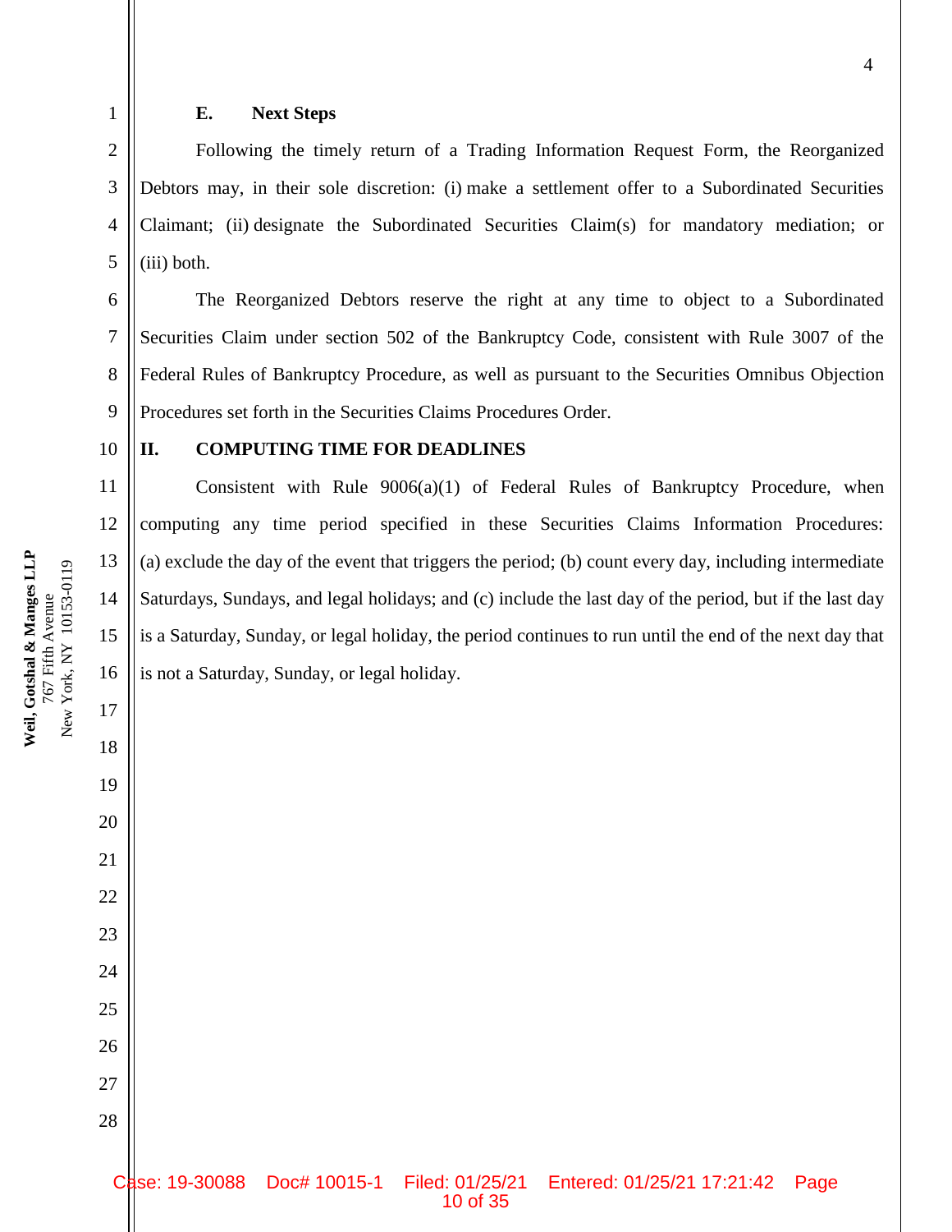### E. Next Steps

Following the timely return of a Trading Information Request Form, the Reorganized Debtors may, in their sole discretion: (i) make a settlement offer to a Subordinated Securities Claimant; (ii) designate the Subordinated Securities Claim(s) for mandatory mediation; or (iii) both.

The Reorganized Debtors reserve the right at any time to object to a Subordinated Securities Claim under section 502 of the Bankruptcy Code, consistent with Rule 3007 of the Federal Rules of Bankruptcy Procedure, as well as pursuant to the Securities Omnibus Objection Procedures set forth in the Securities Claims Procedures Order.

## II. COMPUTING TIME FOR DEADLINES

Consistent with Rule 9006(a)(1) of Federal Rules of Bankruptcy Procedure, when computing any time period specified in these Securities Claims Information Procedures: (a) exclude the day of the event that triggers the period; (b) count every day, including intermediate Saturdays, Sundays, and legal holidays; and (c) include the last day of the period, but if the last day is a Saturday, Sunday, or legal holiday, the period continues to run until the end of the next day that is not a Saturday, Sunday, or legal holiday.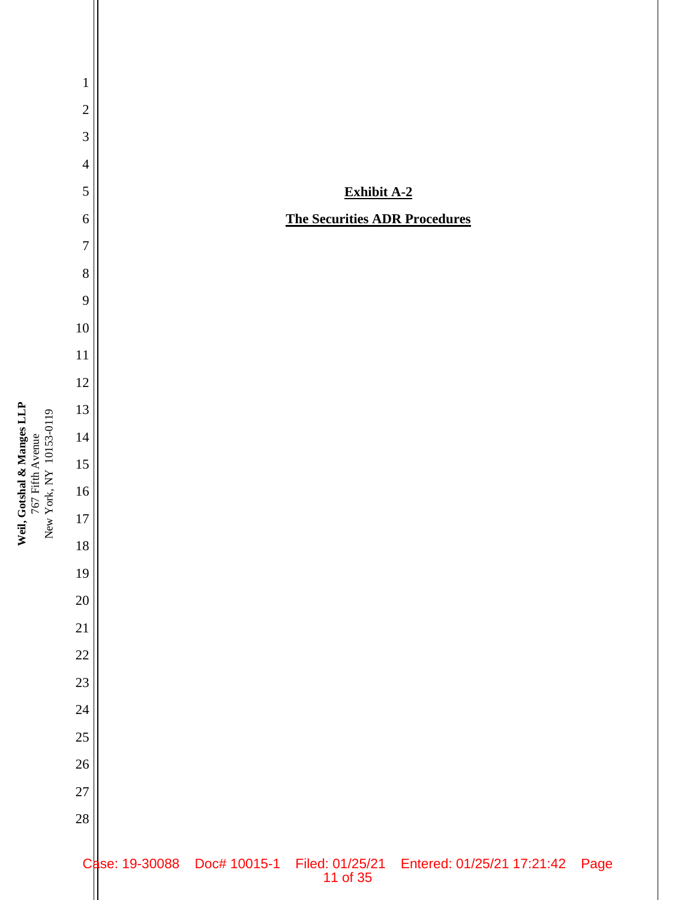**Exhibit A-2**

**The Securities ADR Procedures**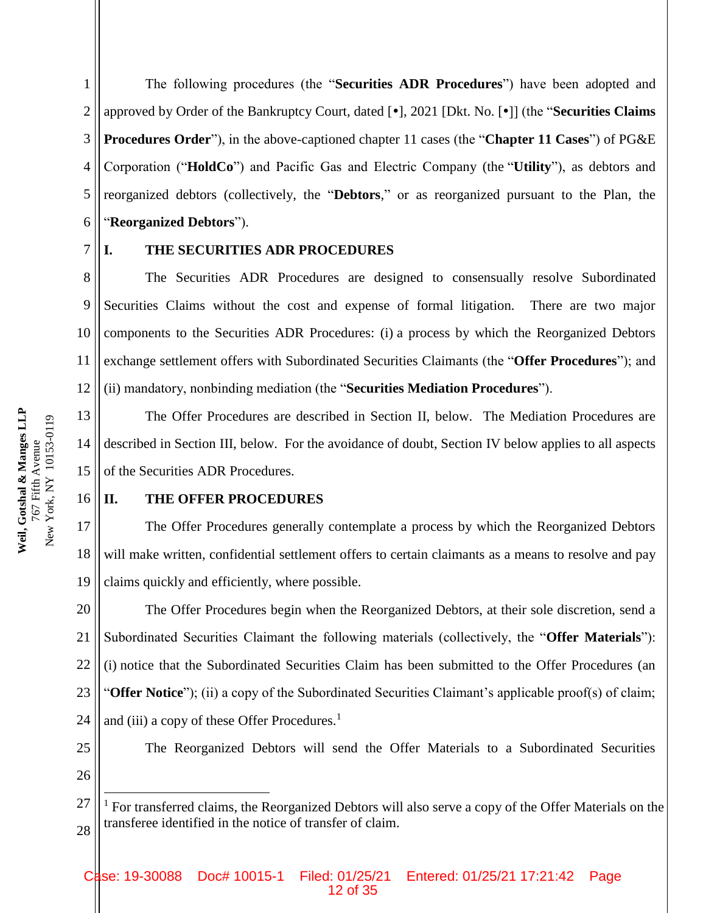The following procedures (the "**Securities ADR Procedures**") have been adopted and approved by Order of the Bankruptcy Court, dated [•], 2021 [Dkt. No. [•]] (the "**Securities Claims Procedures Order**"), in the above-captioned chapter 11 cases (the "**Chapter 11 Cases**") of PG&E Corporation ("**HoldCo**") and Pacific Gas and Electric Company (the "**Utility**"), as debtors and reorganized debtors (collectively, the "**Debtors**," or as reorganized pursuant to the Plan, the "**Reorganized Debtors**").

## I. THE SECURITIES ADR PROCEDURES

The Securities ADR Procedures are designed to consensually resolve Subordinated Securities Claims without the cost and expense of formal litigation. There are two major components to the Securities ADR Procedures: (i) a process by which the Reorganized Debtors exchange settlement offers with Subordinated Securities Claimants (the "**Offer Procedures**"); and (ii) mandatory, nonbinding mediation (the "**Securities Mediation Procedures**").

The Offer Procedures are described in Section II, below. The Mediation Procedures are described in Section III, below. For the avoidance of doubt, Section IV below applies to all aspects of the Securities ADR Procedures.

## II. THE OFFER PROCEDURES

The Offer Procedures generally contemplate a process by which the Reorganized Debtors will make written, confidential settlement offers to certain claimants as a means to resolve and pay claims quickly and efficiently, where possible.

The Offer Procedures begin when the Reorganized Debtors, at their sole discretion, send a Subordinated Securities Claimant the following materials (collectively, the "**Offer Materials**"): (i) notice that the Subordinated Securities Claim has been submitted to the Offer Procedures (an "**Offer Notice**"); (ii) a copy of the Subordinated Securities Claimant's applicable proof(s) of claim; and (iii) a copy of these Offer Procedures.[1]

The Reorganized Debtors will send the Offer Materials to a Subordinated Securities

---

[1] For transferred claims, the Reorganized Debtors will also serve a copy of the Offer Materials on the transferee identified in the notice of transfer of claim.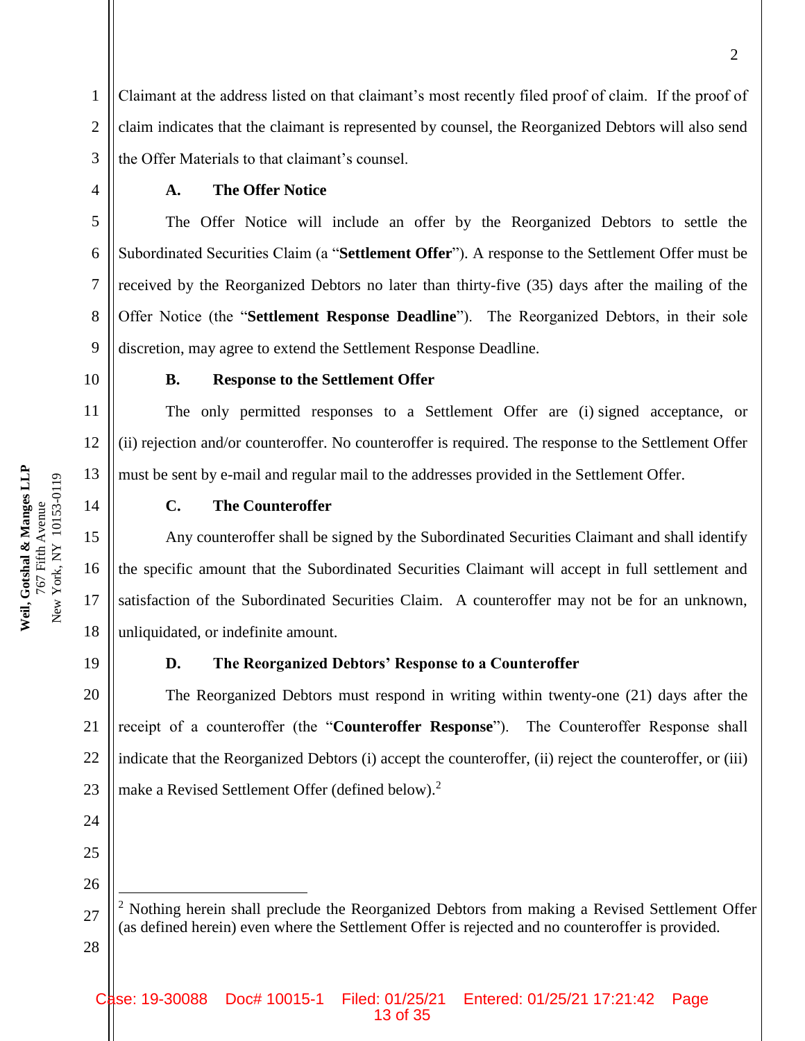Claimant at the address listed on that claimant's most recently filed proof of claim. If the proof of claim indicates that the claimant is represented by counsel, the Reorganized Debtors will also send the Offer Materials to that claimant's counsel.

### A. The Offer Notice

The Offer Notice will include an offer by the Reorganized Debtors to settle the Subordinated Securities Claim (a "**Settlement Offer**"). A response to the Settlement Offer must be received by the Reorganized Debtors no later than thirty-five (35) days after the mailing of the Offer Notice (the "**Settlement Response Deadline**"). The Reorganized Debtors, in their sole discretion, may agree to extend the Settlement Response Deadline.

### B. Response to the Settlement Offer

The only permitted responses to a Settlement Offer are (i) signed acceptance, or (ii) rejection and/or counteroffer. No counteroffer is required. The response to the Settlement Offer must be sent by e-mail and regular mail to the addresses provided in the Settlement Offer.

### C. The Counteroffer

Any counteroffer shall be signed by the Subordinated Securities Claimant and shall identify the specific amount that the Subordinated Securities Claimant will accept in full settlement and satisfaction of the Subordinated Securities Claim. A counteroffer may not be for an unknown, unliquidated, or indefinite amount.

### D. The Reorganized Debtors' Response to a Counteroffer

The Reorganized Debtors must respond in writing within twenty-one (21) days after the receipt of a counteroffer (the "**Counteroffer Response**"). The Counteroffer Response shall indicate that the Reorganized Debtors (i) accept the counteroffer, (ii) reject the counteroffer, or (iii) make a Revised Settlement Offer (defined below).[2]

[2] Nothing herein shall preclude the Reorganized Debtors from making a Revised Settlement Offer (as defined herein) even where the Settlement Offer is rejected and no counteroffer is provided.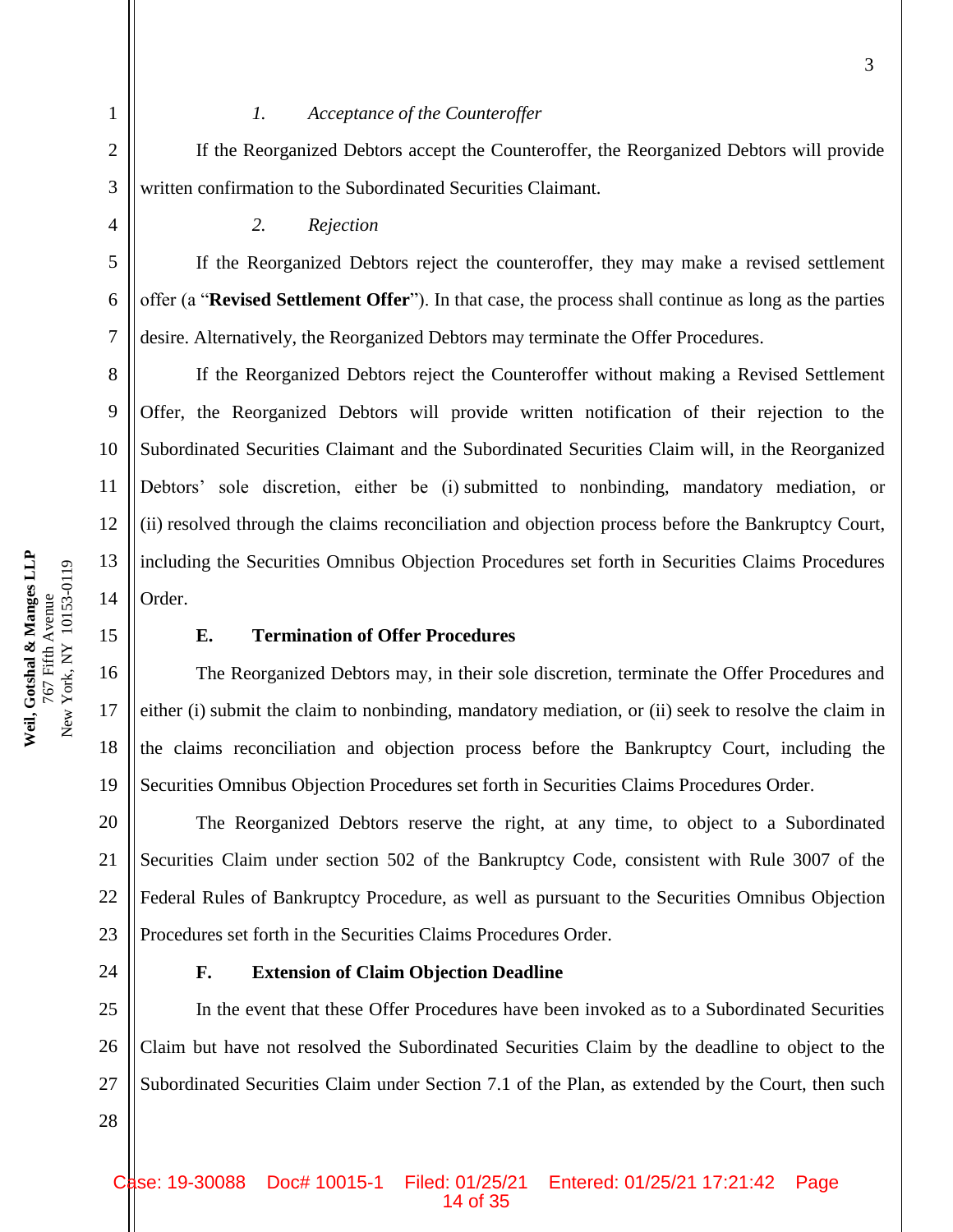*1. Acceptance of the Counteroffer*

If the Reorganized Debtors accept the Counteroffer, the Reorganized Debtors will provide written confirmation to the Subordinated Securities Claimant.

*2. Rejection*

If the Reorganized Debtors reject the counteroffer, they may make a revised settlement offer (a "**Revised Settlement Offer**"). In that case, the process shall continue as long as the parties desire. Alternatively, the Reorganized Debtors may terminate the Offer Procedures.

If the Reorganized Debtors reject the Counteroffer without making a Revised Settlement Offer, the Reorganized Debtors will provide written notification of their rejection to the Subordinated Securities Claimant and the Subordinated Securities Claim will, in the Reorganized Debtors' sole discretion, either be (i) submitted to nonbinding, mandatory mediation, or (ii) resolved through the claims reconciliation and objection process before the Bankruptcy Court, including the Securities Omnibus Objection Procedures set forth in Securities Claims Procedures Order.

**E. Termination of Offer Procedures**

The Reorganized Debtors may, in their sole discretion, terminate the Offer Procedures and either (i) submit the claim to nonbinding, mandatory mediation, or (ii) seek to resolve the claim in the claims reconciliation and objection process before the Bankruptcy Court, including the Securities Omnibus Objection Procedures set forth in Securities Claims Procedures Order.

The Reorganized Debtors reserve the right, at any time, to object to a Subordinated Securities Claim under section 502 of the Bankruptcy Code, consistent with Rule 3007 of the Federal Rules of Bankruptcy Procedure, as well as pursuant to the Securities Omnibus Objection Procedures set forth in the Securities Claims Procedures Order.

**F. Extension of Claim Objection Deadline**

In the event that these Offer Procedures have been invoked as to a Subordinated Securities Claim but have not resolved the Subordinated Securities Claim by the deadline to object to the Subordinated Securities Claim under Section 7.1 of the Plan, as extended by the Court, then such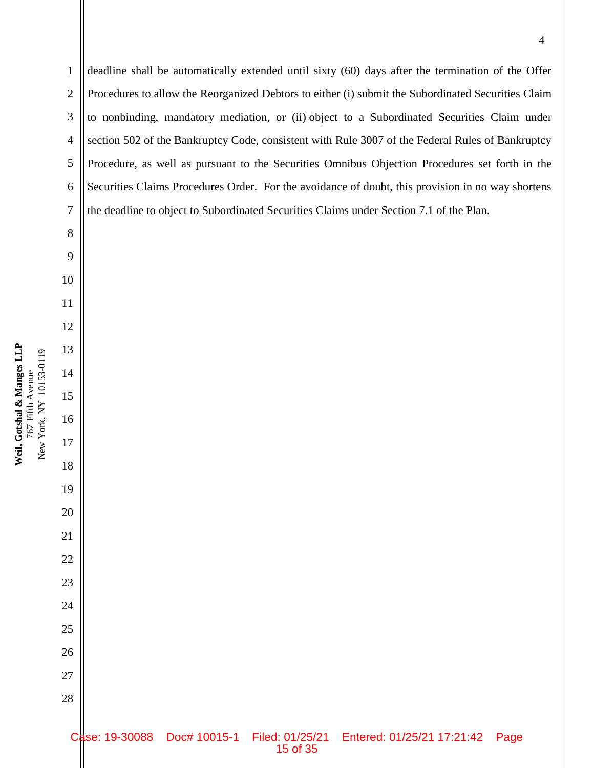deadline shall be automatically extended until sixty (60) days after the termination of the Offer Procedures to allow the Reorganized Debtors to either (i) submit the Subordinated Securities Claim to nonbinding, mandatory mediation, or (ii) object to a Subordinated Securities Claim under section 502 of the Bankruptcy Code, consistent with Rule 3007 of the Federal Rules of Bankruptcy Procedure, as well as pursuant to the Securities Omnibus Objection Procedures set forth in the Securities Claims Procedures Order. For the avoidance of doubt, this provision in no way shortens the deadline to object to Subordinated Securities Claims under Section 7.1 of the Plan.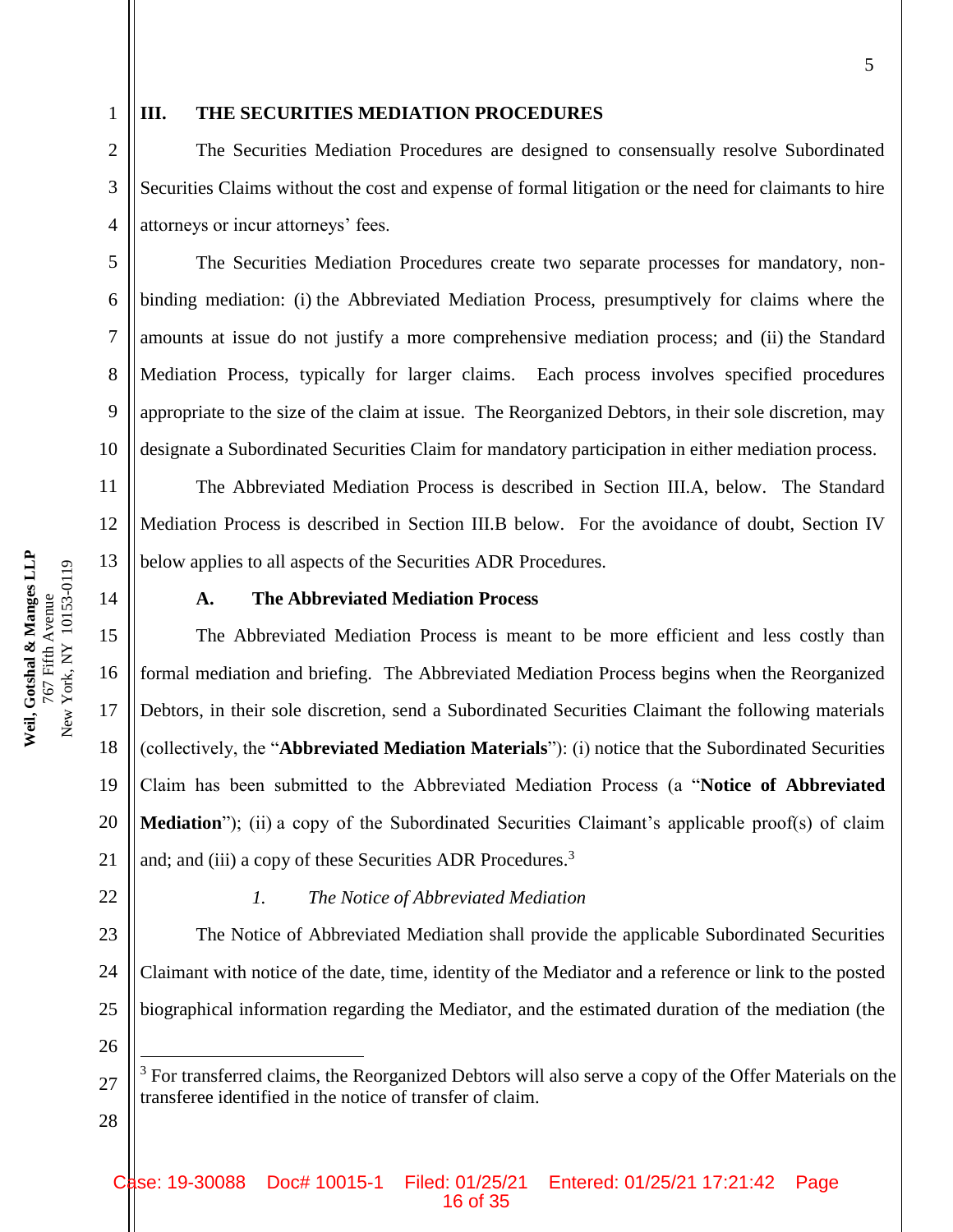## III. THE SECURITIES MEDIATION PROCEDURES

The Securities Mediation Procedures are designed to consensually resolve Subordinated Securities Claims without the cost and expense of formal litigation or the need for claimants to hire attorneys or incur attorneys' fees.

The Securities Mediation Procedures create two separate processes for mandatory, non-binding mediation: (i) the Abbreviated Mediation Process, presumptively for claims where the amounts at issue do not justify a more comprehensive mediation process; and (ii) the Standard Mediation Process, typically for larger claims. Each process involves specified procedures appropriate to the size of the claim at issue. The Reorganized Debtors, in their sole discretion, may designate a Subordinated Securities Claim for mandatory participation in either mediation process.

The Abbreviated Mediation Process is described in Section III.A, below. The Standard Mediation Process is described in Section III.B below. For the avoidance of doubt, Section IV below applies to all aspects of the Securities ADR Procedures.

### A. The Abbreviated Mediation Process

The Abbreviated Mediation Process is meant to be more efficient and less costly than formal mediation and briefing. The Abbreviated Mediation Process begins when the Reorganized Debtors, in their sole discretion, send a Subordinated Securities Claimant the following materials (collectively, the "**Abbreviated Mediation Materials**"): (i) notice that the Subordinated Securities Claim has been submitted to the Abbreviated Mediation Process (a "**Notice of Abbreviated Mediation**"); (ii) a copy of the Subordinated Securities Claimant's applicable proof(s) of claim and; and (iii) a copy of these Securities ADR Procedures.[3]

#### *1. The Notice of Abbreviated Mediation*

The Notice of Abbreviated Mediation shall provide the applicable Subordinated Securities Claimant with notice of the date, time, identity of the Mediator and a reference or link to the posted biographical information regarding the Mediator, and the estimated duration of the mediation (the

---

[3] For transferred claims, the Reorganized Debtors will also serve a copy of the Offer Materials on the transferee identified in the notice of transfer of claim.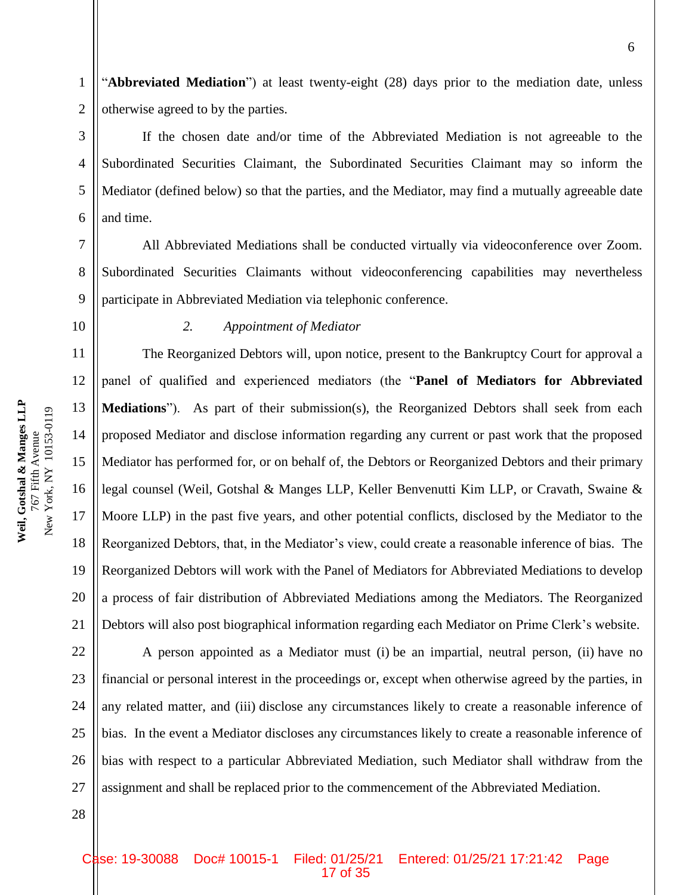"**Abbreviated Mediation**") at least twenty-eight (28) days prior to the mediation date, unless otherwise agreed to by the parties.

If the chosen date and/or time of the Abbreviated Mediation is not agreeable to the Subordinated Securities Claimant, the Subordinated Securities Claimant may so inform the Mediator (defined below) so that the parties, and the Mediator, may find a mutually agreeable date and time.

All Abbreviated Mediations shall be conducted virtually via videoconference over Zoom. Subordinated Securities Claimants without videoconferencing capabilities may nevertheless participate in Abbreviated Mediation via telephonic conference.

*2. Appointment of Mediator*

The Reorganized Debtors will, upon notice, present to the Bankruptcy Court for approval a panel of qualified and experienced mediators (the "**Panel of Mediators for Abbreviated Mediations**"). As part of their submission(s), the Reorganized Debtors shall seek from each proposed Mediator and disclose information regarding any current or past work that the proposed Mediator has performed for, or on behalf of, the Debtors or Reorganized Debtors and their primary legal counsel (Weil, Gotshal & Manges LLP, Keller Benvenutti Kim LLP, or Cravath, Swaine & Moore LLP) in the past five years, and other potential conflicts, disclosed by the Mediator to the Reorganized Debtors, that, in the Mediator's view, could create a reasonable inference of bias. The Reorganized Debtors will work with the Panel of Mediators for Abbreviated Mediations to develop a process of fair distribution of Abbreviated Mediations among the Mediators. The Reorganized Debtors will also post biographical information regarding each Mediator on Prime Clerk's website.

A person appointed as a Mediator must (i) be an impartial, neutral person, (ii) have no financial or personal interest in the proceedings or, except when otherwise agreed by the parties, in any related matter, and (iii) disclose any circumstances likely to create a reasonable inference of bias. In the event a Mediator discloses any circumstances likely to create a reasonable inference of bias with respect to a particular Abbreviated Mediation, such Mediator shall withdraw from the assignment and shall be replaced prior to the commencement of the Abbreviated Mediation.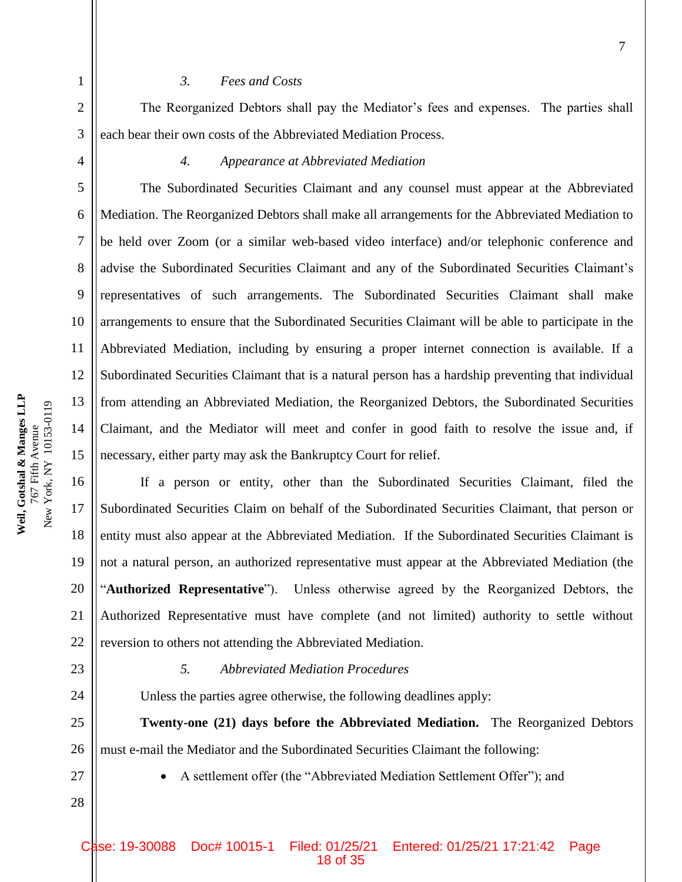*3. Fees and Costs*

The Reorganized Debtors shall pay the Mediator's fees and expenses. The parties shall each bear their own costs of the Abbreviated Mediation Process.

*4. Appearance at Abbreviated Mediation*

The Subordinated Securities Claimant and any counsel must appear at the Abbreviated Mediation. The Reorganized Debtors shall make all arrangements for the Abbreviated Mediation to be held over Zoom (or a similar web-based video interface) and/or telephonic conference and advise the Subordinated Securities Claimant and any of the Subordinated Securities Claimant's representatives of such arrangements. The Subordinated Securities Claimant shall make arrangements to ensure that the Subordinated Securities Claimant will be able to participate in the Abbreviated Mediation, including by ensuring a proper internet connection is available. If a Subordinated Securities Claimant that is a natural person has a hardship preventing that individual from attending an Abbreviated Mediation, the Reorganized Debtors, the Subordinated Securities Claimant, and the Mediator will meet and confer in good faith to resolve the issue and, if necessary, either party may ask the Bankruptcy Court for relief.

If a person or entity, other than the Subordinated Securities Claimant, filed the Subordinated Securities Claim on behalf of the Subordinated Securities Claimant, that person or entity must also appear at the Abbreviated Mediation. If the Subordinated Securities Claimant is not a natural person, an authorized representative must appear at the Abbreviated Mediation (the "**Authorized Representative**"). Unless otherwise agreed by the Reorganized Debtors, the Authorized Representative must have complete (and not limited) authority to settle without reversion to others not attending the Abbreviated Mediation.

*5. Abbreviated Mediation Procedures*

Unless the parties agree otherwise, the following deadlines apply:

**Twenty-one (21) days before the Abbreviated Mediation.** The Reorganized Debtors must e-mail the Mediator and the Subordinated Securities Claimant the following:

- A settlement offer (the "Abbreviated Mediation Settlement Offer"); and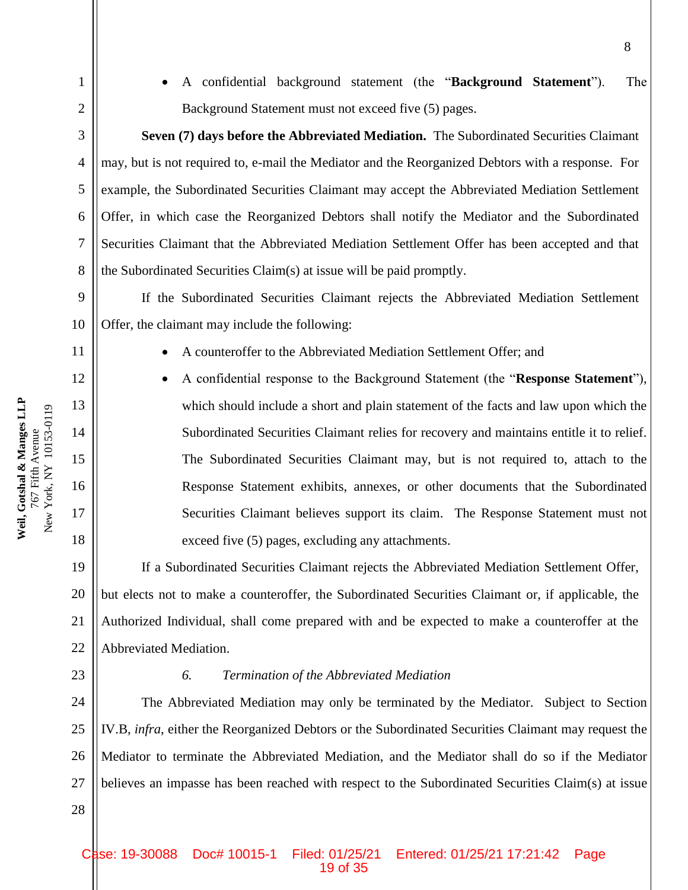- A confidential background statement (the "**Background Statement**"). The Background Statement must not exceed five (5) pages.

**Seven (7) days before the Abbreviated Mediation.** The Subordinated Securities Claimant may, but is not required to, e-mail the Mediator and the Reorganized Debtors with a response. For example, the Subordinated Securities Claimant may accept the Abbreviated Mediation Settlement Offer, in which case the Reorganized Debtors shall notify the Mediator and the Subordinated Securities Claimant that the Abbreviated Mediation Settlement Offer has been accepted and that the Subordinated Securities Claim(s) at issue will be paid promptly.

If the Subordinated Securities Claimant rejects the Abbreviated Mediation Settlement Offer, the claimant may include the following:

- A counteroffer to the Abbreviated Mediation Settlement Offer; and
- A confidential response to the Background Statement (the "**Response Statement**"), which should include a short and plain statement of the facts and law upon which the Subordinated Securities Claimant relies for recovery and maintains entitle it to relief. The Subordinated Securities Claimant may, but is not required to, attach to the Response Statement exhibits, annexes, or other documents that the Subordinated Securities Claimant believes support its claim. The Response Statement must not exceed five (5) pages, excluding any attachments.

If a Subordinated Securities Claimant rejects the Abbreviated Mediation Settlement Offer, but elects not to make a counteroffer, the Subordinated Securities Claimant or, if applicable, the Authorized Individual, shall come prepared with and be expected to make a counteroffer at the Abbreviated Mediation.

*6. Termination of the Abbreviated Mediation*

The Abbreviated Mediation may only be terminated by the Mediator. Subject to Section IV.B, *infra*, either the Reorganized Debtors or the Subordinated Securities Claimant may request the Mediator to terminate the Abbreviated Mediation, and the Mediator shall do so if the Mediator believes an impasse has been reached with respect to the Subordinated Securities Claim(s) at issue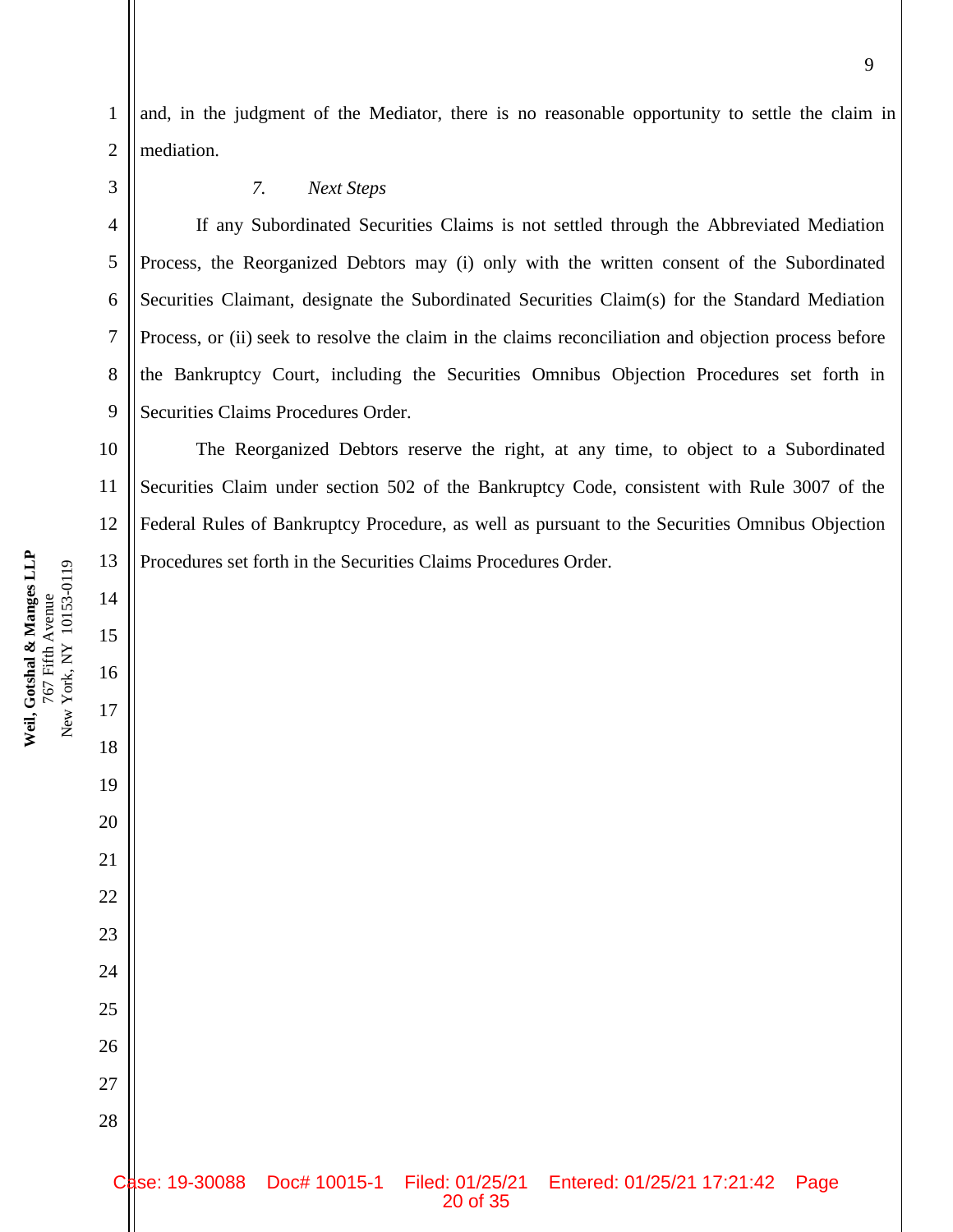and, in the judgment of the Mediator, there is no reasonable opportunity to settle the claim in mediation.

*7. Next Steps*

If any Subordinated Securities Claims is not settled through the Abbreviated Mediation Process, the Reorganized Debtors may (i) only with the written consent of the Subordinated Securities Claimant, designate the Subordinated Securities Claim(s) for the Standard Mediation Process, or (ii) seek to resolve the claim in the claims reconciliation and objection process before the Bankruptcy Court, including the Securities Omnibus Objection Procedures set forth in Securities Claims Procedures Order.

The Reorganized Debtors reserve the right, at any time, to object to a Subordinated Securities Claim under section 502 of the Bankruptcy Code, consistent with Rule 3007 of the Federal Rules of Bankruptcy Procedure, as well as pursuant to the Securities Omnibus Objection Procedures set forth in the Securities Claims Procedures Order.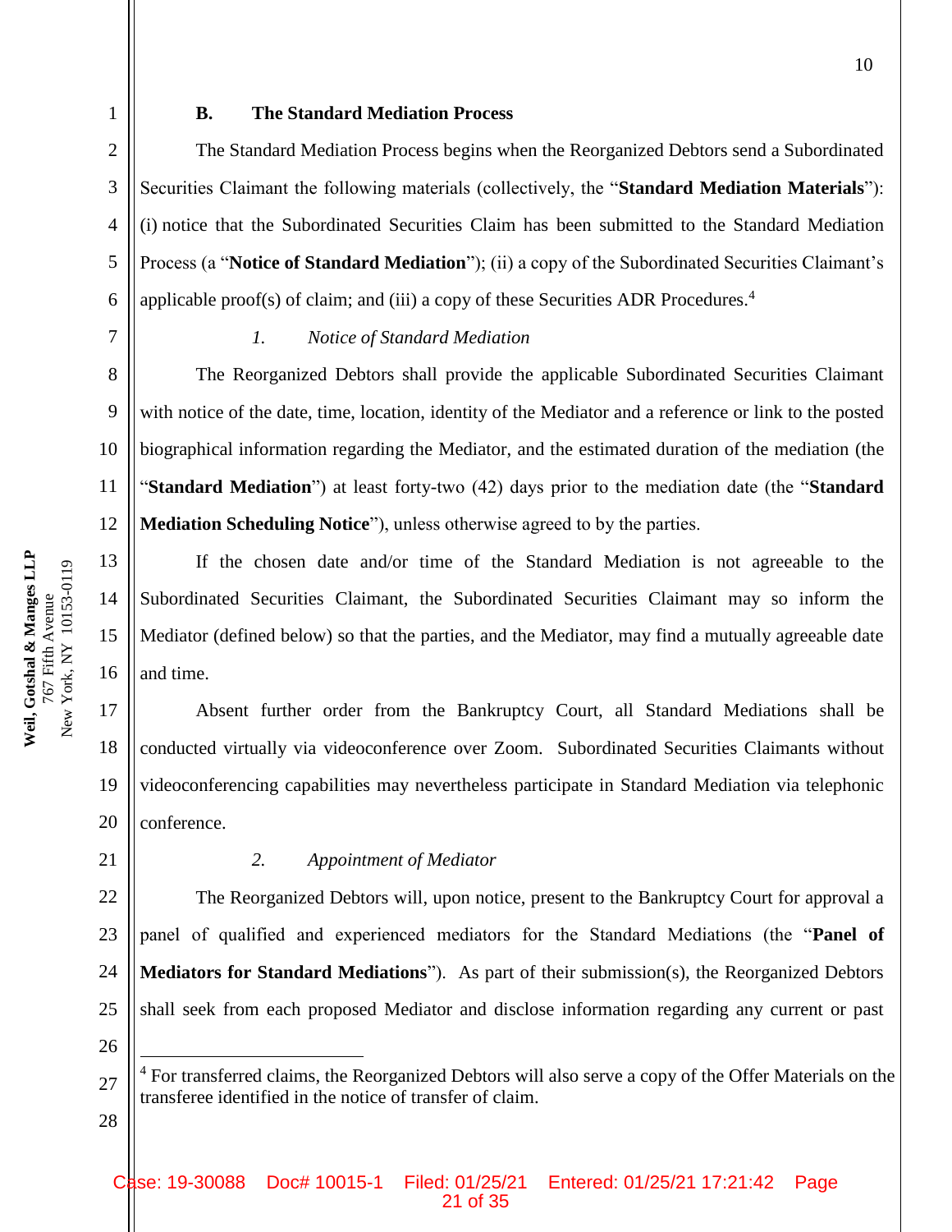### B. The Standard Mediation Process

The Standard Mediation Process begins when the Reorganized Debtors send a Subordinated Securities Claimant the following materials (collectively, the "**Standard Mediation Materials**"): (i) notice that the Subordinated Securities Claim has been submitted to the Standard Mediation Process (a "**Notice of Standard Mediation**"); (ii) a copy of the Subordinated Securities Claimant's applicable proof(s) of claim; and (iii) a copy of these Securities ADR Procedures.[4]

#### *1. Notice of Standard Mediation*

The Reorganized Debtors shall provide the applicable Subordinated Securities Claimant with notice of the date, time, location, identity of the Mediator and a reference or link to the posted biographical information regarding the Mediator, and the estimated duration of the mediation (the "**Standard Mediation**") at least forty-two (42) days prior to the mediation date (the "**Standard Mediation Scheduling Notice**"), unless otherwise agreed to by the parties.

If the chosen date and/or time of the Standard Mediation is not agreeable to the Subordinated Securities Claimant, the Subordinated Securities Claimant may so inform the Mediator (defined below) so that the parties, and the Mediator, may find a mutually agreeable date and time.

Absent further order from the Bankruptcy Court, all Standard Mediations shall be conducted virtually via videoconference over Zoom. Subordinated Securities Claimants without videoconferencing capabilities may nevertheless participate in Standard Mediation via telephonic conference.

#### *2. Appointment of Mediator*

The Reorganized Debtors will, upon notice, present to the Bankruptcy Court for approval a panel of qualified and experienced mediators for the Standard Mediations (the "**Panel of Mediators for Standard Mediations**"). As part of their submission(s), the Reorganized Debtors shall seek from each proposed Mediator and disclose information regarding any current or past

---

[4] For transferred claims, the Reorganized Debtors will also serve a copy of the Offer Materials on the transferee identified in the notice of transfer of claim.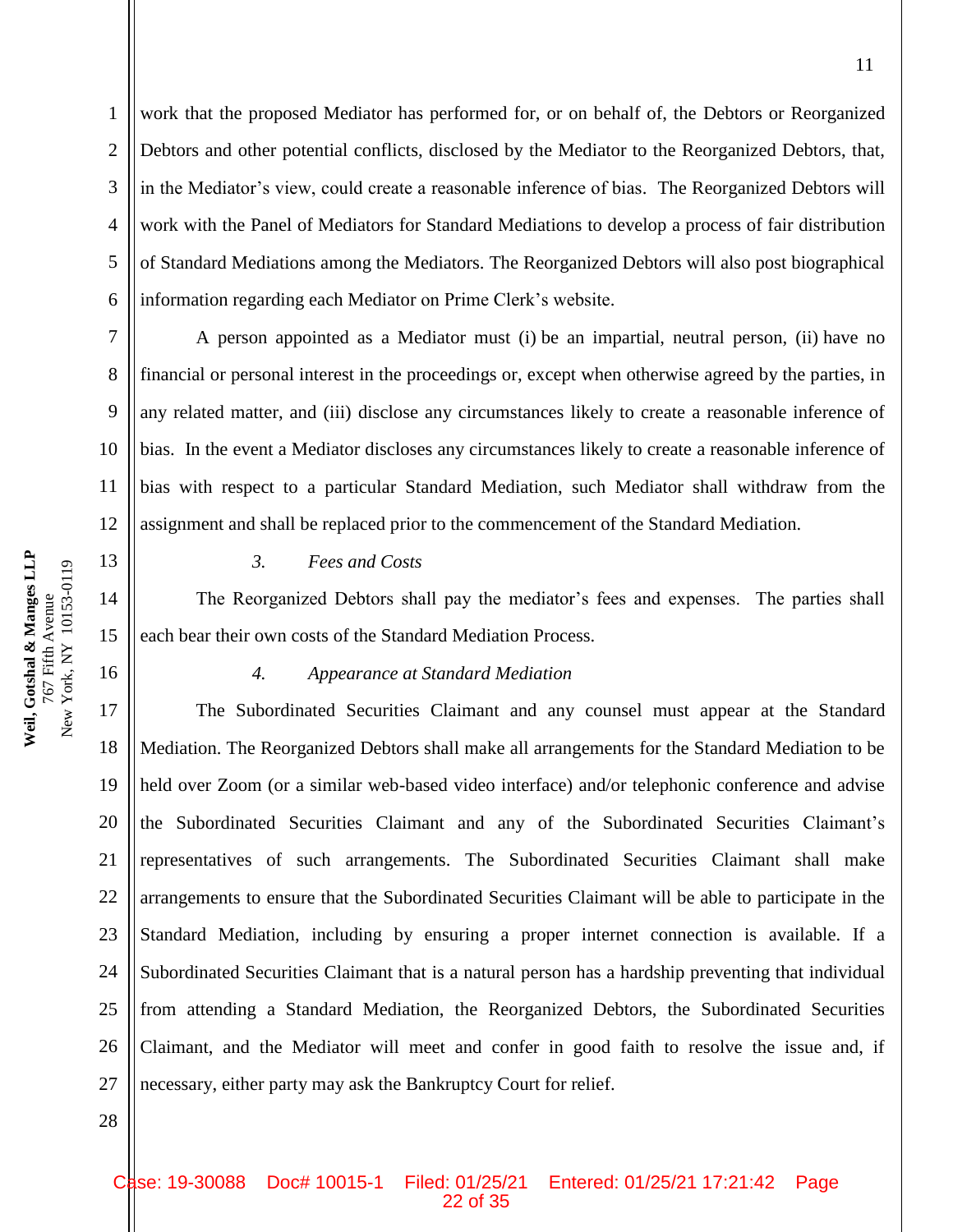work that the proposed Mediator has performed for, or on behalf of, the Debtors or Reorganized Debtors and other potential conflicts, disclosed by the Mediator to the Reorganized Debtors, that, in the Mediator's view, could create a reasonable inference of bias. The Reorganized Debtors will work with the Panel of Mediators for Standard Mediations to develop a process of fair distribution of Standard Mediations among the Mediators. The Reorganized Debtors will also post biographical information regarding each Mediator on Prime Clerk's website.

A person appointed as a Mediator must (i) be an impartial, neutral person, (ii) have no financial or personal interest in the proceedings or, except when otherwise agreed by the parties, in any related matter, and (iii) disclose any circumstances likely to create a reasonable inference of bias. In the event a Mediator discloses any circumstances likely to create a reasonable inference of bias with respect to a particular Standard Mediation, such Mediator shall withdraw from the assignment and shall be replaced prior to the commencement of the Standard Mediation.

### *3. Fees and Costs*

The Reorganized Debtors shall pay the mediator's fees and expenses. The parties shall each bear their own costs of the Standard Mediation Process.

### *4. Appearance at Standard Mediation*

The Subordinated Securities Claimant and any counsel must appear at the Standard Mediation. The Reorganized Debtors shall make all arrangements for the Standard Mediation to be held over Zoom (or a similar web-based video interface) and/or telephonic conference and advise the Subordinated Securities Claimant and any of the Subordinated Securities Claimant's representatives of such arrangements. The Subordinated Securities Claimant shall make arrangements to ensure that the Subordinated Securities Claimant will be able to participate in the Standard Mediation, including by ensuring a proper internet connection is available. If a Subordinated Securities Claimant that is a natural person has a hardship preventing that individual from attending a Standard Mediation, the Reorganized Debtors, the Subordinated Securities Claimant, and the Mediator will meet and confer in good faith to resolve the issue and, if necessary, either party may ask the Bankruptcy Court for relief.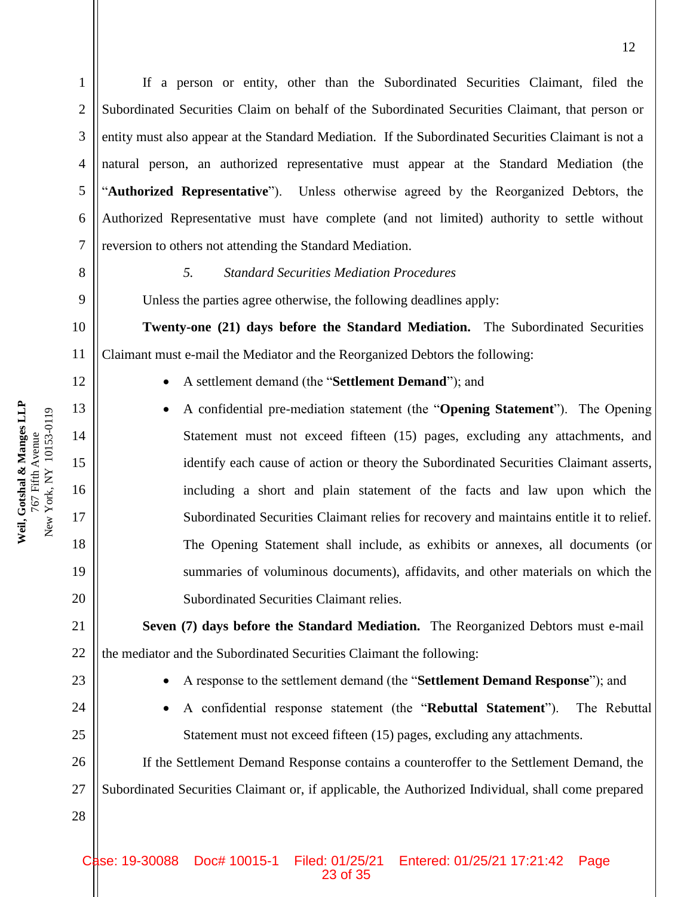If a person or entity, other than the Subordinated Securities Claimant, filed the Subordinated Securities Claim on behalf of the Subordinated Securities Claimant, that person or entity must also appear at the Standard Mediation. If the Subordinated Securities Claimant is not a natural person, an authorized representative must appear at the Standard Mediation (the "**Authorized Representative**"). Unless otherwise agreed by the Reorganized Debtors, the Authorized Representative must have complete (and not limited) authority to settle without reversion to others not attending the Standard Mediation.

*5. Standard Securities Mediation Procedures*

Unless the parties agree otherwise, the following deadlines apply:

**Twenty-one (21) days before the Standard Mediation.** The Subordinated Securities Claimant must e-mail the Mediator and the Reorganized Debtors the following:

- A settlement demand (the "**Settlement Demand**"); and
- A confidential pre-mediation statement (the "**Opening Statement**"). The Opening Statement must not exceed fifteen (15) pages, excluding any attachments, and identify each cause of action or theory the Subordinated Securities Claimant asserts, including a short and plain statement of the facts and law upon which the Subordinated Securities Claimant relies for recovery and maintains entitle it to relief. The Opening Statement shall include, as exhibits or annexes, all documents (or summaries of voluminous documents), affidavits, and other materials on which the Subordinated Securities Claimant relies.

**Seven (7) days before the Standard Mediation.** The Reorganized Debtors must e-mail the mediator and the Subordinated Securities Claimant the following:

- A response to the settlement demand (the "**Settlement Demand Response**"); and
- A confidential response statement (the "**Rebuttal Statement**"). The Rebuttal Statement must not exceed fifteen (15) pages, excluding any attachments.

If the Settlement Demand Response contains a counteroffer to the Settlement Demand, the Subordinated Securities Claimant or, if applicable, the Authorized Individual, shall come prepared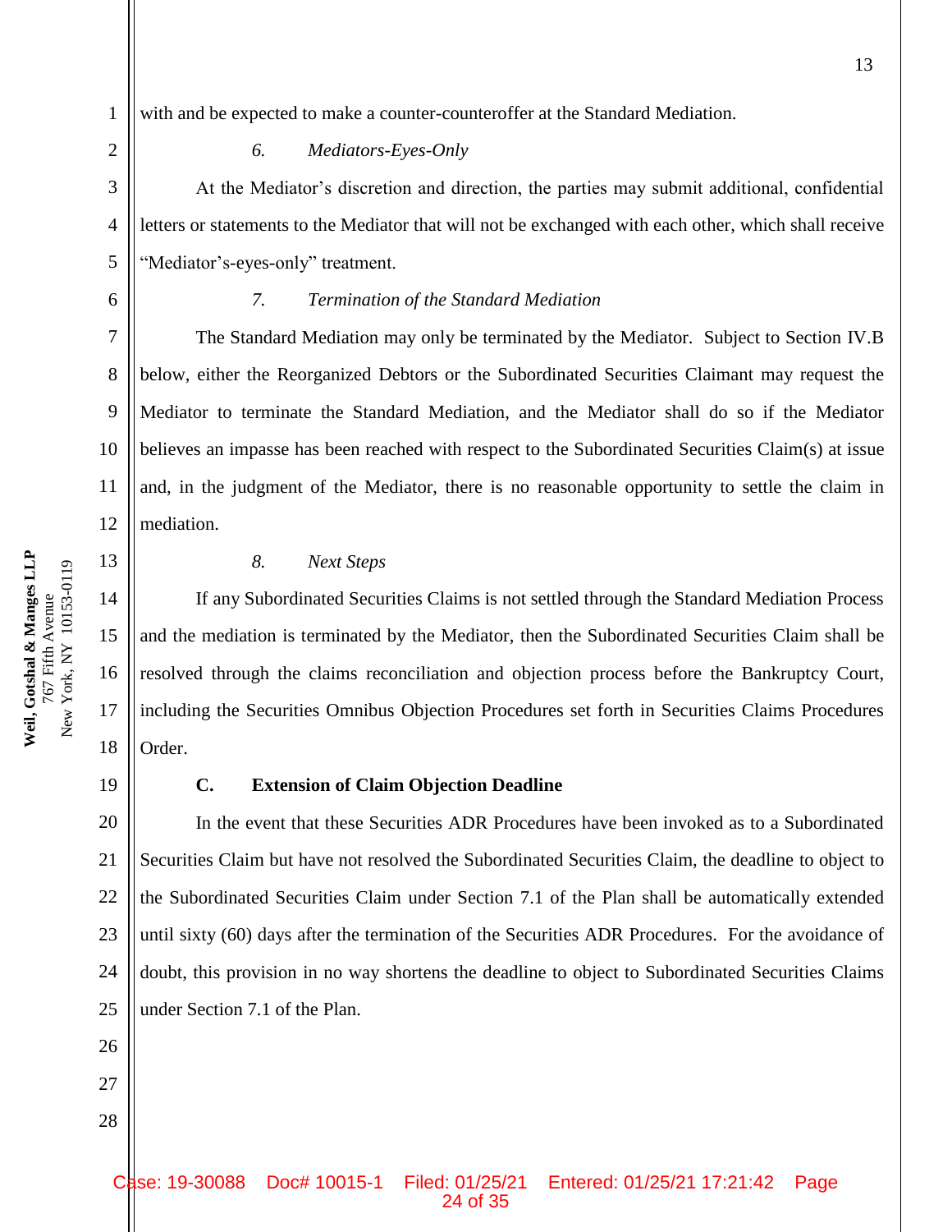with and be expected to make a counter-counteroffer at the Standard Mediation.

*6. Mediators-Eyes-Only*

At the Mediator's discretion and direction, the parties may submit additional, confidential letters or statements to the Mediator that will not be exchanged with each other, which shall receive "Mediator's-eyes-only" treatment.

*7. Termination of the Standard Mediation*

The Standard Mediation may only be terminated by the Mediator. Subject to Section IV.B below, either the Reorganized Debtors or the Subordinated Securities Claimant may request the Mediator to terminate the Standard Mediation, and the Mediator shall do so if the Mediator believes an impasse has been reached with respect to the Subordinated Securities Claim(s) at issue and, in the judgment of the Mediator, there is no reasonable opportunity to settle the claim in mediation.

*8. Next Steps*

If any Subordinated Securities Claims is not settled through the Standard Mediation Process and the mediation is terminated by the Mediator, then the Subordinated Securities Claim shall be resolved through the claims reconciliation and objection process before the Bankruptcy Court, including the Securities Omnibus Objection Procedures set forth in Securities Claims Procedures Order.

**C. Extension of Claim Objection Deadline**

In the event that these Securities ADR Procedures have been invoked as to a Subordinated Securities Claim but have not resolved the Subordinated Securities Claim, the deadline to object to the Subordinated Securities Claim under Section 7.1 of the Plan shall be automatically extended until sixty (60) days after the termination of the Securities ADR Procedures. For the avoidance of doubt, this provision in no way shortens the deadline to object to Subordinated Securities Claims under Section 7.1 of the Plan.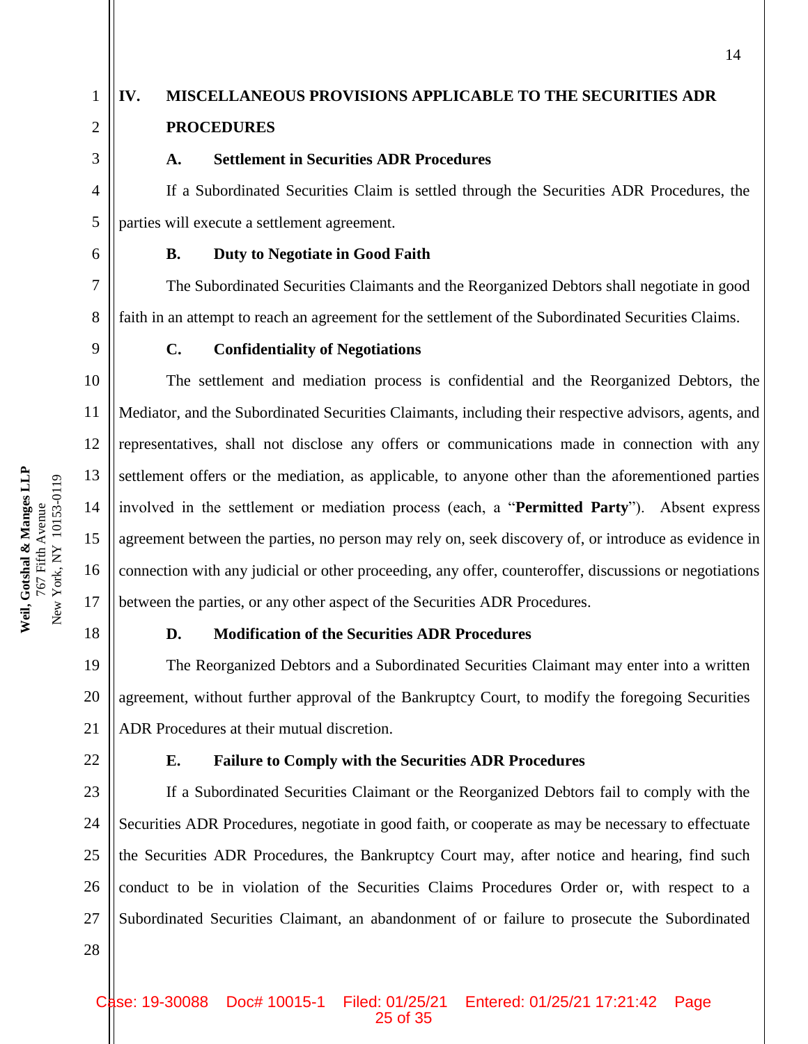## IV. MISCELLANEOUS PROVISIONS APPLICABLE TO THE SECURITIES ADR PROCEDURES

### A. Settlement in Securities ADR Procedures

If a Subordinated Securities Claim is settled through the Securities ADR Procedures, the parties will execute a settlement agreement.

### B. Duty to Negotiate in Good Faith

The Subordinated Securities Claimants and the Reorganized Debtors shall negotiate in good faith in an attempt to reach an agreement for the settlement of the Subordinated Securities Claims.

### C. Confidentiality of Negotiations

The settlement and mediation process is confidential and the Reorganized Debtors, the Mediator, and the Subordinated Securities Claimants, including their respective advisors, agents, and representatives, shall not disclose any offers or communications made in connection with any settlement offers or the mediation, as applicable, to anyone other than the aforementioned parties involved in the settlement or mediation process (each, a "**Permitted Party**"). Absent express agreement between the parties, no person may rely on, seek discovery of, or introduce as evidence in connection with any judicial or other proceeding, any offer, counteroffer, discussions or negotiations between the parties, or any other aspect of the Securities ADR Procedures.

### D. Modification of the Securities ADR Procedures

The Reorganized Debtors and a Subordinated Securities Claimant may enter into a written agreement, without further approval of the Bankruptcy Court, to modify the foregoing Securities ADR Procedures at their mutual discretion.

### E. Failure to Comply with the Securities ADR Procedures

If a Subordinated Securities Claimant or the Reorganized Debtors fail to comply with the Securities ADR Procedures, negotiate in good faith, or cooperate as may be necessary to effectuate the Securities ADR Procedures, the Bankruptcy Court may, after notice and hearing, find such conduct to be in violation of the Securities Claims Procedures Order or, with respect to a Subordinated Securities Claimant, an abandonment of or failure to prosecute the Subordinated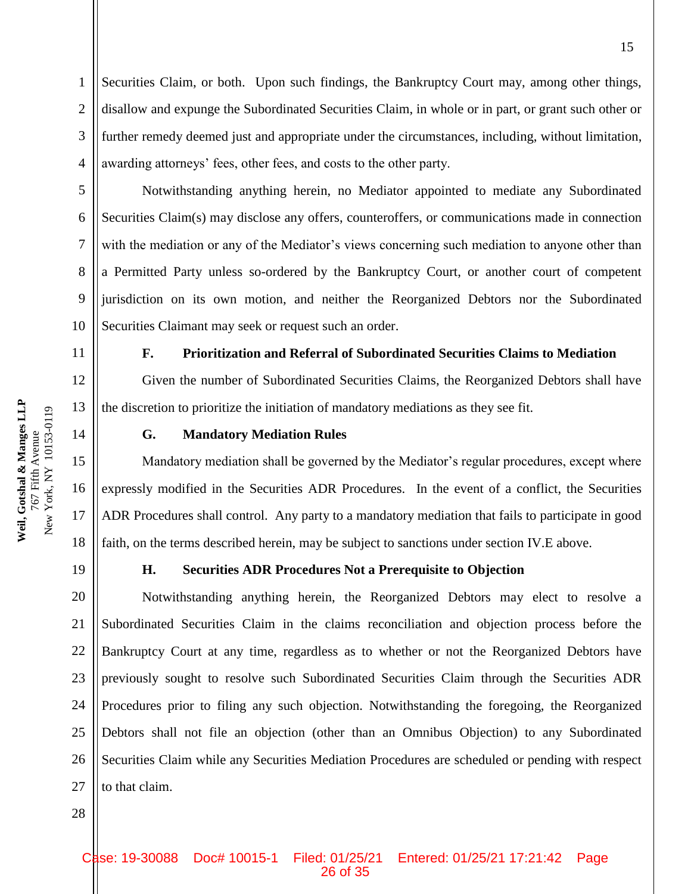Securities Claim, or both. Upon such findings, the Bankruptcy Court may, among other things, disallow and expunge the Subordinated Securities Claim, in whole or in part, or grant such other or further remedy deemed just and appropriate under the circumstances, including, without limitation, awarding attorneys' fees, other fees, and costs to the other party.

Notwithstanding anything herein, no Mediator appointed to mediate any Subordinated Securities Claim(s) may disclose any offers, counteroffers, or communications made in connection with the mediation or any of the Mediator's views concerning such mediation to anyone other than a Permitted Party unless so-ordered by the Bankruptcy Court, or another court of competent jurisdiction on its own motion, and neither the Reorganized Debtors nor the Subordinated Securities Claimant may seek or request such an order.

**F. Prioritization and Referral of Subordinated Securities Claims to Mediation**

Given the number of Subordinated Securities Claims, the Reorganized Debtors shall have the discretion to prioritize the initiation of mandatory mediations as they see fit.

**G. Mandatory Mediation Rules**

Mandatory mediation shall be governed by the Mediator's regular procedures, except where expressly modified in the Securities ADR Procedures. In the event of a conflict, the Securities ADR Procedures shall control. Any party to a mandatory mediation that fails to participate in good faith, on the terms described herein, may be subject to sanctions under section IV.E above.

**H. Securities ADR Procedures Not a Prerequisite to Objection**

Notwithstanding anything herein, the Reorganized Debtors may elect to resolve a Subordinated Securities Claim in the claims reconciliation and objection process before the Bankruptcy Court at any time, regardless as to whether or not the Reorganized Debtors have previously sought to resolve such Subordinated Securities Claim through the Securities ADR Procedures prior to filing any such objection. Notwithstanding the foregoing, the Reorganized Debtors shall not file an objection (other than an Omnibus Objection) to any Subordinated Securities Claim while any Securities Mediation Procedures are scheduled or pending with respect to that claim.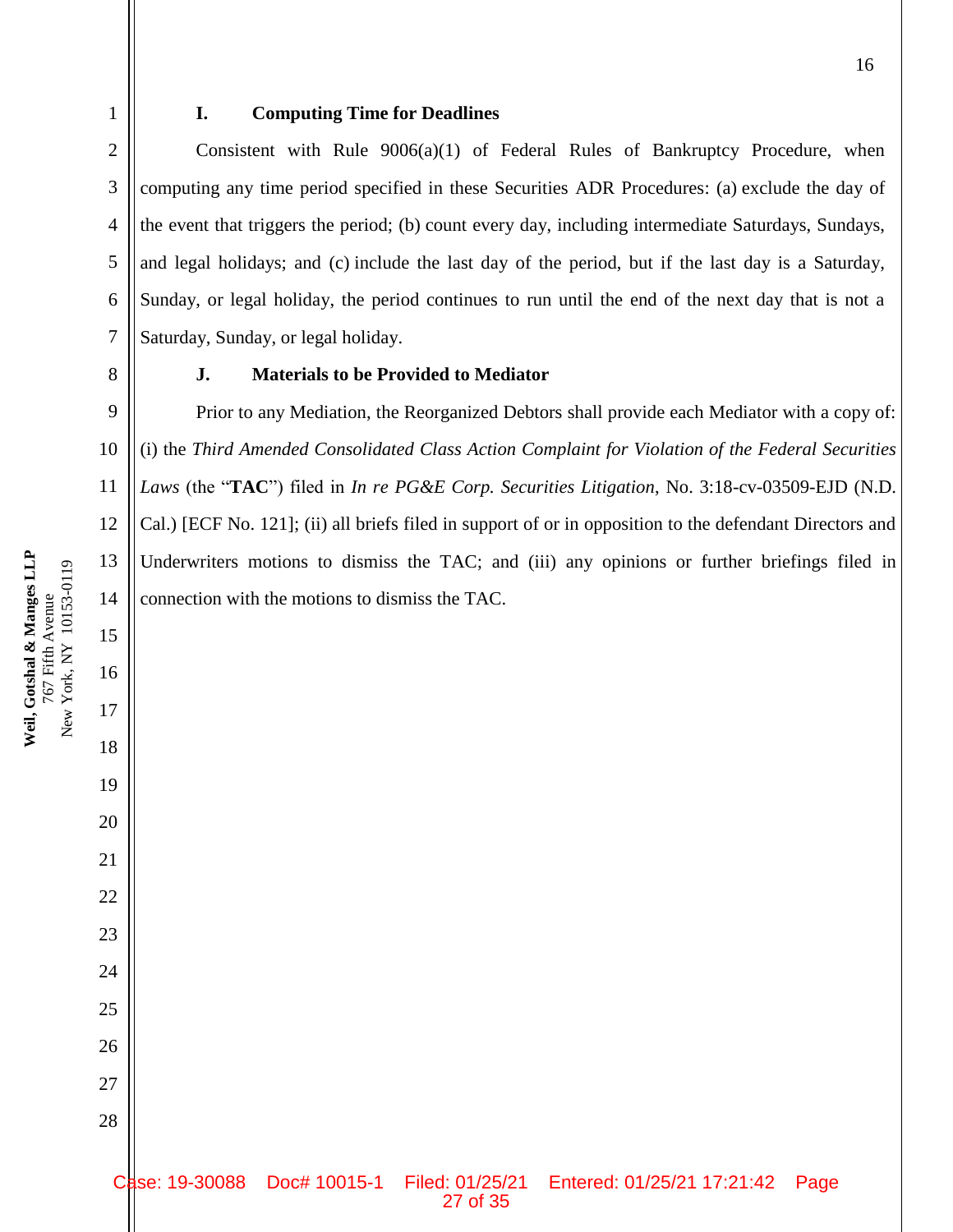### I. Computing Time for Deadlines

Consistent with Rule 9006(a)(1) of Federal Rules of Bankruptcy Procedure, when computing any time period specified in these Securities ADR Procedures: (a) exclude the day of the event that triggers the period; (b) count every day, including intermediate Saturdays, Sundays, and legal holidays; and (c) include the last day of the period, but if the last day is a Saturday, Sunday, or legal holiday, the period continues to run until the end of the next day that is not a Saturday, Sunday, or legal holiday.

### J. Materials to be Provided to Mediator

Prior to any Mediation, the Reorganized Debtors shall provide each Mediator with a copy of: (i) the *Third Amended Consolidated Class Action Complaint for Violation of the Federal Securities Laws* (the "**TAC**") filed in *In re PG&E Corp. Securities Litigation*, No. 3:18-cv-03509-EJD (N.D. Cal.) [ECF No. 121]; (ii) all briefs filed in support of or in opposition to the defendant Directors and Underwriters motions to dismiss the TAC; and (iii) any opinions or further briefings filed in connection with the motions to dismiss the TAC.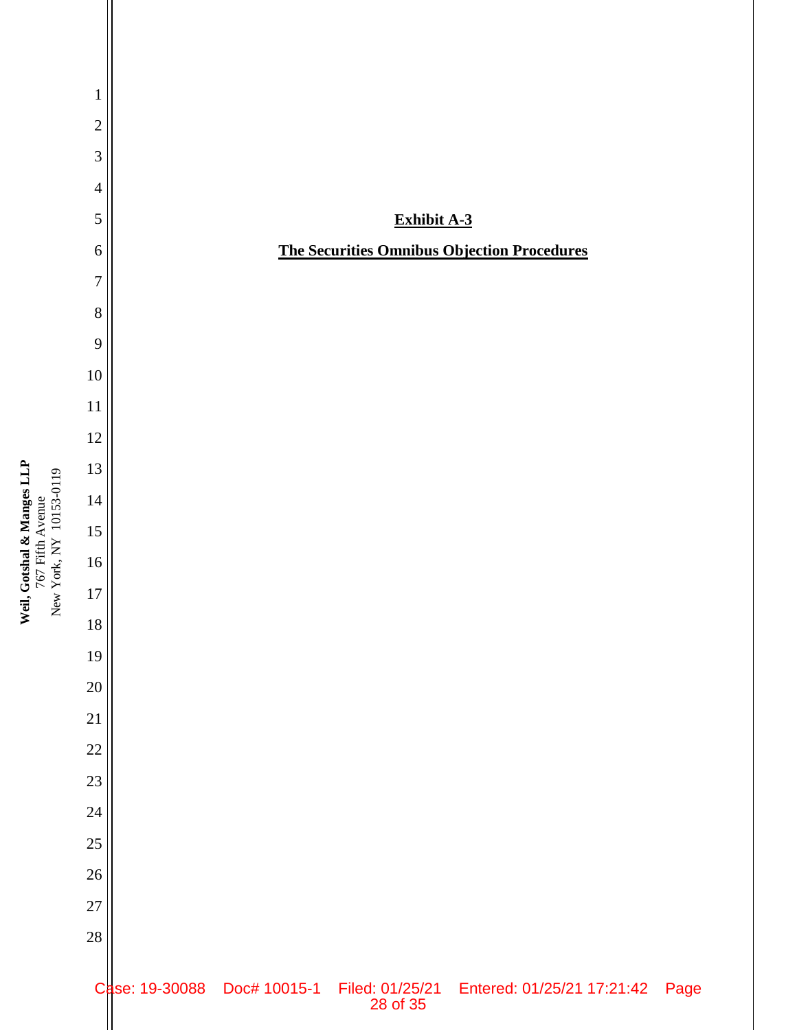**Exhibit A-3**

**The Securities Omnibus Objection Procedures**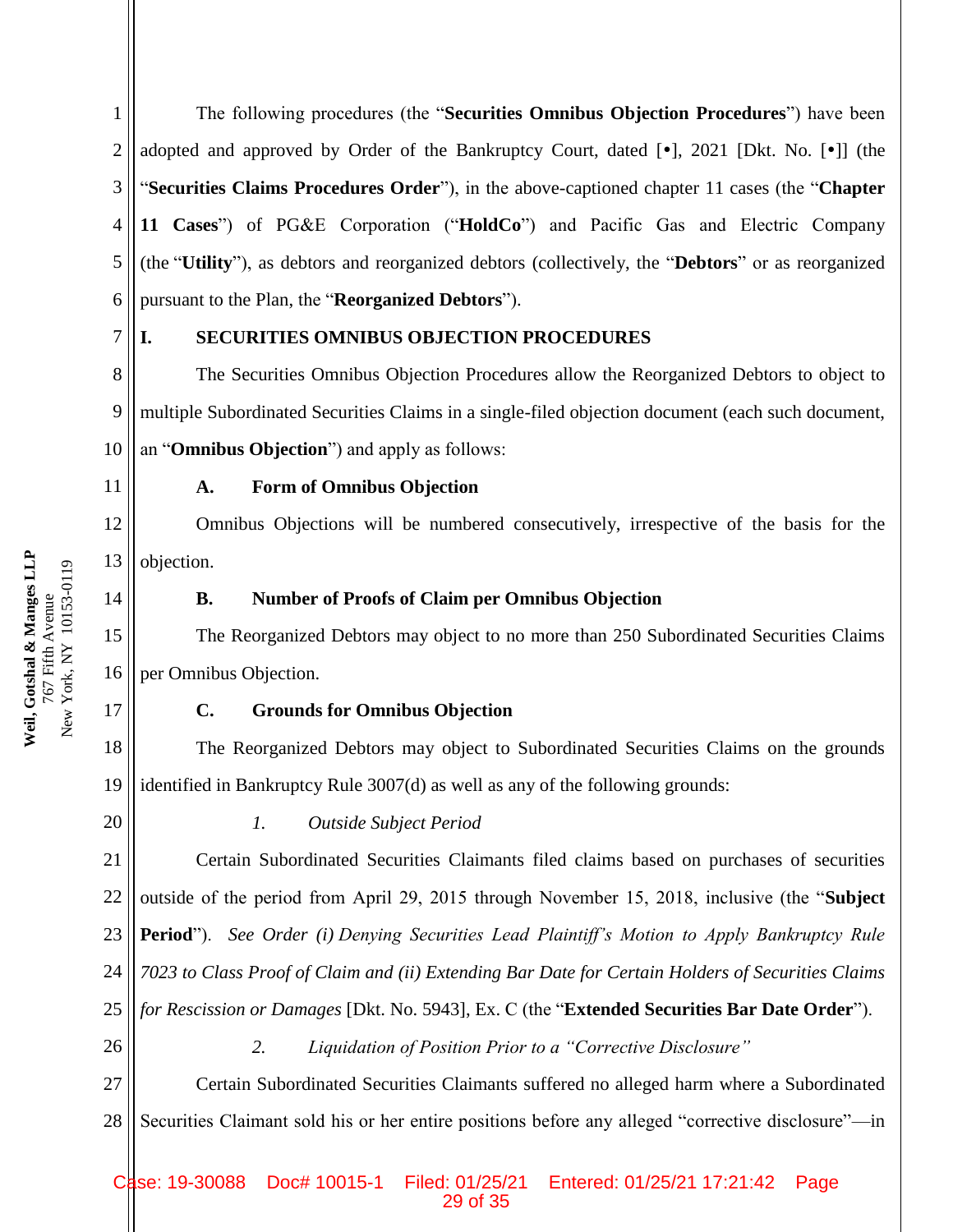The following procedures (the "**Securities Omnibus Objection Procedures**") have been adopted and approved by Order of the Bankruptcy Court, dated [•], 2021 [Dkt. No. [•]] (the "**Securities Claims Procedures Order**"), in the above-captioned chapter 11 cases (the "**Chapter 11 Cases**") of PG&E Corporation ("**HoldCo**") and Pacific Gas and Electric Company (the "**Utility**"), as debtors and reorganized debtors (collectively, the "**Debtors**" or as reorganized pursuant to the Plan, the "**Reorganized Debtors**").

## I. SECURITIES OMNIBUS OBJECTION PROCEDURES

The Securities Omnibus Objection Procedures allow the Reorganized Debtors to object to multiple Subordinated Securities Claims in a single-filed objection document (each such document, an "**Omnibus Objection**") and apply as follows:

### A. Form of Omnibus Objection

Omnibus Objections will be numbered consecutively, irrespective of the basis for the objection.

### B. Number of Proofs of Claim per Omnibus Objection

The Reorganized Debtors may object to no more than 250 Subordinated Securities Claims per Omnibus Objection.

### C. Grounds for Omnibus Objection

The Reorganized Debtors may object to Subordinated Securities Claims on the grounds identified in Bankruptcy Rule 3007(d) as well as any of the following grounds:

*1. Outside Subject Period*

Certain Subordinated Securities Claimants filed claims based on purchases of securities outside of the period from April 29, 2015 through November 15, 2018, inclusive (the "**Subject Period**"). *See Order (i) Denying Securities Lead Plaintiff's Motion to Apply Bankruptcy Rule 7023 to Class Proof of Claim and (ii) Extending Bar Date for Certain Holders of Securities Claims for Rescission or Damages* [Dkt. No. 5943], Ex. C (the "**Extended Securities Bar Date Order**").

*2. Liquidation of Position Prior to a "Corrective Disclosure"*

Certain Subordinated Securities Claimants suffered no alleged harm where a Subordinated Securities Claimant sold his or her entire positions before any alleged "corrective disclosure"—in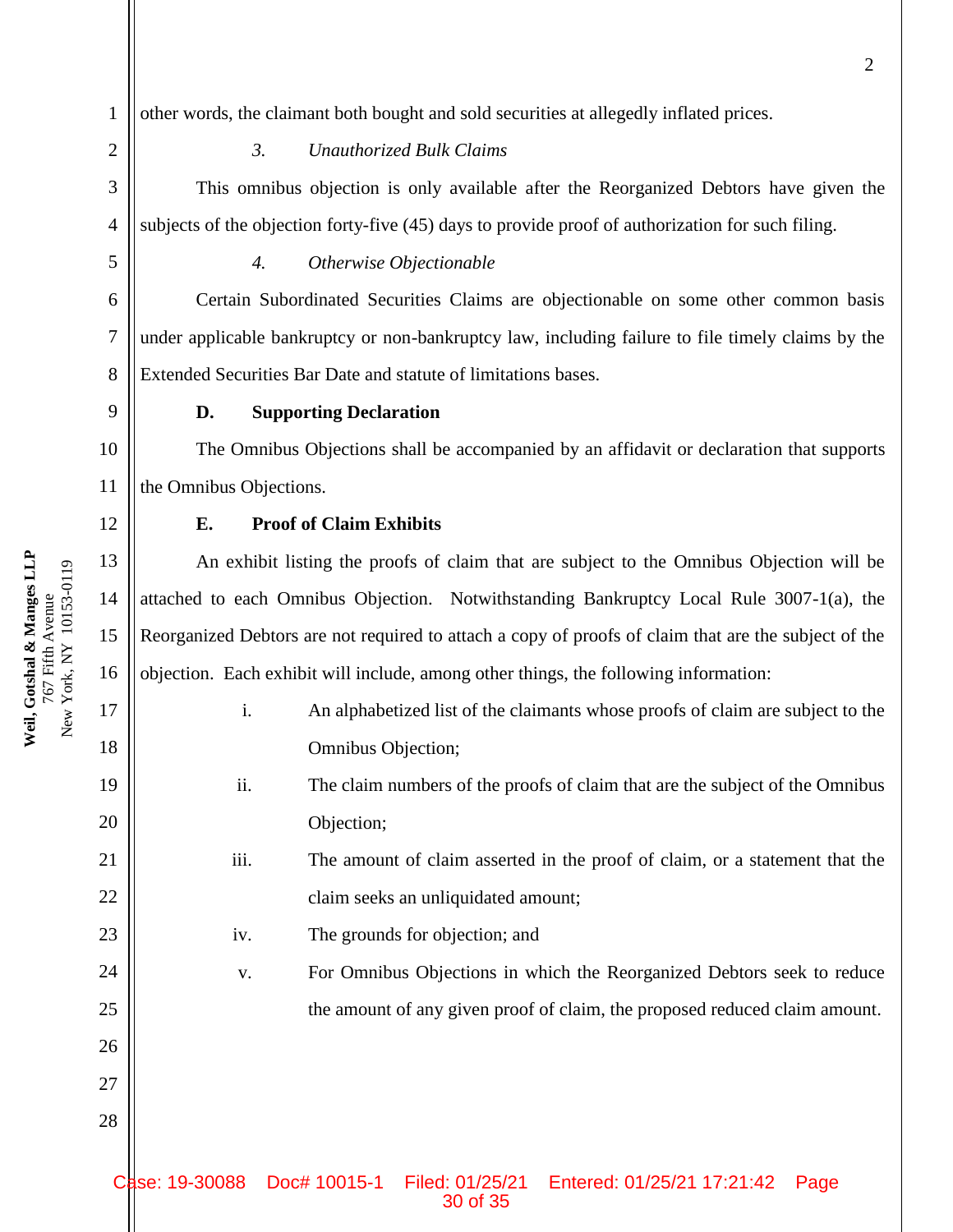other words, the claimant both bought and sold securities at allegedly inflated prices.

*3. Unauthorized Bulk Claims*

This omnibus objection is only available after the Reorganized Debtors have given the subjects of the objection forty-five (45) days to provide proof of authorization for such filing.

*4. Otherwise Objectionable*

Certain Subordinated Securities Claims are objectionable on some other common basis under applicable bankruptcy or non-bankruptcy law, including failure to file timely claims by the Extended Securities Bar Date and statute of limitations bases.

**D. Supporting Declaration**

The Omnibus Objections shall be accompanied by an affidavit or declaration that supports the Omnibus Objections.

**E. Proof of Claim Exhibits**

An exhibit listing the proofs of claim that are subject to the Omnibus Objection will be attached to each Omnibus Objection. Notwithstanding Bankruptcy Local Rule 3007-1(a), the Reorganized Debtors are not required to attach a copy of proofs of claim that are the subject of the objection. Each exhibit will include, among other things, the following information:

i. An alphabetized list of the claimants whose proofs of claim are subject to the Omnibus Objection;

ii. The claim numbers of the proofs of claim that are the subject of the Omnibus Objection;

iii. The amount of claim asserted in the proof of claim, or a statement that the claim seeks an unliquidated amount;

iv. The grounds for objection; and

v. For Omnibus Objections in which the Reorganized Debtors seek to reduce the amount of any given proof of claim, the proposed reduced claim amount.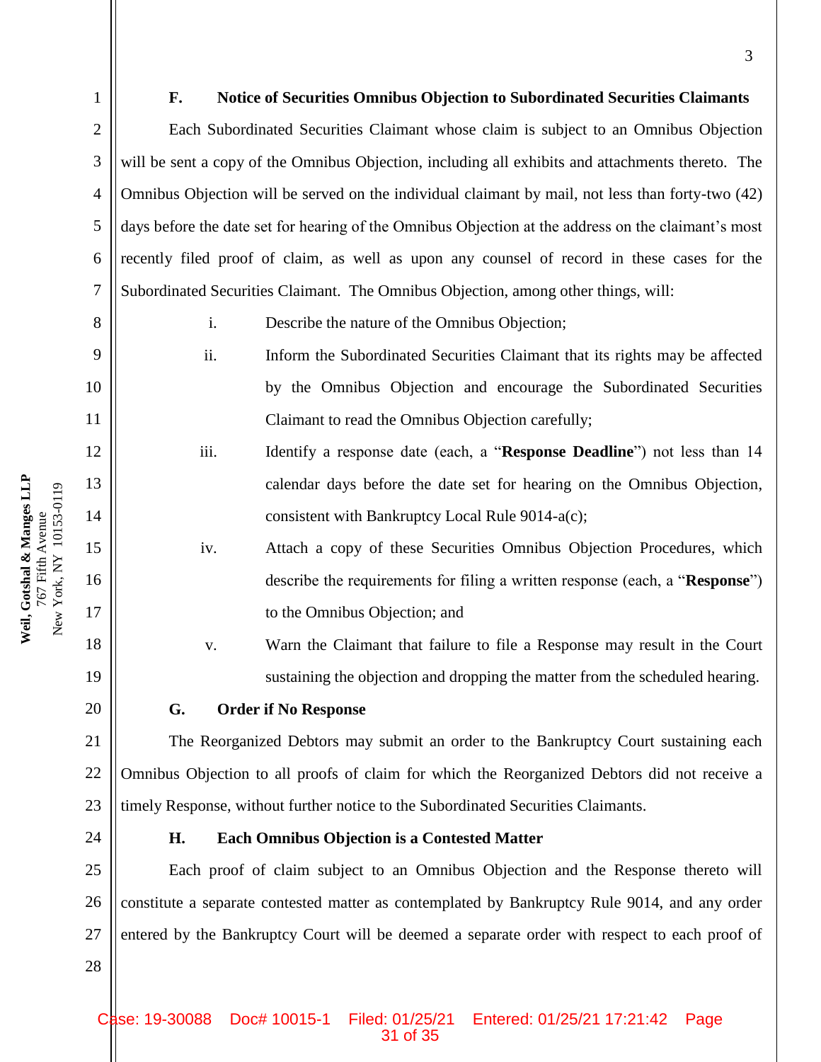### F. Notice of Securities Omnibus Objection to Subordinated Securities Claimants

Each Subordinated Securities Claimant whose claim is subject to an Omnibus Objection will be sent a copy of the Omnibus Objection, including all exhibits and attachments thereto. The Omnibus Objection will be served on the individual claimant by mail, not less than forty-two (42) days before the date set for hearing of the Omnibus Objection at the address on the claimant's most recently filed proof of claim, as well as upon any counsel of record in these cases for the Subordinated Securities Claimant. The Omnibus Objection, among other things, will:

i. Describe the nature of the Omnibus Objection;

ii. Inform the Subordinated Securities Claimant that its rights may be affected by the Omnibus Objection and encourage the Subordinated Securities Claimant to read the Omnibus Objection carefully;

iii. Identify a response date (each, a "**Response Deadline**") not less than 14 calendar days before the date set for hearing on the Omnibus Objection, consistent with Bankruptcy Local Rule 9014-a(c);

iv. Attach a copy of these Securities Omnibus Objection Procedures, which describe the requirements for filing a written response (each, a "**Response**") to the Omnibus Objection; and

v. Warn the Claimant that failure to file a Response may result in the Court sustaining the objection and dropping the matter from the scheduled hearing.

### G. Order if No Response

The Reorganized Debtors may submit an order to the Bankruptcy Court sustaining each Omnibus Objection to all proofs of claim for which the Reorganized Debtors did not receive a timely Response, without further notice to the Subordinated Securities Claimants.

### H. Each Omnibus Objection is a Contested Matter

Each proof of claim subject to an Omnibus Objection and the Response thereto will constitute a separate contested matter as contemplated by Bankruptcy Rule 9014, and any order entered by the Bankruptcy Court will be deemed a separate order with respect to each proof of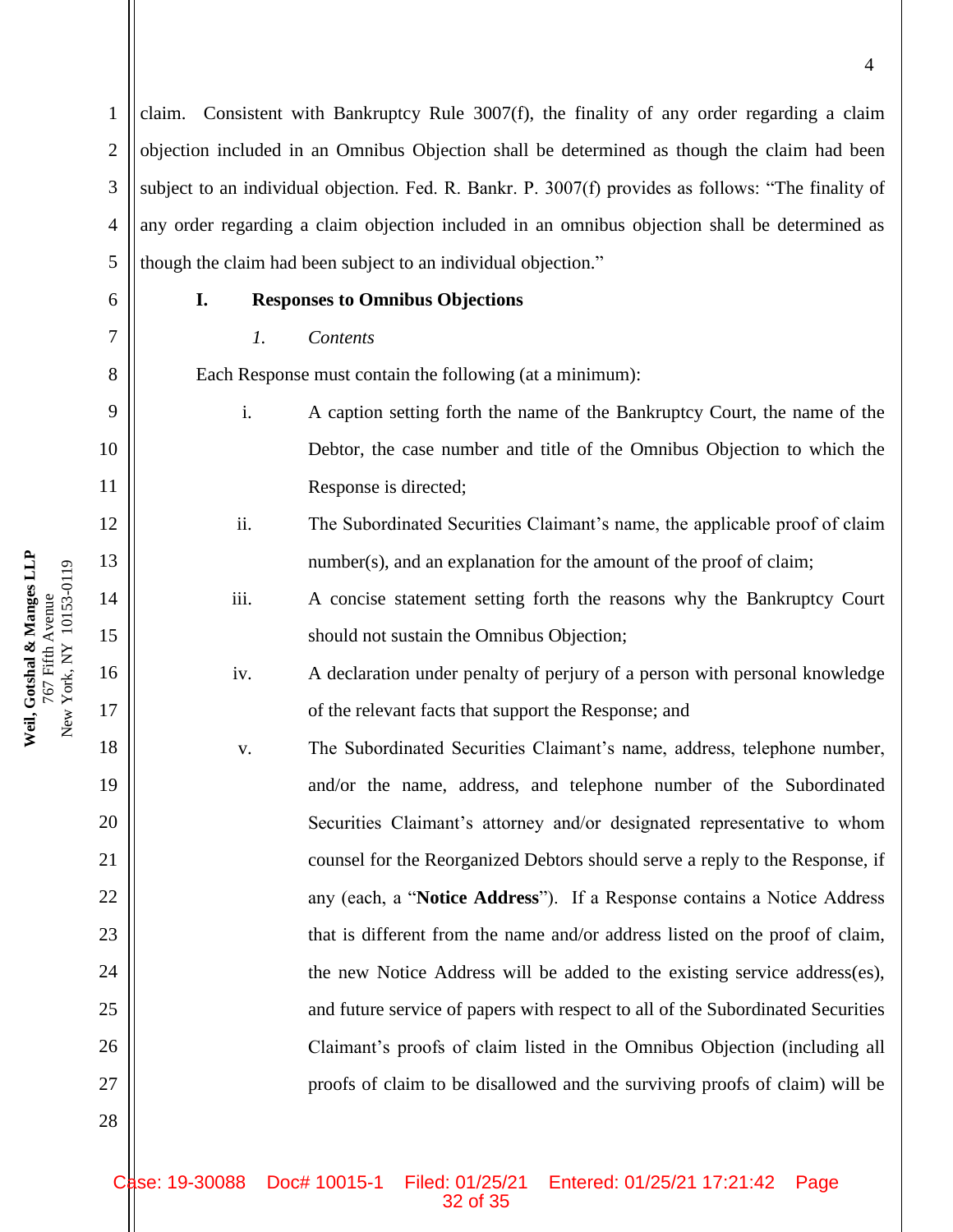claim. Consistent with Bankruptcy Rule 3007(f), the finality of any order regarding a claim objection included in an Omnibus Objection shall be determined as though the claim had been subject to an individual objection. Fed. R. Bankr. P. 3007(f) provides as follows: "The finality of any order regarding a claim objection included in an omnibus objection shall be determined as though the claim had been subject to an individual objection."

## I. Responses to Omnibus Objections

### *1. Contents*

Each Response must contain the following (at a minimum):

i. A caption setting forth the name of the Bankruptcy Court, the name of the Debtor, the case number and title of the Omnibus Objection to which the Response is directed;

ii. The Subordinated Securities Claimant's name, the applicable proof of claim number(s), and an explanation for the amount of the proof of claim;

iii. A concise statement setting forth the reasons why the Bankruptcy Court should not sustain the Omnibus Objection;

iv. A declaration under penalty of perjury of a person with personal knowledge of the relevant facts that support the Response; and

v. The Subordinated Securities Claimant's name, address, telephone number, and/or the name, address, and telephone number of the Subordinated Securities Claimant's attorney and/or designated representative to whom counsel for the Reorganized Debtors should serve a reply to the Response, if any (each, a "**Notice Address**"). If a Response contains a Notice Address that is different from the name and/or address listed on the proof of claim, the new Notice Address will be added to the existing service address(es), and future service of papers with respect to all of the Subordinated Securities Claimant's proofs of claim listed in the Omnibus Objection (including all proofs of claim to be disallowed and the surviving proofs of claim) will be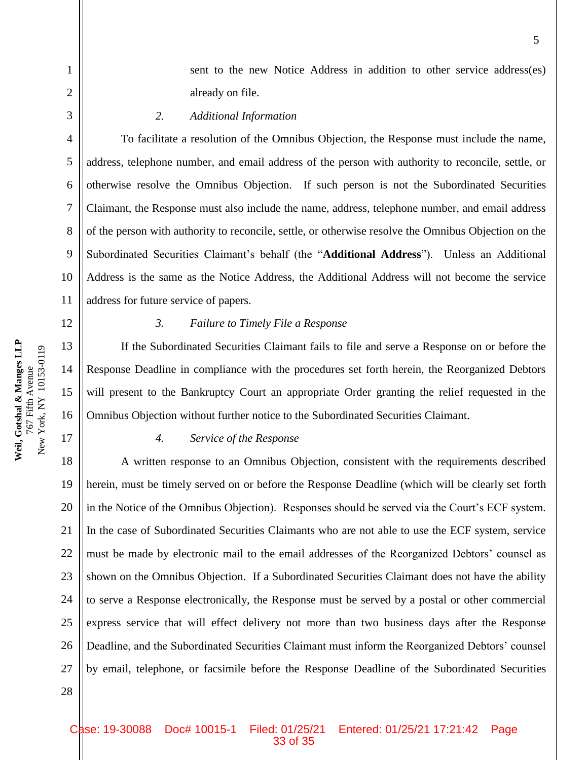sent to the new Notice Address in addition to other service address(es) already on file.

*2. Additional Information*

To facilitate a resolution of the Omnibus Objection, the Response must include the name, address, telephone number, and email address of the person with authority to reconcile, settle, or otherwise resolve the Omnibus Objection. If such person is not the Subordinated Securities Claimant, the Response must also include the name, address, telephone number, and email address of the person with authority to reconcile, settle, or otherwise resolve the Omnibus Objection on the Subordinated Securities Claimant's behalf (the "**Additional Address**"). Unless an Additional Address is the same as the Notice Address, the Additional Address will not become the service address for future service of papers.

*3. Failure to Timely File a Response*

If the Subordinated Securities Claimant fails to file and serve a Response on or before the Response Deadline in compliance with the procedures set forth herein, the Reorganized Debtors will present to the Bankruptcy Court an appropriate Order granting the relief requested in the Omnibus Objection without further notice to the Subordinated Securities Claimant.

*4. Service of the Response*

A written response to an Omnibus Objection, consistent with the requirements described herein, must be timely served on or before the Response Deadline (which will be clearly set forth in the Notice of the Omnibus Objection). Responses should be served via the Court's ECF system. In the case of Subordinated Securities Claimants who are not able to use the ECF system, service must be made by electronic mail to the email addresses of the Reorganized Debtors' counsel as shown on the Omnibus Objection. If a Subordinated Securities Claimant does not have the ability to serve a Response electronically, the Response must be served by a postal or other commercial express service that will effect delivery not more than two business days after the Response Deadline, and the Subordinated Securities Claimant must inform the Reorganized Debtors' counsel by email, telephone, or facsimile before the Response Deadline of the Subordinated Securities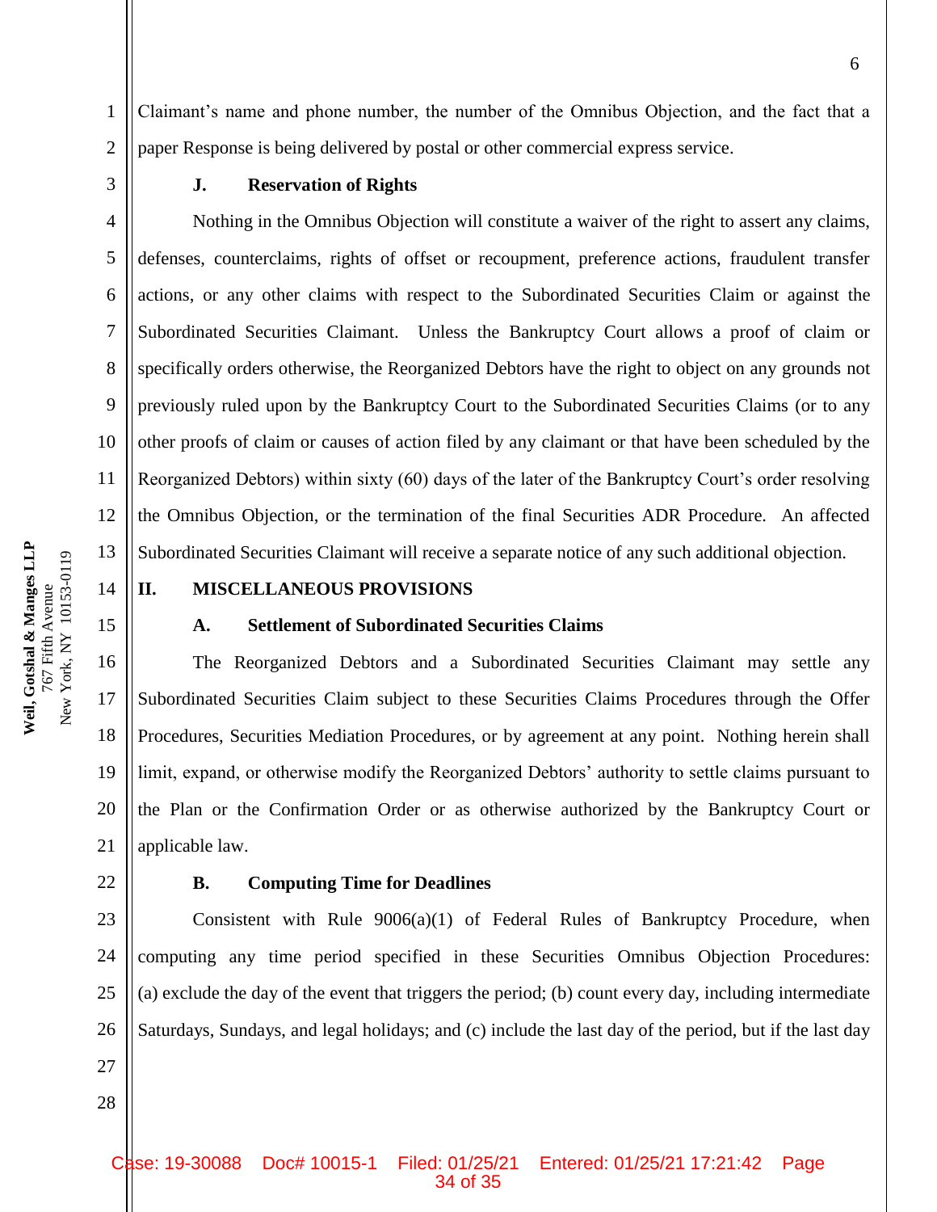Claimant's name and phone number, the number of the Omnibus Objection, and the fact that a paper Response is being delivered by postal or other commercial express service.

**J. Reservation of Rights**

Nothing in the Omnibus Objection will constitute a waiver of the right to assert any claims, defenses, counterclaims, rights of offset or recoupment, preference actions, fraudulent transfer actions, or any other claims with respect to the Subordinated Securities Claim or against the Subordinated Securities Claimant. Unless the Bankruptcy Court allows a proof of claim or specifically orders otherwise, the Reorganized Debtors have the right to object on any grounds not previously ruled upon by the Bankruptcy Court to the Subordinated Securities Claims (or to any other proofs of claim or causes of action filed by any claimant or that have been scheduled by the Reorganized Debtors) within sixty (60) days of the later of the Bankruptcy Court's order resolving the Omnibus Objection, or the termination of the final Securities ADR Procedure. An affected Subordinated Securities Claimant will receive a separate notice of any such additional objection.

## II. MISCELLANEOUS PROVISIONS

**A. Settlement of Subordinated Securities Claims**

The Reorganized Debtors and a Subordinated Securities Claimant may settle any Subordinated Securities Claim subject to these Securities Claims Procedures through the Offer Procedures, Securities Mediation Procedures, or by agreement at any point. Nothing herein shall limit, expand, or otherwise modify the Reorganized Debtors' authority to settle claims pursuant to the Plan or the Confirmation Order or as otherwise authorized by the Bankruptcy Court or applicable law.

**B. Computing Time for Deadlines**

Consistent with Rule 9006(a)(1) of Federal Rules of Bankruptcy Procedure, when computing any time period specified in these Securities Omnibus Objection Procedures: (a) exclude the day of the event that triggers the period; (b) count every day, including intermediate Saturdays, Sundays, and legal holidays; and (c) include the last day of the period, but if the last day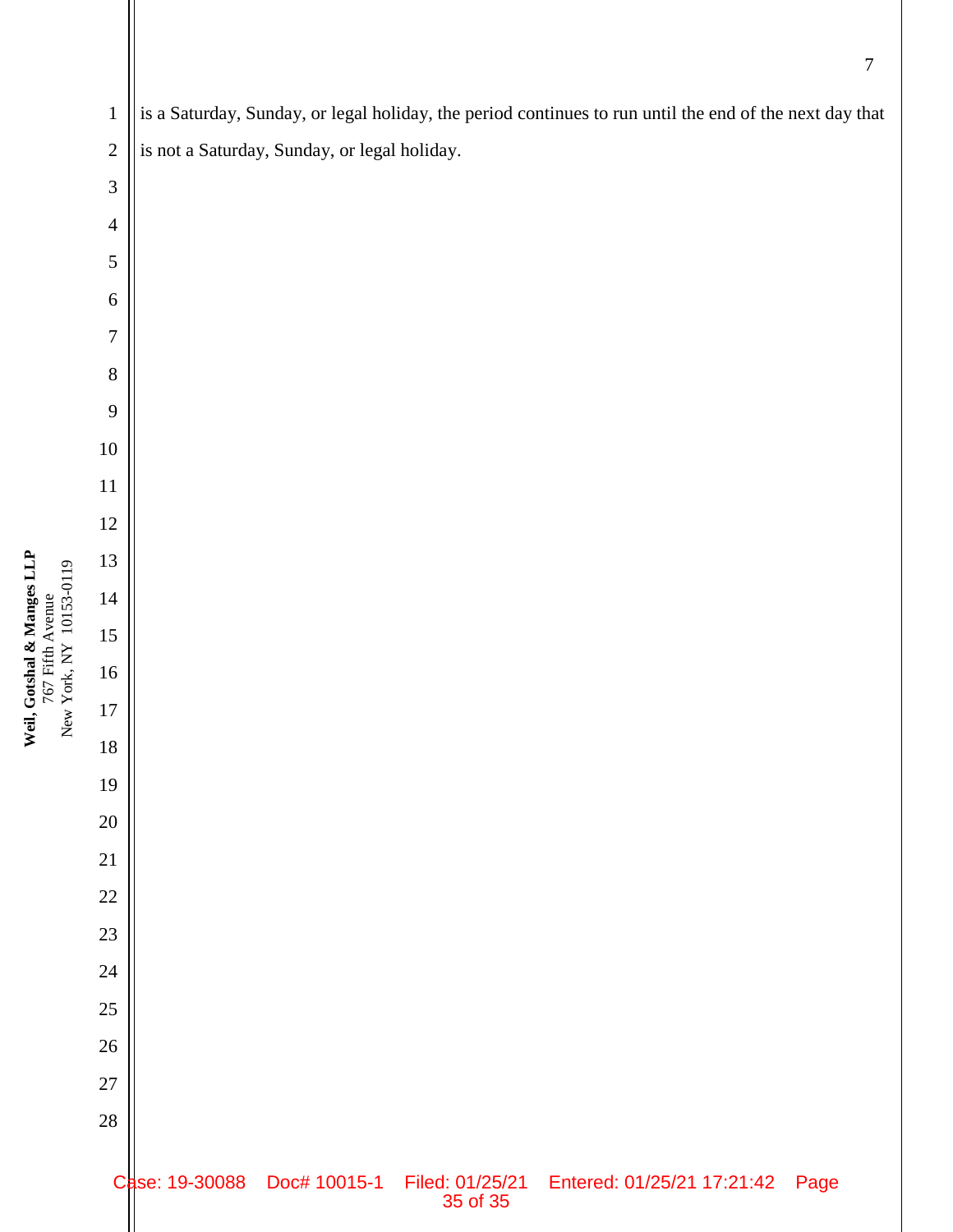is a Saturday, Sunday, or legal holiday, the period continues to run until the end of the next day that is not a Saturday, Sunday, or legal holiday.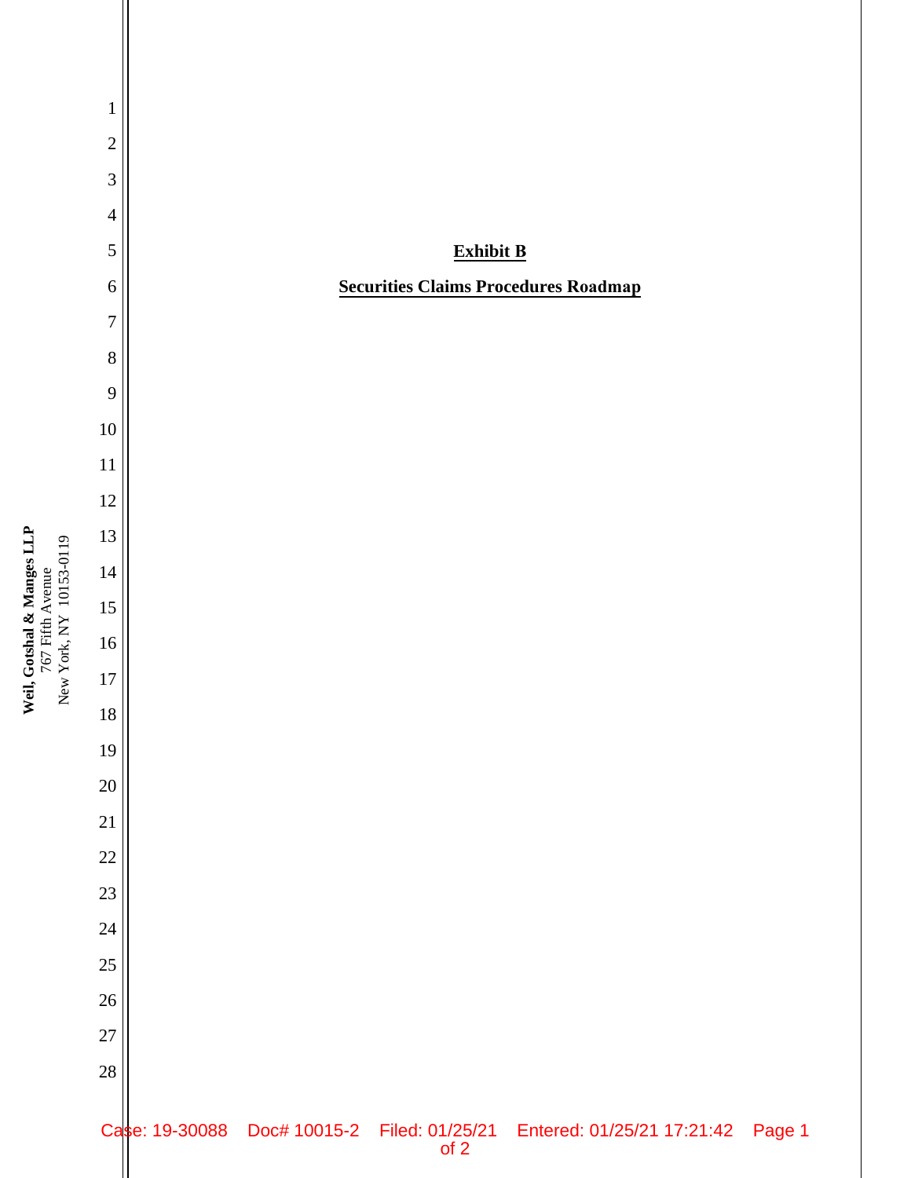**Exhibit B**

**Securities Claims Procedures Roadmap**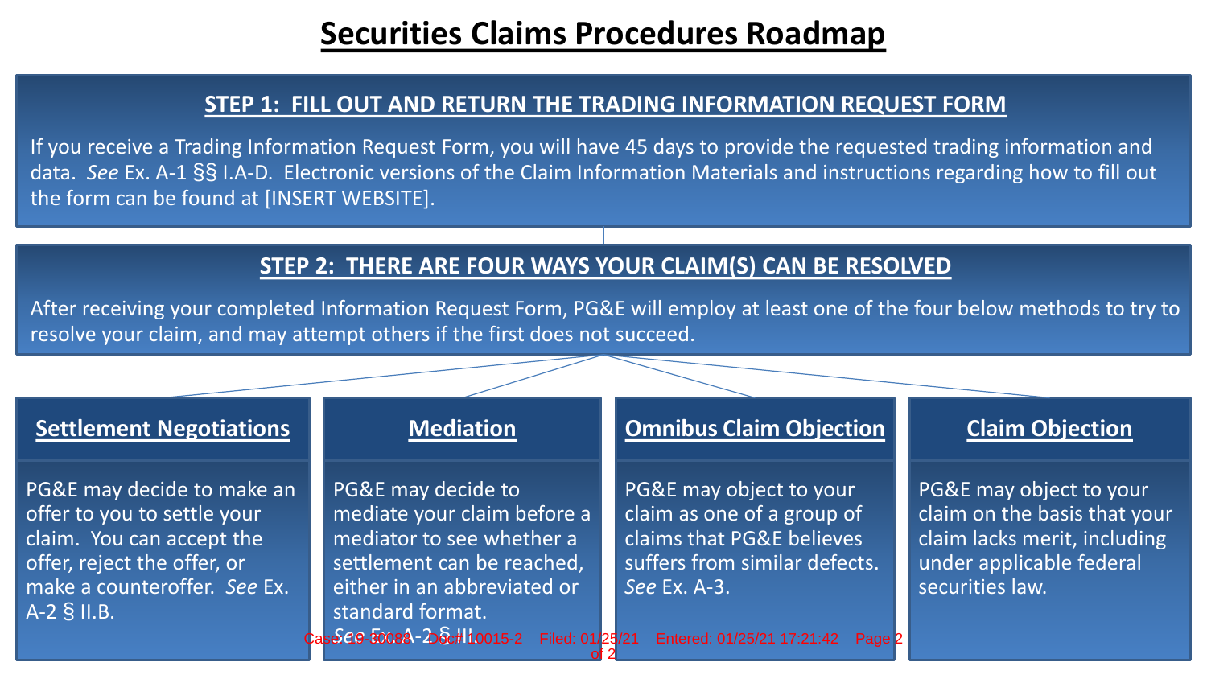# Securities Claims Procedures Roadmap

## STEP 1: FILL OUT AND RETURN THE TRADING INFORMATION REQUEST FORM

If you receive a Trading Information Request Form, you will have 45 days to provide the requested trading information and data. *See* Ex. A-1 §§ I.A-D. Electronic versions of the Claim Information Materials and instructions regarding how to fill out the form can be found at [INSERT WEBSITE].

## STEP 2: THERE ARE FOUR WAYS YOUR CLAIM(S) CAN BE RESOLVED

After receiving your completed Information Request Form, PG&E will employ at least one of the four below methods to try to resolve your claim, and may attempt others if the first does not succeed.

### Settlement Negotiations

PG&E may decide to make an offer to you to settle your claim. You can accept the offer, reject the offer, or make a counteroffer. *See* Ex. A-2 § II.B.

### Mediation

PG&E may decide to mediate your claim before a mediator to see whether a settlement can be reached, either in an abbreviated or standard format. *See* Ex. A-2 § III.

### Omnibus Claim Objection

PG&E may object to your claim as one of a group of claims that PG&E believes suffers from similar defects. *See* Ex. A-3.

### Claim Objection

PG&E may object to your claim on the basis that your claim lacks merit, including under applicable federal securities law.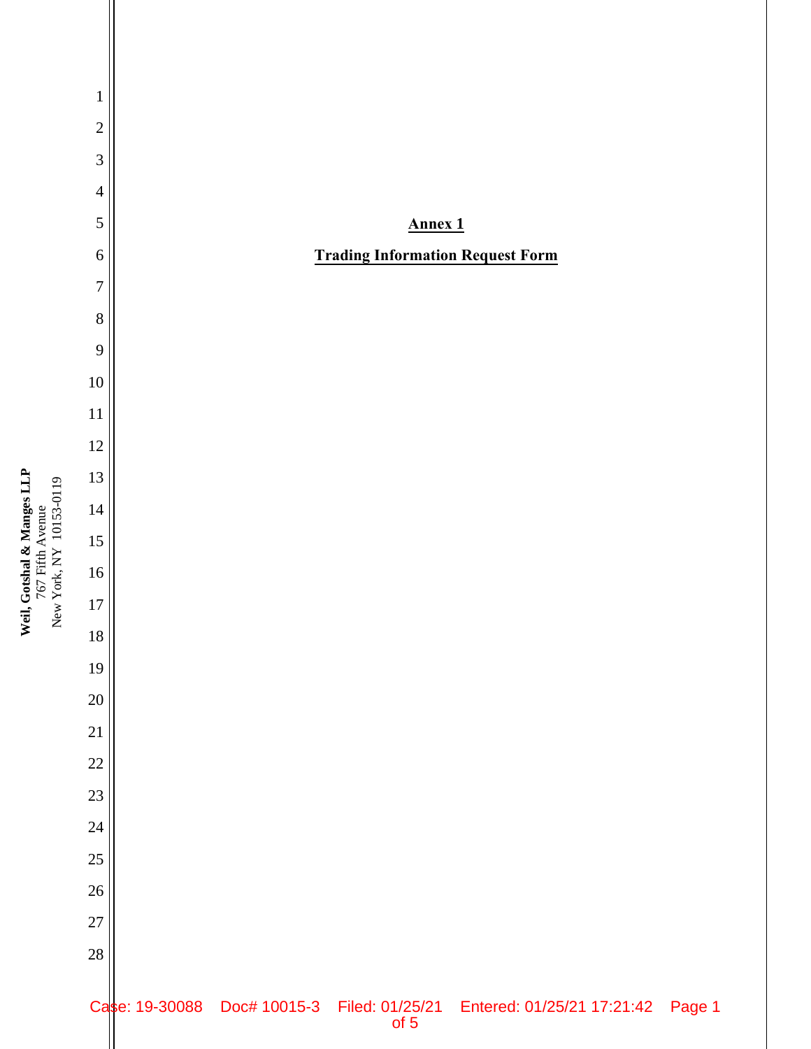**Annex 1**

**Trading Information Request Form**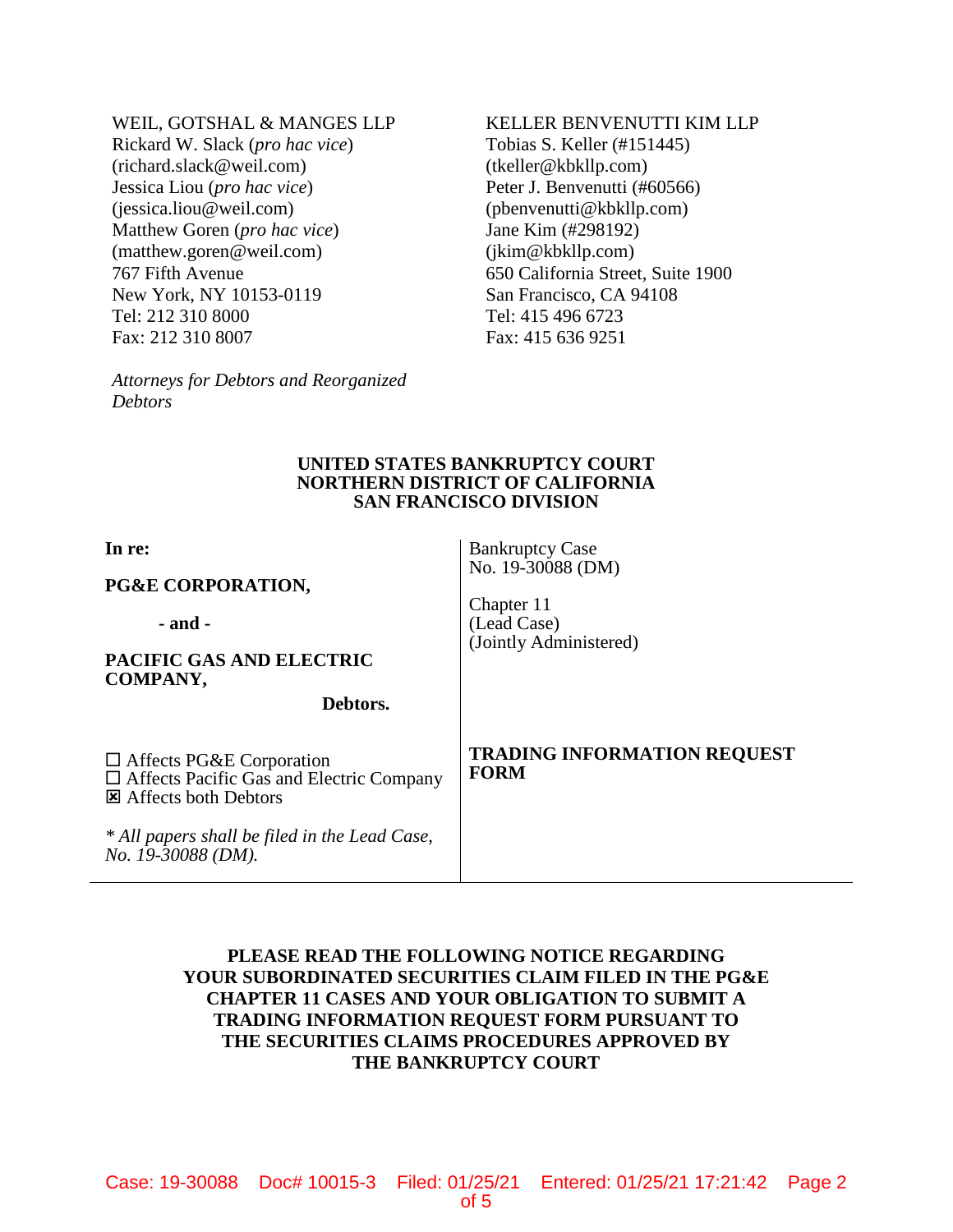WEIL, GOTSHAL & MANGES LLP
Rickard W. Slack (*pro hac vice*)
(richard.slack@weil.com)
Jessica Liou (*pro hac vice*)
(jessica.liou@weil.com)
Matthew Goren (*pro hac vice*)
(matthew.goren@weil.com)
767 Fifth Avenue
New York, NY 10153-0119
Tel: 212 310 8000
Fax: 212 310 8007

KELLER BENVENUTTI KIM LLP
Tobias S. Keller (#151445)
(tkeller@kbkllp.com)
Peter J. Benvenutti (#60566)
(pbenvenutti@kbkllp.com)
Jane Kim (#298192)
(jkim@kbkllp.com)
650 California Street, Suite 1900
San Francisco, CA 94108
Tel: 415 496 6723
Fax: 415 636 9251

*Attorneys for Debtors and Reorganized Debtors*

**UNITED STATES BANKRUPTCY COURT**
**NORTHERN DISTRICT OF CALIFORNIA**
**SAN FRANCISCO DIVISION**

**In re:**

**PG&E CORPORATION,**

**- and -**

**PACIFIC GAS AND ELECTRIC COMPANY,**

**Debtors.**

☐ Affects PG&E Corporation
☐ Affects Pacific Gas and Electric Company
☒ Affects both Debtors

*\* All papers shall be filed in the Lead Case, No. 19-30088 (DM).*

Bankruptcy Case
No. 19-30088 (DM)

Chapter 11
(Lead Case)
(Jointly Administered)

**TRADING INFORMATION REQUEST FORM**

**PLEASE READ THE FOLLOWING NOTICE REGARDING YOUR SUBORDINATED SECURITIES CLAIM FILED IN THE PG&E CHAPTER 11 CASES AND YOUR OBLIGATION TO SUBMIT A TRADING INFORMATION REQUEST FORM PURSUANT TO THE SECURITIES CLAIMS PROCEDURES APPROVED BY THE BANKRUPTCY COURT**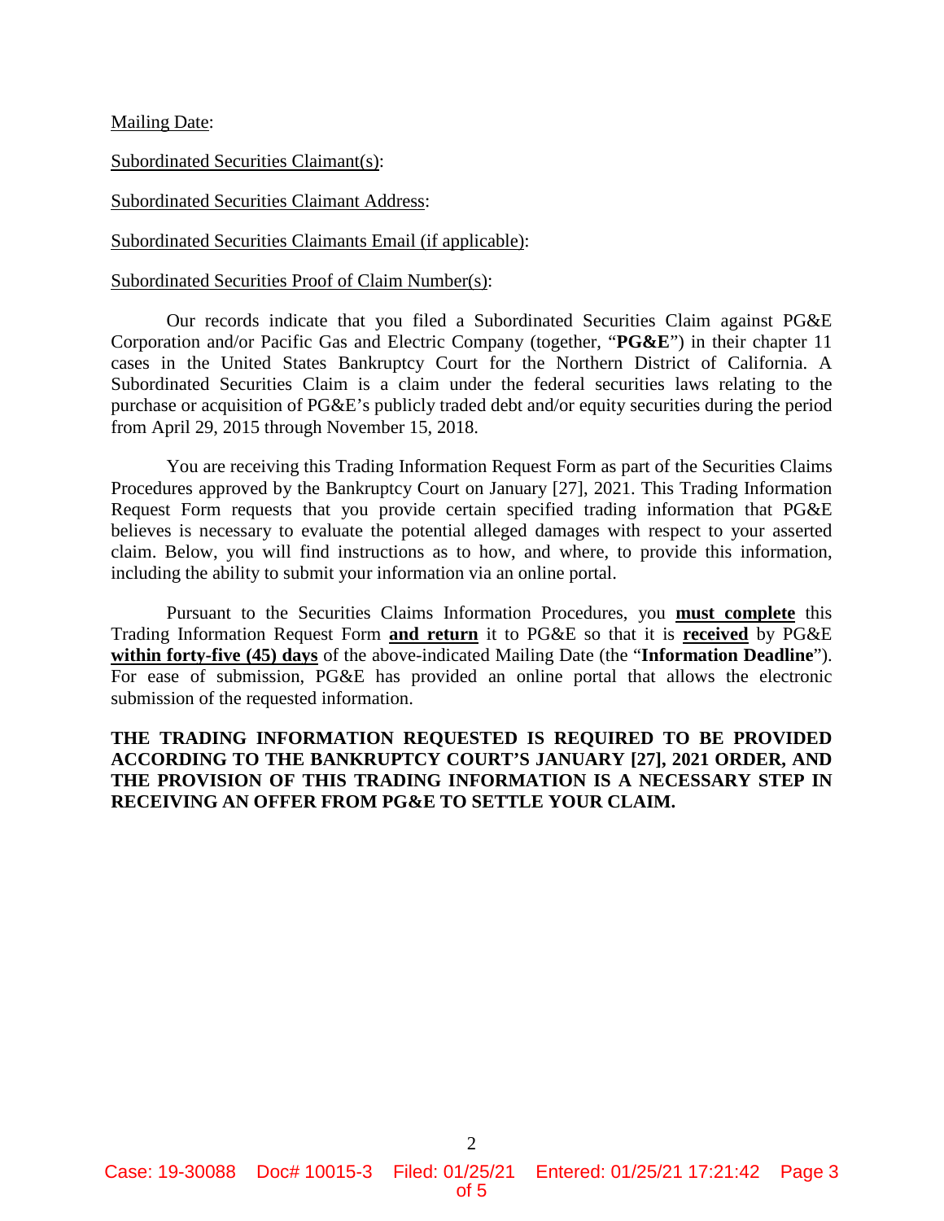Mailing Date:

Subordinated Securities Claimant(s):

Subordinated Securities Claimant Address:

Subordinated Securities Claimants Email (if applicable):

Subordinated Securities Proof of Claim Number(s):

Our records indicate that you filed a Subordinated Securities Claim against PG&E Corporation and/or Pacific Gas and Electric Company (together, "**PG&E**") in their chapter 11 cases in the United States Bankruptcy Court for the Northern District of California. A Subordinated Securities Claim is a claim under the federal securities laws relating to the purchase or acquisition of PG&E's publicly traded debt and/or equity securities during the period from April 29, 2015 through November 15, 2018.

You are receiving this Trading Information Request Form as part of the Securities Claims Procedures approved by the Bankruptcy Court on January [27], 2021. This Trading Information Request Form requests that you provide certain specified trading information that PG&E believes is necessary to evaluate the potential alleged damages with respect to your asserted claim. Below, you will find instructions as to how, and where, to provide this information, including the ability to submit your information via an online portal.

Pursuant to the Securities Claims Information Procedures, you **must complete** this Trading Information Request Form **and return** it to PG&E so that it is **received** by PG&E **within forty-five (45) days** of the above-indicated Mailing Date (the "**Information Deadline**"). For ease of submission, PG&E has provided an online portal that allows the electronic submission of the requested information.

**THE TRADING INFORMATION REQUESTED IS REQUIRED TO BE PROVIDED ACCORDING TO THE BANKRUPTCY COURT'S JANUARY [27], 2021 ORDER, AND THE PROVISION OF THIS TRADING INFORMATION IS A NECESSARY STEP IN RECEIVING AN OFFER FROM PG&E TO SETTLE YOUR CLAIM.**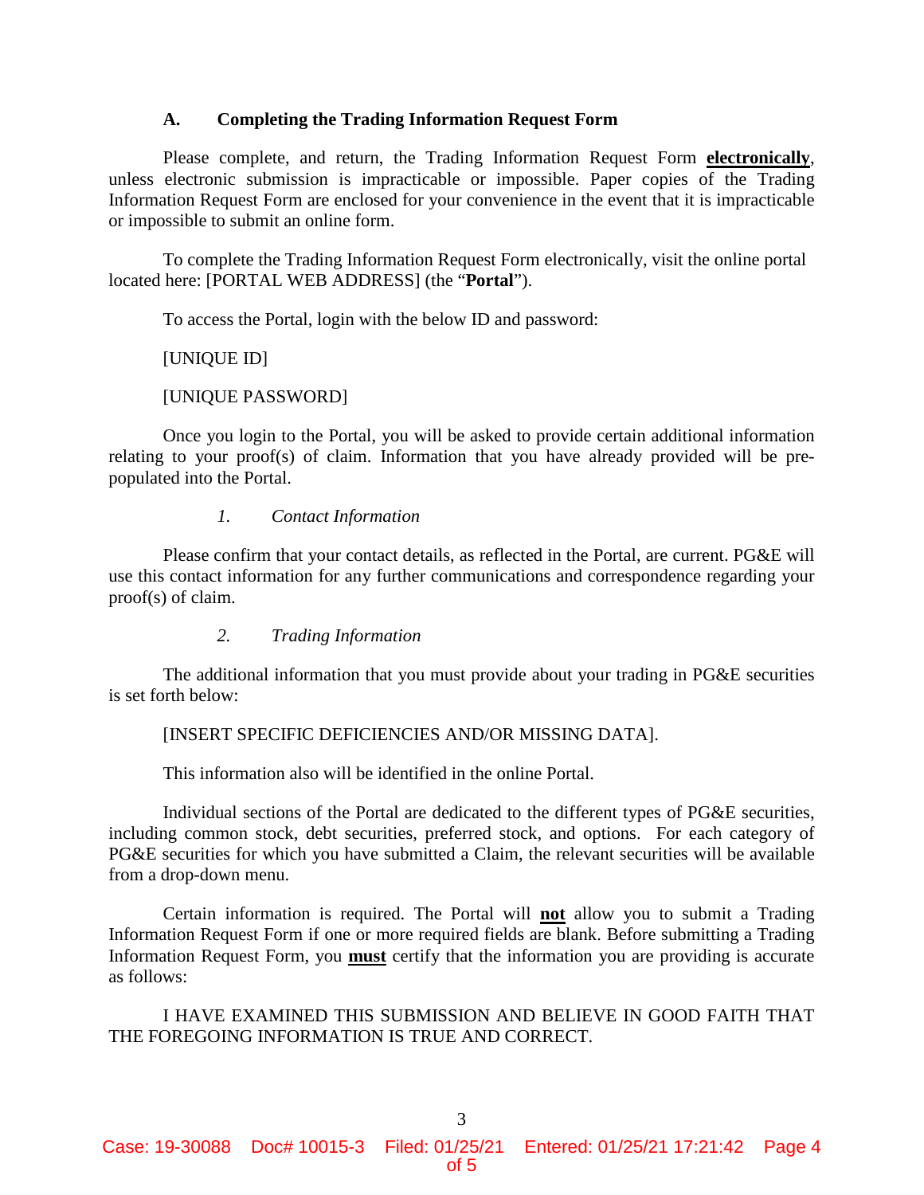### A. Completing the Trading Information Request Form

Please complete, and return, the Trading Information Request Form **electronically**, unless electronic submission is impracticable or impossible. Paper copies of the Trading Information Request Form are enclosed for your convenience in the event that it is impracticable or impossible to submit an online form.

To complete the Trading Information Request Form electronically, visit the online portal located here: [PORTAL WEB ADDRESS] (the "**Portal**").

To access the Portal, login with the below ID and password:

[UNIQUE ID]

[UNIQUE PASSWORD]

Once you login to the Portal, you will be asked to provide certain additional information relating to your proof(s) of claim. Information that you have already provided will be pre-populated into the Portal.

#### *1. Contact Information*

Please confirm that your contact details, as reflected in the Portal, are current. PG&E will use this contact information for any further communications and correspondence regarding your proof(s) of claim.

#### *2. Trading Information*

The additional information that you must provide about your trading in PG&E securities is set forth below:

[INSERT SPECIFIC DEFICIENCIES AND/OR MISSING DATA].

This information also will be identified in the online Portal.

Individual sections of the Portal are dedicated to the different types of PG&E securities, including common stock, debt securities, preferred stock, and options. For each category of PG&E securities for which you have submitted a Claim, the relevant securities will be available from a drop-down menu.

Certain information is required. The Portal will **not** allow you to submit a Trading Information Request Form if one or more required fields are blank. Before submitting a Trading Information Request Form, you **must** certify that the information you are providing is accurate as follows:

I HAVE EXAMINED THIS SUBMISSION AND BELIEVE IN GOOD FAITH THAT THE FOREGOING INFORMATION IS TRUE AND CORRECT.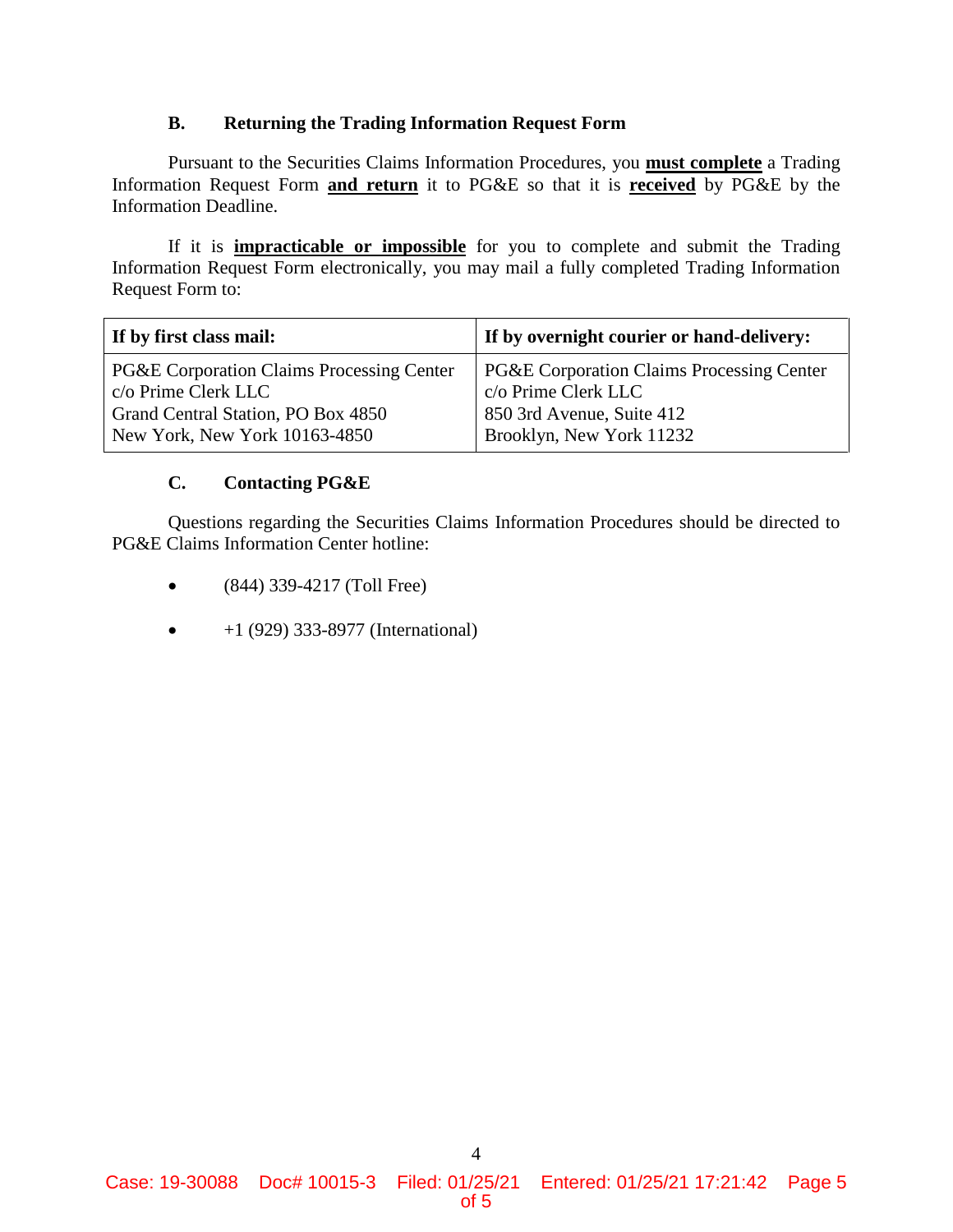### B. Returning the Trading Information Request Form

Pursuant to the Securities Claims Information Procedures, you **must complete** a Trading Information Request Form **and return** it to PG&E so that it is **received** by PG&E by the Information Deadline.

If it is **impracticable or impossible** for you to complete and submit the Trading Information Request Form electronically, you may mail a fully completed Trading Information Request Form to:

| If by first class mail: | If by overnight courier or hand-delivery: |
|---|---|
| PG&E Corporation Claims Processing Center<br>c/o Prime Clerk LLC<br>Grand Central Station, PO Box 4850<br>New York, New York 10163-4850 | PG&E Corporation Claims Processing Center<br>c/o Prime Clerk LLC<br>850 3rd Avenue, Suite 412<br>Brooklyn, New York 11232 |

### C. Contacting PG&E

Questions regarding the Securities Claims Information Procedures should be directed to PG&E Claims Information Center hotline:

- (844) 339-4217 (Toll Free)
- +1 (929) 333-8977 (International)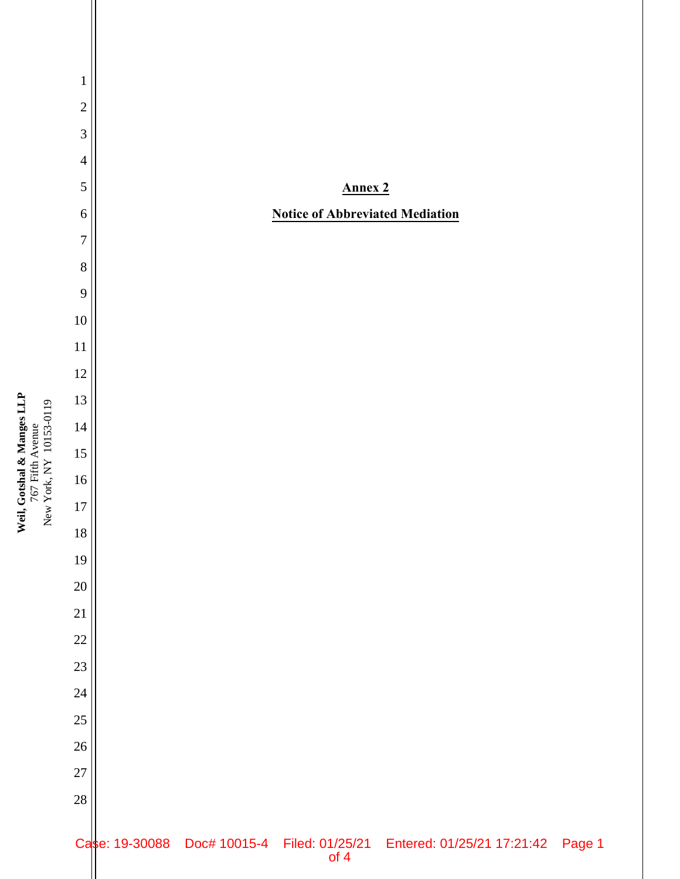**Annex 2**

**Notice of Abbreviated Mediation**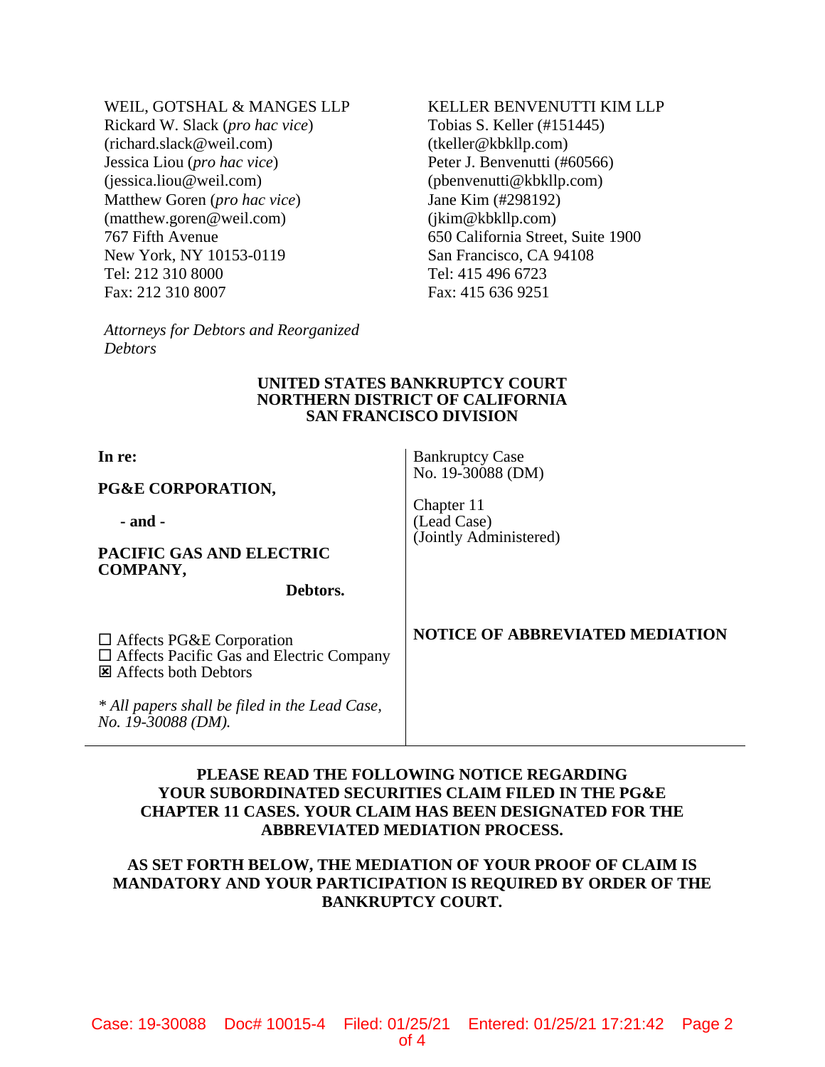WEIL, GOTSHAL & MANGES LLP
Rickard W. Slack (*pro hac vice*)
(richard.slack@weil.com)
Jessica Liou (*pro hac vice*)
(jessica.liou@weil.com)
Matthew Goren (*pro hac vice*)
(matthew.goren@weil.com)
767 Fifth Avenue
New York, NY 10153-0119
Tel: 212 310 8000
Fax: 212 310 8007

KELLER BENVENUTTI KIM LLP
Tobias S. Keller (#151445)
(tkeller@kbkllp.com)
Peter J. Benvenutti (#60566)
(pbenvenutti@kbkllp.com)
Jane Kim (#298192)
(jkim@kbkllp.com)
650 California Street, Suite 1900
San Francisco, CA 94108
Tel: 415 496 6723
Fax: 415 636 9251

*Attorneys for Debtors and Reorganized Debtors*

**UNITED STATES BANKRUPTCY COURT**
**NORTHERN DISTRICT OF CALIFORNIA**
**SAN FRANCISCO DIVISION**

| | |
|---|---|
| **In re:**<br><br>**PG&E CORPORATION,**<br><br>**- and -**<br><br>**PACIFIC GAS AND ELECTRIC COMPANY,**<br><br>**Debtors.** | Bankruptcy Case No. 19-30088 (DM)<br><br>Chapter 11<br>(Lead Case)<br>(Jointly Administered) |
| ☐ Affects PG&E Corporation<br>☐ Affects Pacific Gas and Electric Company<br>☒ Affects both Debtors<br><br>*\* All papers shall be filed in the Lead Case, No. 19-30088 (DM).* | **NOTICE OF ABBREVIATED MEDIATION** |

**PLEASE READ THE FOLLOWING NOTICE REGARDING YOUR SUBORDINATED SECURITIES CLAIM FILED IN THE PG&E CHAPTER 11 CASES. YOUR CLAIM HAS BEEN DESIGNATED FOR THE ABBREVIATED MEDIATION PROCESS.**

**AS SET FORTH BELOW, THE MEDIATION OF YOUR PROOF OF CLAIM IS MANDATORY AND YOUR PARTICIPATION IS REQUIRED BY ORDER OF THE BANKRUPTCY COURT.**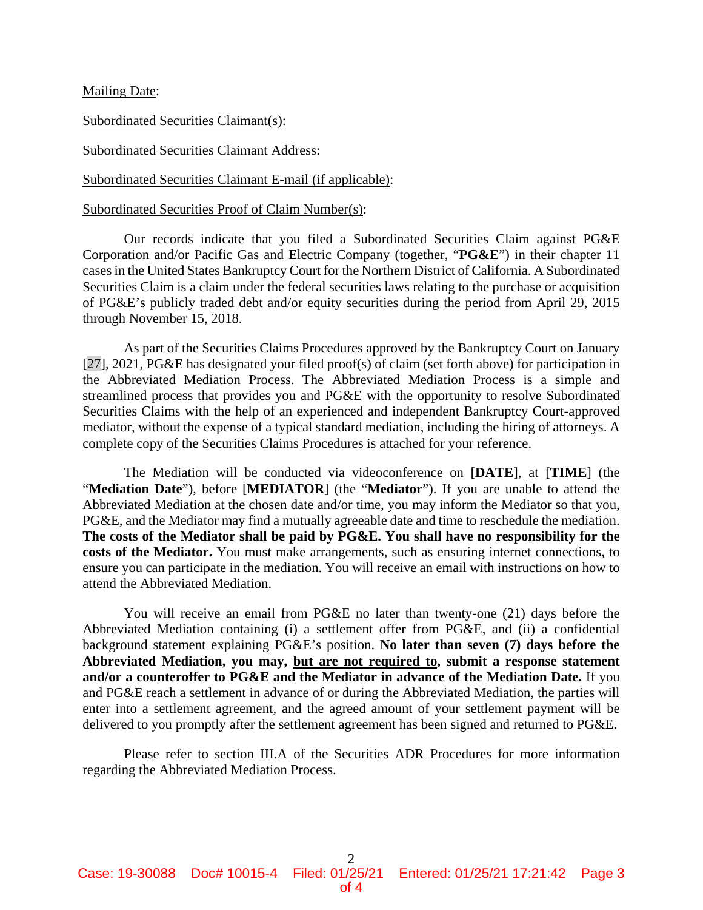Mailing Date:

Subordinated Securities Claimant(s):

Subordinated Securities Claimant Address:

Subordinated Securities Claimant E-mail (if applicable):

Subordinated Securities Proof of Claim Number(s):

Our records indicate that you filed a Subordinated Securities Claim against PG&E Corporation and/or Pacific Gas and Electric Company (together, "**PG&E**") in their chapter 11 cases in the United States Bankruptcy Court for the Northern District of California. A Subordinated Securities Claim is a claim under the federal securities laws relating to the purchase or acquisition of PG&E's publicly traded debt and/or equity securities during the period from April 29, 2015 through November 15, 2018.

As part of the Securities Claims Procedures approved by the Bankruptcy Court on January [27], 2021, PG&E has designated your filed proof(s) of claim (set forth above) for participation in the Abbreviated Mediation Process. The Abbreviated Mediation Process is a simple and streamlined process that provides you and PG&E with the opportunity to resolve Subordinated Securities Claims with the help of an experienced and independent Bankruptcy Court-approved mediator, without the expense of a typical standard mediation, including the hiring of attorneys. A complete copy of the Securities Claims Procedures is attached for your reference.

The Mediation will be conducted via videoconference on [**DATE**], at [**TIME**] (the "**Mediation Date**"), before [**MEDIATOR**] (the "**Mediator**"). If you are unable to attend the Abbreviated Mediation at the chosen date and/or time, you may inform the Mediator so that you, PG&E, and the Mediator may find a mutually agreeable date and time to reschedule the mediation. **The costs of the Mediator shall be paid by PG&E. You shall have no responsibility for the costs of the Mediator.** You must make arrangements, such as ensuring internet connections, to ensure you can participate in the mediation. You will receive an email with instructions on how to attend the Abbreviated Mediation.

You will receive an email from PG&E no later than twenty-one (21) days before the Abbreviated Mediation containing (i) a settlement offer from PG&E, and (ii) a confidential background statement explaining PG&E's position. **No later than seven (7) days before the Abbreviated Mediation, you may, <u>but are not required to</u>, submit a response statement and/or a counteroffer to PG&E and the Mediator in advance of the Mediation Date.** If you and PG&E reach a settlement in advance of or during the Abbreviated Mediation, the parties will enter into a settlement agreement, and the agreed amount of your settlement payment will be delivered to you promptly after the settlement agreement has been signed and returned to PG&E.

Please refer to section III.A of the Securities ADR Procedures for more information regarding the Abbreviated Mediation Process.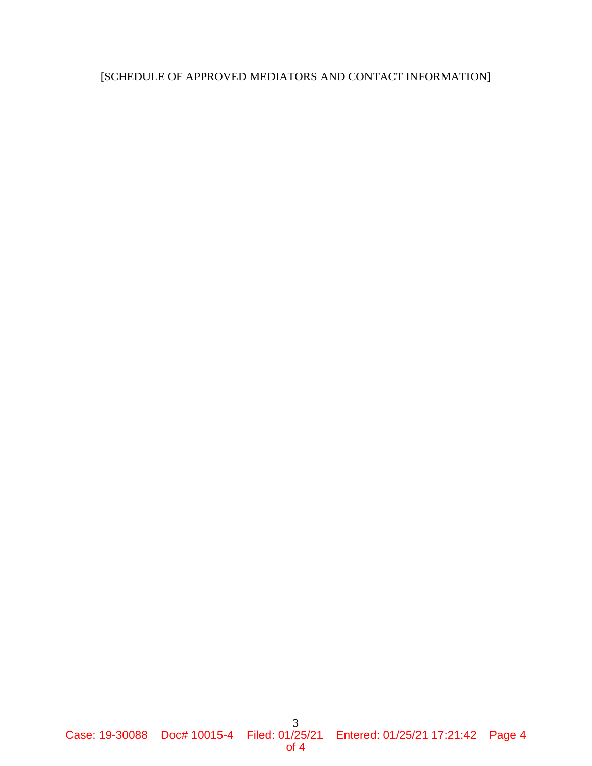[SCHEDULE OF APPROVED MEDIATORS AND CONTACT INFORMATION]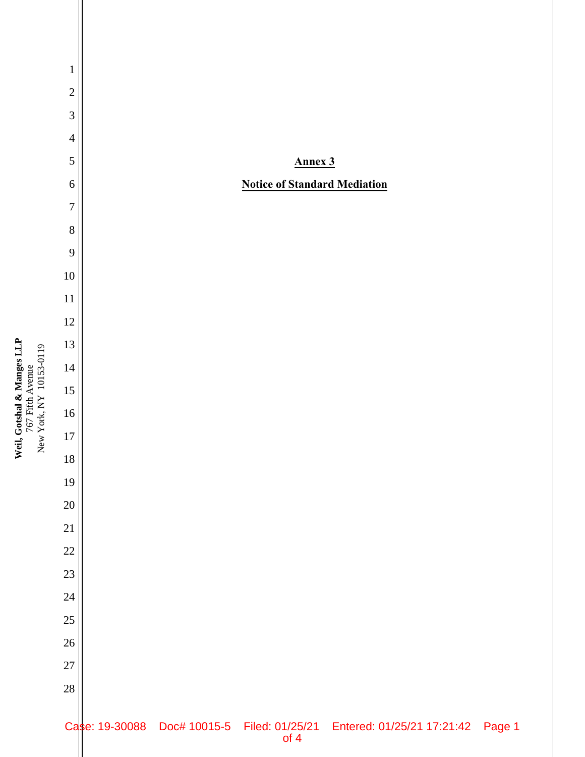**Annex 3**

**Notice of Standard Mediation**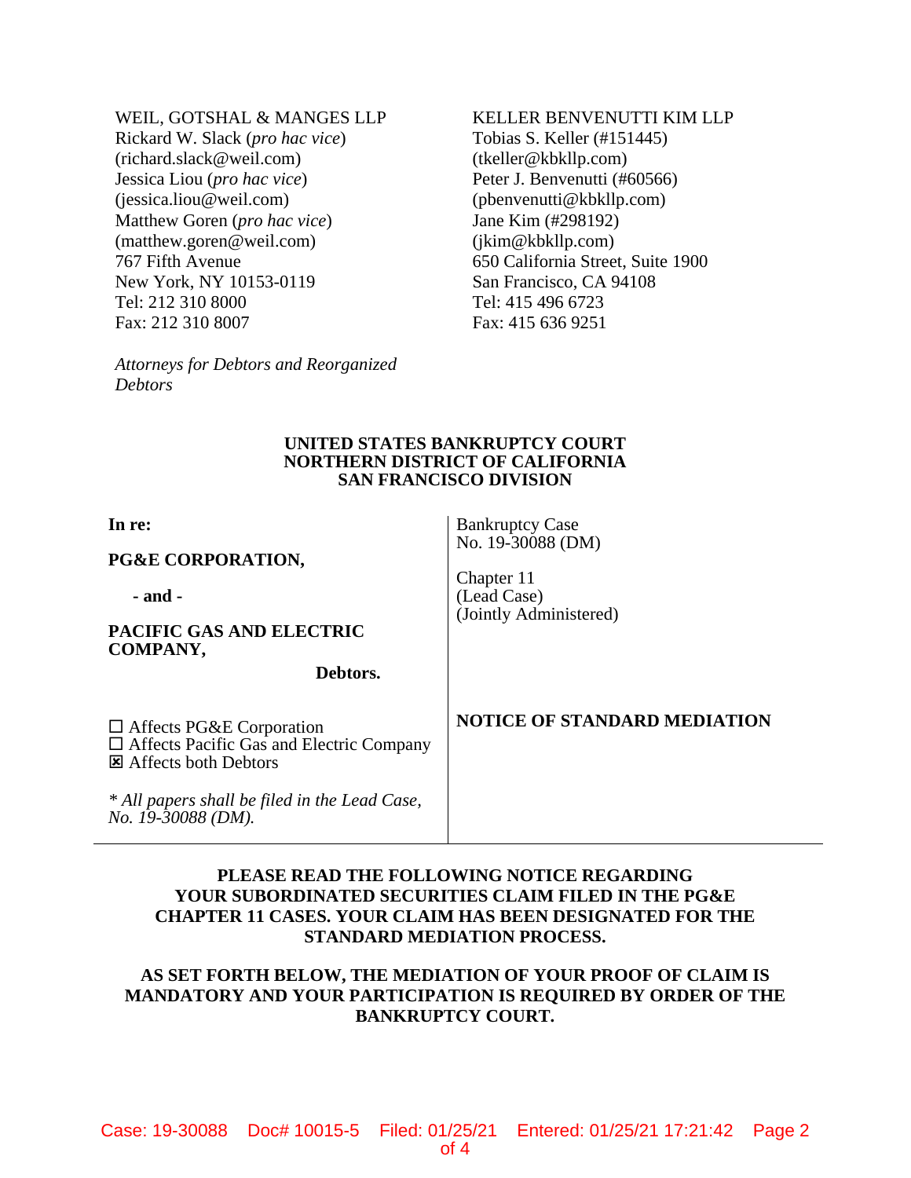WEIL, GOTSHAL & MANGES LLP
Rickard W. Slack (*pro hac vice*)
(richard.slack@weil.com)
Jessica Liou (*pro hac vice*)
(jessica.liou@weil.com)
Matthew Goren (*pro hac vice*)
(matthew.goren@weil.com)
767 Fifth Avenue
New York, NY 10153-0119
Tel: 212 310 8000
Fax: 212 310 8007

KELLER BENVENUTTI KIM LLP
Tobias S. Keller (#151445)
(tkeller@kbkllp.com)
Peter J. Benvenutti (#60566)
(pbenvenutti@kbkllp.com)
Jane Kim (#298192)
(jkim@kbkllp.com)
650 California Street, Suite 1900
San Francisco, CA 94108
Tel: 415 496 6723
Fax: 415 636 9251

*Attorneys for Debtors and Reorganized Debtors*

**UNITED STATES BANKRUPTCY COURT**
**NORTHERN DISTRICT OF CALIFORNIA**
**SAN FRANCISCO DIVISION**

| | |
|---|---|
| **In re:**<br><br>**PG&E CORPORATION,**<br><br>**- and -**<br><br>**PACIFIC GAS AND ELECTRIC COMPANY,**<br><br>**Debtors.**<br><br>☐ Affects PG&E Corporation<br>☐ Affects Pacific Gas and Electric Company<br>☒ Affects both Debtors<br><br>*\* All papers shall be filed in the Lead Case, No. 19-30088 (DM).* | Bankruptcy Case<br>No. 19-30088 (DM)<br><br>Chapter 11<br>(Lead Case)<br>(Jointly Administered)<br><br>**NOTICE OF STANDARD MEDIATION** |

**PLEASE READ THE FOLLOWING NOTICE REGARDING YOUR SUBORDINATED SECURITIES CLAIM FILED IN THE PG&E CHAPTER 11 CASES. YOUR CLAIM HAS BEEN DESIGNATED FOR THE STANDARD MEDIATION PROCESS.**

**AS SET FORTH BELOW, THE MEDIATION OF YOUR PROOF OF CLAIM IS MANDATORY AND YOUR PARTICIPATION IS REQUIRED BY ORDER OF THE BANKRUPTCY COURT.**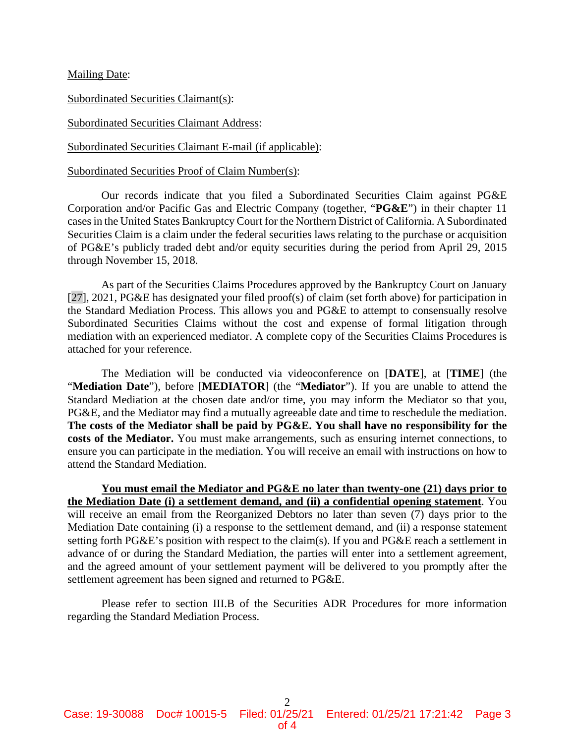Mailing Date:

Subordinated Securities Claimant(s):

Subordinated Securities Claimant Address:

Subordinated Securities Claimant E-mail (if applicable):

Subordinated Securities Proof of Claim Number(s):

Our records indicate that you filed a Subordinated Securities Claim against PG&E Corporation and/or Pacific Gas and Electric Company (together, "**PG&E**") in their chapter 11 cases in the United States Bankruptcy Court for the Northern District of California. A Subordinated Securities Claim is a claim under the federal securities laws relating to the purchase or acquisition of PG&E's publicly traded debt and/or equity securities during the period from April 29, 2015 through November 15, 2018.

As part of the Securities Claims Procedures approved by the Bankruptcy Court on January [27], 2021, PG&E has designated your filed proof(s) of claim (set forth above) for participation in the Standard Mediation Process. This allows you and PG&E to attempt to consensually resolve Subordinated Securities Claims without the cost and expense of formal litigation through mediation with an experienced mediator. A complete copy of the Securities Claims Procedures is attached for your reference.

The Mediation will be conducted via videoconference on [**DATE**], at [**TIME**] (the "**Mediation Date**"), before [**MEDIATOR**] (the "**Mediator**"). If you are unable to attend the Standard Mediation at the chosen date and/or time, you may inform the Mediator so that you, PG&E, and the Mediator may find a mutually agreeable date and time to reschedule the mediation. **The costs of the Mediator shall be paid by PG&E. You shall have no responsibility for the costs of the Mediator.** You must make arrangements, such as ensuring internet connections, to ensure you can participate in the mediation. You will receive an email with instructions on how to attend the Standard Mediation.

**<u>You must email the Mediator and PG&E no later than twenty-one (21) days prior to the Mediation Date (i) a settlement demand, and (ii) a confidential opening statement</u>**. You will receive an email from the Reorganized Debtors no later than seven (7) days prior to the Mediation Date containing (i) a response to the settlement demand, and (ii) a response statement setting forth PG&E's position with respect to the claim(s). If you and PG&E reach a settlement in advance of or during the Standard Mediation, the parties will enter into a settlement agreement, and the agreed amount of your settlement payment will be delivered to you promptly after the settlement agreement has been signed and returned to PG&E.

Please refer to section III.B of the Securities ADR Procedures for more information regarding the Standard Mediation Process.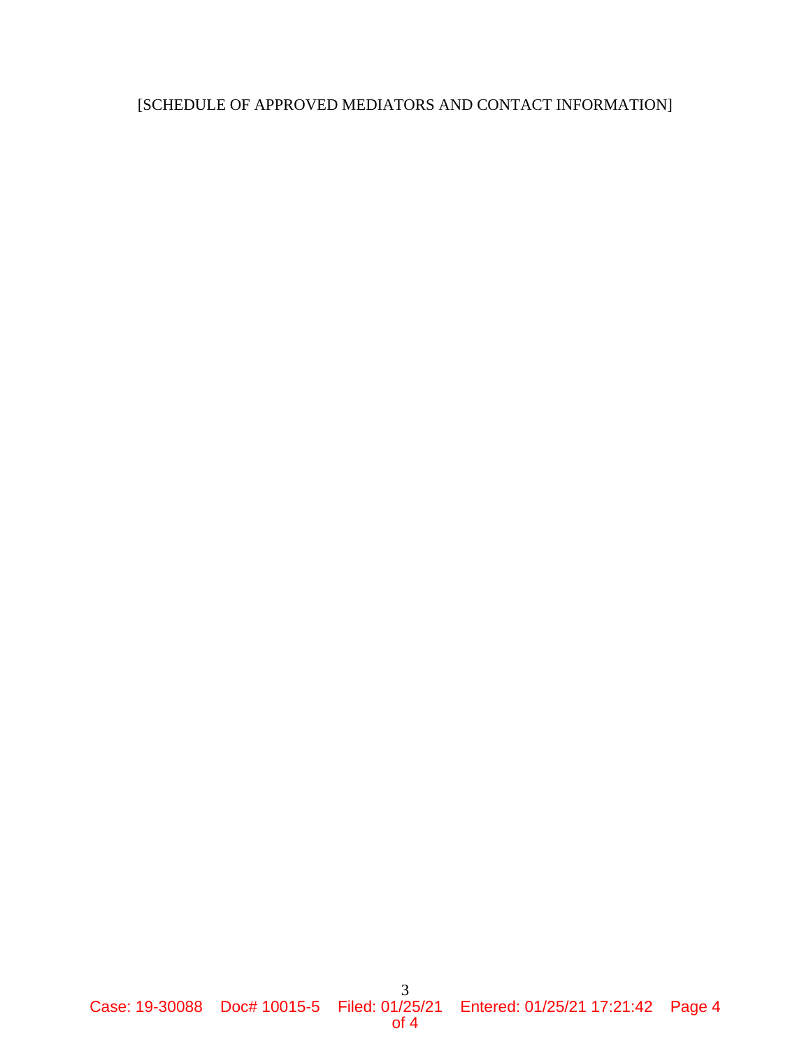[SCHEDULE OF APPROVED MEDIATORS AND CONTACT INFORMATION]